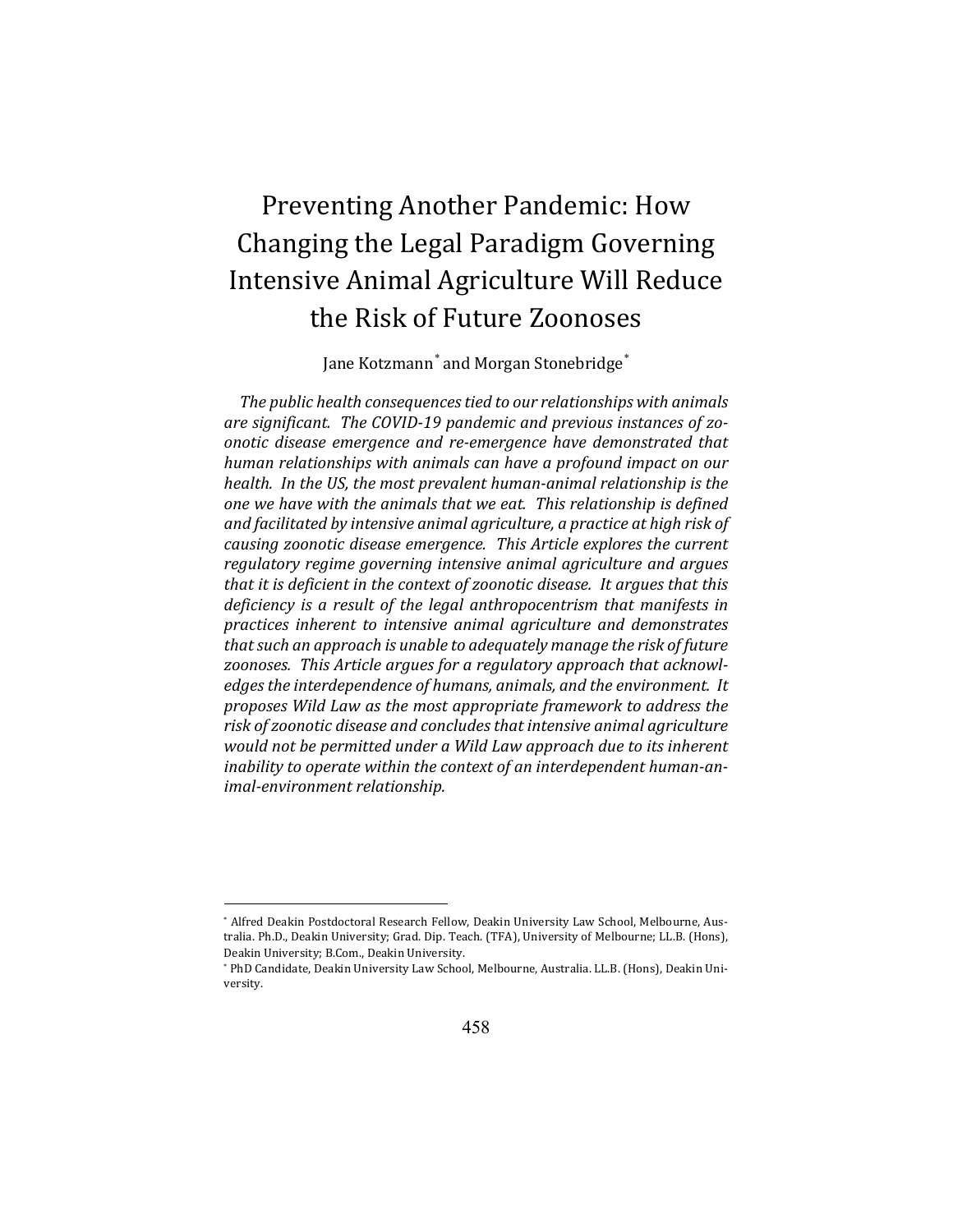# Preventing Another Pandemic: How Changing the Legal Paradigm Governing Intensive Animal Agriculture Will Reduce the Risk of Future Zoonoses

Jane Kotzmann[*] and Morgan Stonebridge[*]

*The public health consequences tied to our relationships with animals are significant. The COVID-19 pandemic and previous instances of zoonotic disease emergence and re-emergence have demonstrated that human relationships with animals can have a profound impact on our health. In the US, the most prevalent human-animal relationship is the one we have with the animals that we eat. This relationship is defined and facilitated by intensive animal agriculture, a practice at high risk of causing zoonotic disease emergence. This Article explores the current regulatory regime governing intensive animal agriculture and argues that it is deficient in the context of zoonotic disease. It argues that this deficiency is a result of the legal anthropocentrism that manifests in practices inherent to intensive animal agriculture and demonstrates that such an approach is unable to adequately manage the risk of future zoonoses. This Article argues for a regulatory approach that acknowledges the interdependence of humans, animals, and the environment. It proposes Wild Law as the most appropriate framework to address the risk of zoonotic disease and concludes that intensive animal agriculture would not be permitted under a Wild Law approach due to its inherent inability to operate within the context of an interdependent human-animal-environment relationship.*

---

[*] Alfred Deakin Postdoctoral Research Fellow, Deakin University Law School, Melbourne, Australia. Ph.D., Deakin University; Grad. Dip. Teach. (TFA), University of Melbourne; LL.B. (Hons), Deakin University; B.Com., Deakin University.

[*] PhD Candidate, Deakin University Law School, Melbourne, Australia. LL.B. (Hons), Deakin University.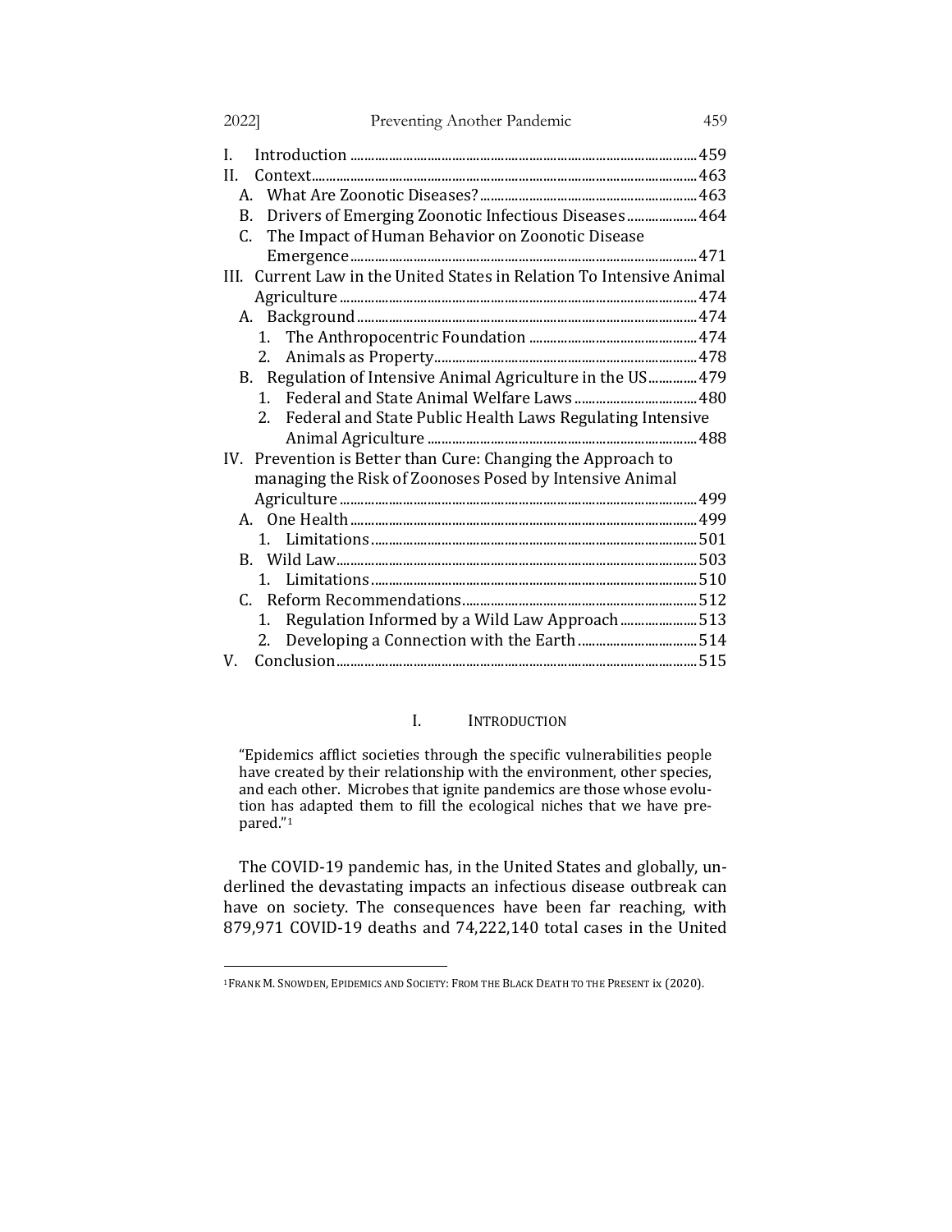I. Introduction ... 459
II. Context ... 463
  A. What Are Zoonotic Diseases? ... 463
  B. Drivers of Emerging Zoonotic Infectious Diseases ... 464
  C. The Impact of Human Behavior on Zoonotic Disease Emergence ... 471
III. Current Law in the United States in Relation To Intensive Animal Agriculture ... 474
  A. Background ... 474
    1. The Anthropocentric Foundation ... 474
    2. Animals as Property ... 478
  B. Regulation of Intensive Animal Agriculture in the US ... 479
    1. Federal and State Animal Welfare Laws ... 480
    2. Federal and State Public Health Laws Regulating Intensive Animal Agriculture ... 488
IV. Prevention is Better than Cure: Changing the Approach to managing the Risk of Zoonoses Posed by Intensive Animal Agriculture ... 499
  A. One Health ... 499
    1. Limitations ... 501
  B. Wild Law ... 503
    1. Limitations ... 510
  C. Reform Recommendations ... 512
    1. Regulation Informed by a Wild Law Approach ... 513
    2. Developing a Connection with the Earth ... 514
V. Conclusion ... 515

## I. Introduction

> "Epidemics afflict societies through the specific vulnerabilities people have created by their relationship with the environment, other species, and each other. Microbes that ignite pandemics are those whose evolution has adapted them to fill the ecological niches that we have prepared."[1]

The COVID-19 pandemic has, in the United States and globally, underlined the devastating impacts an infectious disease outbreak can have on society. The consequences have been far reaching, with 879,971 COVID-19 deaths and 74,222,140 total cases in the United

---

[1] Frank M. Snowden, Epidemics and Society: From the Black Death to the Present ix (2020).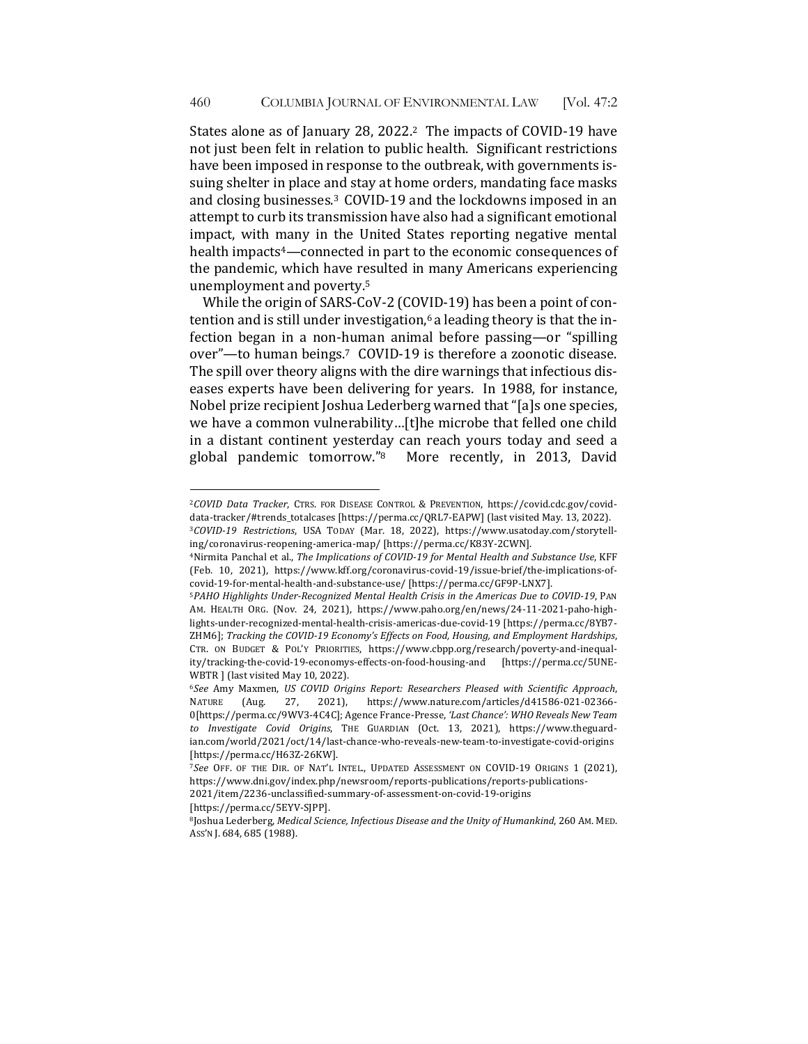States alone as of January 28, 2022.[2] The impacts of COVID-19 have not just been felt in relation to public health. Significant restrictions have been imposed in response to the outbreak, with governments issuing shelter in place and stay at home orders, mandating face masks and closing businesses.[3] COVID-19 and the lockdowns imposed in an attempt to curb its transmission have also had a significant emotional impact, with many in the United States reporting negative mental health impacts[4]—connected in part to the economic consequences of the pandemic, which have resulted in many Americans experiencing unemployment and poverty.[5]

While the origin of SARS-CoV-2 (COVID-19) has been a point of contention and is still under investigation,[6] a leading theory is that the infection began in a non-human animal before passing—or "spilling over"—to human beings.[7] COVID-19 is therefore a zoonotic disease. The spill over theory aligns with the dire warnings that infectious diseases experts have been delivering for years. In 1988, for instance, Nobel prize recipient Joshua Lederberg warned that "[a]s one species, we have a common vulnerability…[t]he microbe that felled one child in a distant continent yesterday can reach yours today and seed a global pandemic tomorrow."[8] More recently, in 2013, David

---

[2] *COVID Data Tracker*, CTRS. FOR DISEASE CONTROL & PREVENTION, https://covid.cdc.gov/covid-data-tracker/#trends_totalcases [https://perma.cc/QRL7-EAPW] (last visited May. 13, 2022).

[3] *COVID-19 Restrictions*, USA TODAY (Mar. 18, 2022), https://www.usatoday.com/storytelling/coronavirus-reopening-america-map/ [https://perma.cc/K83Y-2CWN].

[4] Nirmita Panchal et al., *The Implications of COVID-19 for Mental Health and Substance Use*, KFF (Feb. 10, 2021), https://www.kff.org/coronavirus-covid-19/issue-brief/the-implications-of-covid-19-for-mental-health-and-substance-use/ [https://perma.cc/GF9P-LNX7].

[5] *PAHO Highlights Under-Recognized Mental Health Crisis in the Americas Due to COVID-19*, PAN AM. HEALTH ORG. (Nov. 24, 2021), https://www.paho.org/en/news/24-11-2021-paho-highlights-under-recognized-mental-health-crisis-americas-due-covid-19 [https://perma.cc/8YB7-ZHM6]; *Tracking the COVID-19 Economy's Effects on Food, Housing, and Employment Hardships*, CTR. ON BUDGET & POL'Y PRIORITIES, https://www.cbpp.org/research/poverty-and-inequality/tracking-the-covid-19-economys-effects-on-food-housing-and [https://perma.cc/5UNE-WBTR ] (last visited May 10, 2022).

[6] *See* Amy Maxmen, *US COVID Origins Report: Researchers Pleased with Scientific Approach*, NATURE (Aug. 27, 2021), https://www.nature.com/articles/d41586-021-02366-0[https://perma.cc/9WV3-4C4C]; Agence France-Presse, *'Last Chance': WHO Reveals New Team to Investigate Covid Origins*, THE GUARDIAN (Oct. 13, 2021), https://www.theguardian.com/world/2021/oct/14/last-chance-who-reveals-new-team-to-investigate-covid-origins [https://perma.cc/H63Z-26KW].

[7] *See* OFF. OF THE DIR. OF NAT'L INTEL., UPDATED ASSESSMENT ON COVID-19 ORIGINS 1 (2021), https://www.dni.gov/index.php/newsroom/reports-publications/reports-publications-2021/item/2236-unclassified-summary-of-assessment-on-covid-19-origins [https://perma.cc/5EYV-SJPP].

[8] Joshua Lederberg, *Medical Science, Infectious Disease and the Unity of Humankind*, 260 AM. MED. ASS'N J. 684, 685 (1988).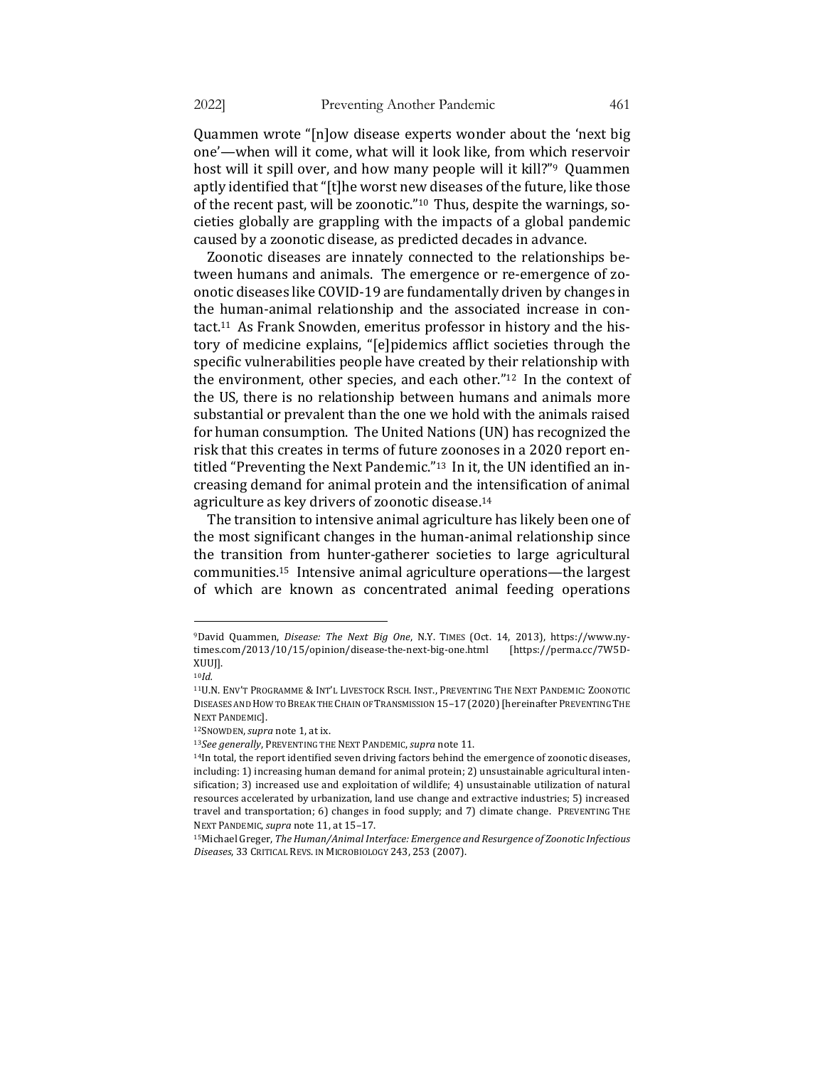Quammen wrote "[n]ow disease experts wonder about the 'next big one'—when will it come, what will it look like, from which reservoir host will it spill over, and how many people will it kill?"[9] Quammen aptly identified that "[t]he worst new diseases of the future, like those of the recent past, will be zoonotic."[10] Thus, despite the warnings, societies globally are grappling with the impacts of a global pandemic caused by a zoonotic disease, as predicted decades in advance.

Zoonotic diseases are innately connected to the relationships between humans and animals. The emergence or re-emergence of zoonotic diseases like COVID-19 are fundamentally driven by changes in the human-animal relationship and the associated increase in contact.[11] As Frank Snowden, emeritus professor in history and the history of medicine explains, "[e]pidemics afflict societies through the specific vulnerabilities people have created by their relationship with the environment, other species, and each other."[12] In the context of the US, there is no relationship between humans and animals more substantial or prevalent than the one we hold with the animals raised for human consumption. The United Nations (UN) has recognized the risk that this creates in terms of future zoonoses in a 2020 report entitled "Preventing the Next Pandemic."[13] In it, the UN identified an increasing demand for animal protein and the intensification of animal agriculture as key drivers of zoonotic disease.[14]

The transition to intensive animal agriculture has likely been one of the most significant changes in the human-animal relationship since the transition from hunter-gatherer societies to large agricultural communities.[15] Intensive animal agriculture operations—the largest of which are known as concentrated animal feeding operations

---

[9] David Quammen, *Disease: The Next Big One*, N.Y. TIMES (Oct. 14, 2013), https://www.nytimes.com/2013/10/15/opinion/disease-the-next-big-one.html [https://perma.cc/7W5D-XUUJ].

[10] *Id.*

[11] U.N. ENV'T PROGRAMME & INT'L LIVESTOCK RSCH. INST., PREVENTING THE NEXT PANDEMIC: ZOONOTIC DISEASES AND HOW TO BREAK THE CHAIN OF TRANSMISSION 15–17 (2020) [hereinafter PREVENTING THE NEXT PANDEMIC].

[12] SNOWDEN, *supra* note 1, at ix.

[13] *See generally*, PREVENTING THE NEXT PANDEMIC, *supra* note 11.

[14] In total, the report identified seven driving factors behind the emergence of zoonotic diseases, including: 1) increasing human demand for animal protein; 2) unsustainable agricultural intensification; 3) increased use and exploitation of wildlife; 4) unsustainable utilization of natural resources accelerated by urbanization, land use change and extractive industries; 5) increased travel and transportation; 6) changes in food supply; and 7) climate change. PREVENTING THE NEXT PANDEMIC, *supra* note 11, at 15–17.

[15] Michael Greger, *The Human/Animal Interface: Emergence and Resurgence of Zoonotic Infectious Diseases*, 33 CRITICAL REVS. IN MICROBIOLOGY 243, 253 (2007).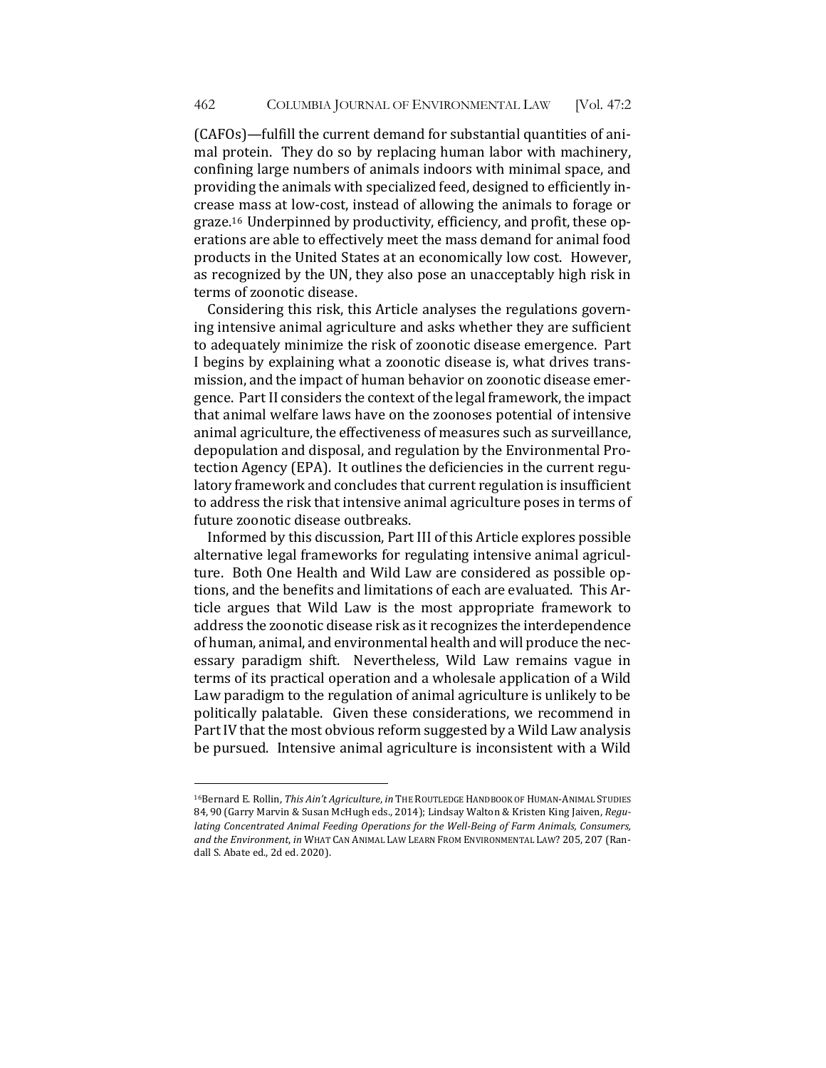(CAFOs)—fulfill the current demand for substantial quantities of animal protein. They do so by replacing human labor with machinery, confining large numbers of animals indoors with minimal space, and providing the animals with specialized feed, designed to efficiently increase mass at low-cost, instead of allowing the animals to forage or graze.[16] Underpinned by productivity, efficiency, and profit, these operations are able to effectively meet the mass demand for animal food products in the United States at an economically low cost. However, as recognized by the UN, they also pose an unacceptably high risk in terms of zoonotic disease.

Considering this risk, this Article analyses the regulations governing intensive animal agriculture and asks whether they are sufficient to adequately minimize the risk of zoonotic disease emergence. Part I begins by explaining what a zoonotic disease is, what drives transmission, and the impact of human behavior on zoonotic disease emergence. Part II considers the context of the legal framework, the impact that animal welfare laws have on the zoonoses potential of intensive animal agriculture, the effectiveness of measures such as surveillance, depopulation and disposal, and regulation by the Environmental Protection Agency (EPA). It outlines the deficiencies in the current regulatory framework and concludes that current regulation is insufficient to address the risk that intensive animal agriculture poses in terms of future zoonotic disease outbreaks.

Informed by this discussion, Part III of this Article explores possible alternative legal frameworks for regulating intensive animal agriculture. Both One Health and Wild Law are considered as possible options, and the benefits and limitations of each are evaluated. This Article argues that Wild Law is the most appropriate framework to address the zoonotic disease risk as it recognizes the interdependence of human, animal, and environmental health and will produce the necessary paradigm shift. Nevertheless, Wild Law remains vague in terms of its practical operation and a wholesale application of a Wild Law paradigm to the regulation of animal agriculture is unlikely to be politically palatable. Given these considerations, we recommend in Part IV that the most obvious reform suggested by a Wild Law analysis be pursued. Intensive animal agriculture is inconsistent with a Wild

---

[16] Bernard E. Rollin, *This Ain't Agriculture*, *in* THE ROUTLEDGE HANDBOOK OF HUMAN-ANIMAL STUDIES 84, 90 (Garry Marvin & Susan McHugh eds., 2014); Lindsay Walton & Kristen King Jaiven, *Regulating Concentrated Animal Feeding Operations for the Well-Being of Farm Animals, Consumers, and the Environment*, *in* WHAT CAN ANIMAL LAW LEARN FROM ENVIRONMENTAL LAW? 205, 207 (Randall S. Abate ed., 2d ed. 2020).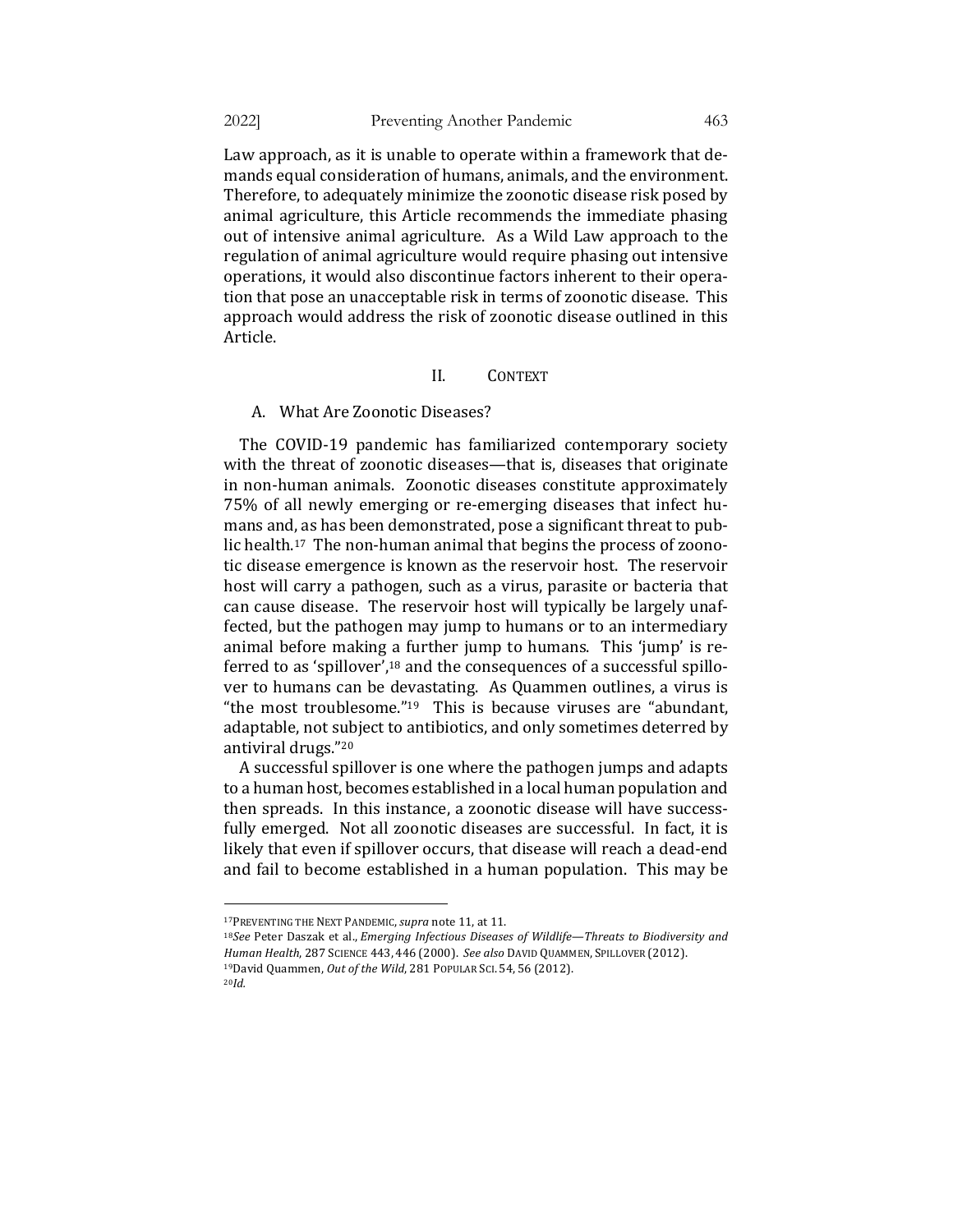Law approach, as it is unable to operate within a framework that demands equal consideration of humans, animals, and the environment. Therefore, to adequately minimize the zoonotic disease risk posed by animal agriculture, this Article recommends the immediate phasing out of intensive animal agriculture. As a Wild Law approach to the regulation of animal agriculture would require phasing out intensive operations, it would also discontinue factors inherent to their operation that pose an unacceptable risk in terms of zoonotic disease. This approach would address the risk of zoonotic disease outlined in this Article.

## II. CONTEXT

### A. What Are Zoonotic Diseases?

The COVID-19 pandemic has familiarized contemporary society with the threat of zoonotic diseases—that is, diseases that originate in non-human animals. Zoonotic diseases constitute approximately 75% of all newly emerging or re-emerging diseases that infect humans and, as has been demonstrated, pose a significant threat to public health.[17] The non-human animal that begins the process of zoonotic disease emergence is known as the reservoir host. The reservoir host will carry a pathogen, such as a virus, parasite or bacteria that can cause disease. The reservoir host will typically be largely unaffected, but the pathogen may jump to humans or to an intermediary animal before making a further jump to humans. This 'jump' is referred to as 'spillover',[18] and the consequences of a successful spillover to humans can be devastating. As Quammen outlines, a virus is "the most troublesome."[19] This is because viruses are "abundant, adaptable, not subject to antibiotics, and only sometimes deterred by antiviral drugs."[20]

A successful spillover is one where the pathogen jumps and adapts to a human host, becomes established in a local human population and then spreads. In this instance, a zoonotic disease will have successfully emerged. Not all zoonotic diseases are successful. In fact, it is likely that even if spillover occurs, that disease will reach a dead-end and fail to become established in a human population. This may be

---

[17] PREVENTING THE NEXT PANDEMIC, *supra* note 11, at 11.

[18] *See* Peter Daszak et al., *Emerging Infectious Diseases of Wildlife—Threats to Biodiversity and Human Health*, 287 SCIENCE 443, 446 (2000). *See also* DAVID QUAMMEN, SPILLOVER (2012).

[19] David Quammen, *Out of the Wild*, 281 POPULAR SCI. 54, 56 (2012).

[20] *Id.*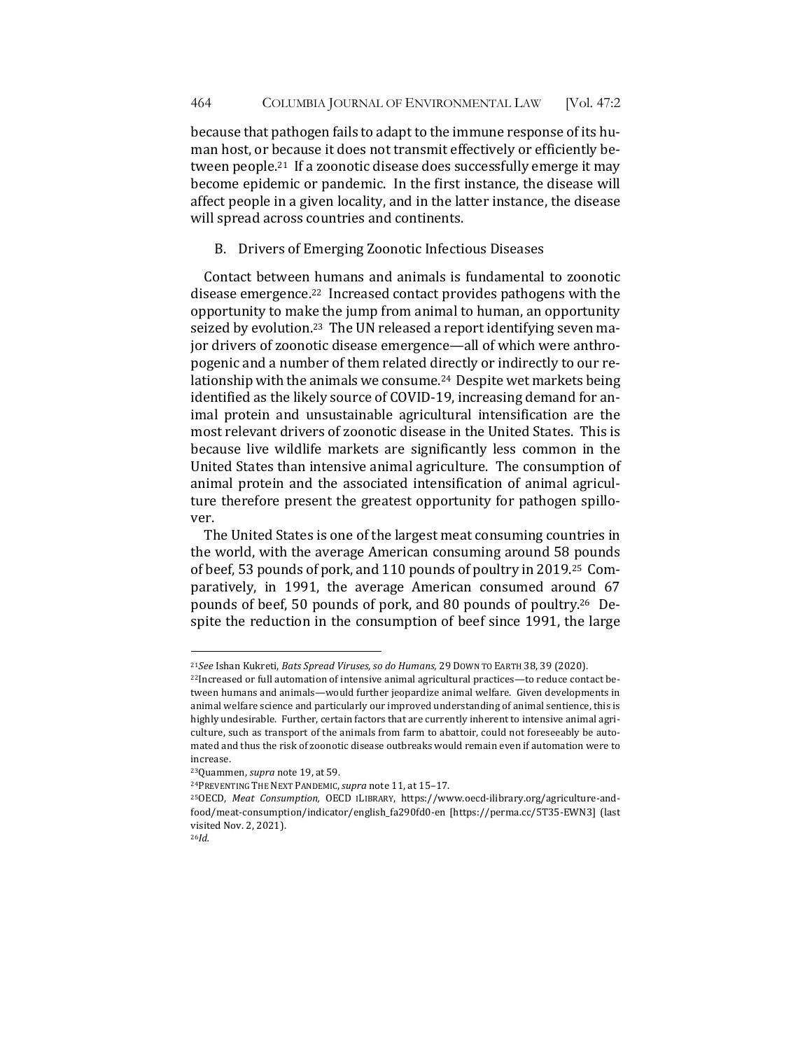because that pathogen fails to adapt to the immune response of its human host, or because it does not transmit effectively or efficiently between people.[21] If a zoonotic disease does successfully emerge it may become epidemic or pandemic. In the first instance, the disease will affect people in a given locality, and in the latter instance, the disease will spread across countries and continents.

### B. Drivers of Emerging Zoonotic Infectious Diseases

Contact between humans and animals is fundamental to zoonotic disease emergence.[22] Increased contact provides pathogens with the opportunity to make the jump from animal to human, an opportunity seized by evolution.[23] The UN released a report identifying seven major drivers of zoonotic disease emergence—all of which were anthropogenic and a number of them related directly or indirectly to our relationship with the animals we consume.[24] Despite wet markets being identified as the likely source of COVID-19, increasing demand for animal protein and unsustainable agricultural intensification are the most relevant drivers of zoonotic disease in the United States. This is because live wildlife markets are significantly less common in the United States than intensive animal agriculture. The consumption of animal protein and the associated intensification of animal agriculture therefore present the greatest opportunity for pathogen spillover.

The United States is one of the largest meat consuming countries in the world, with the average American consuming around 58 pounds of beef, 53 pounds of pork, and 110 pounds of poultry in 2019.[25] Comparatively, in 1991, the average American consumed around 67 pounds of beef, 50 pounds of pork, and 80 pounds of poultry.[26] Despite the reduction in the consumption of beef since 1991, the large

---

[21] *See* Ishan Kukreti, *Bats Spread Viruses, so do Humans,* 29 DOWN TO EARTH 38, 39 (2020).

[22] Increased or full automation of intensive animal agricultural practices—to reduce contact between humans and animals—would further jeopardize animal welfare. Given developments in animal welfare science and particularly our improved understanding of animal sentience, this is highly undesirable. Further, certain factors that are currently inherent to intensive animal agriculture, such as transport of the animals from farm to abattoir, could not foreseeably be automated and thus the risk of zoonotic disease outbreaks would remain even if automation were to increase.

[23] Quammen, *supra* note 19, at 59.

[24] PREVENTING THE NEXT PANDEMIC, *supra* note 11, at 15–17.

[25] OECD, *Meat Consumption,* OECD ILIBRARY, https://www.oecd-ilibrary.org/agriculture-and-food/meat-consumption/indicator/english_fa290fd0-en [https://perma.cc/5T35-EWN3] (last visited Nov. 2, 2021).

[26] *Id.*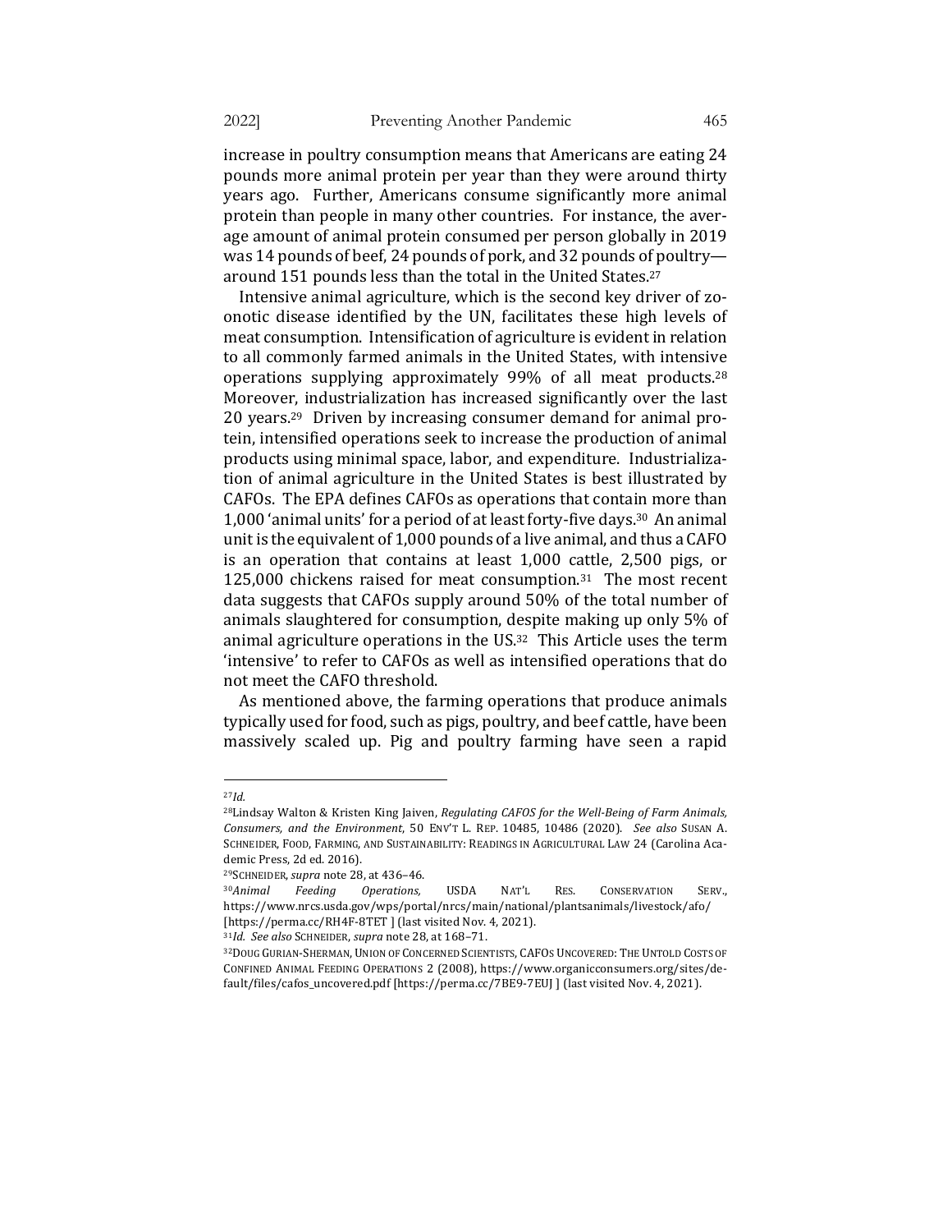increase in poultry consumption means that Americans are eating 24 pounds more animal protein per year than they were around thirty years ago. Further, Americans consume significantly more animal protein than people in many other countries. For instance, the average amount of animal protein consumed per person globally in 2019 was 14 pounds of beef, 24 pounds of pork, and 32 pounds of poultry—around 151 pounds less than the total in the United States.[27]

Intensive animal agriculture, which is the second key driver of zoonotic disease identified by the UN, facilitates these high levels of meat consumption. Intensification of agriculture is evident in relation to all commonly farmed animals in the United States, with intensive operations supplying approximately 99% of all meat products.[28] Moreover, industrialization has increased significantly over the last 20 years.[29] Driven by increasing consumer demand for animal protein, intensified operations seek to increase the production of animal products using minimal space, labor, and expenditure. Industrialization of animal agriculture in the United States is best illustrated by CAFOs. The EPA defines CAFOs as operations that contain more than 1,000 'animal units' for a period of at least forty-five days.[30] An animal unit is the equivalent of 1,000 pounds of a live animal, and thus a CAFO is an operation that contains at least 1,000 cattle, 2,500 pigs, or 125,000 chickens raised for meat consumption.[31] The most recent data suggests that CAFOs supply around 50% of the total number of animals slaughtered for consumption, despite making up only 5% of animal agriculture operations in the US.[32] This Article uses the term 'intensive' to refer to CAFOs as well as intensified operations that do not meet the CAFO threshold.

As mentioned above, the farming operations that produce animals typically used for food, such as pigs, poultry, and beef cattle, have been massively scaled up. Pig and poultry farming have seen a rapid

---

[27] *Id.*

[28] Lindsay Walton & Kristen King Jaiven, *Regulating CAFOS for the Well-Being of Farm Animals, Consumers, and the Environment*, 50 ENV'T L. REP. 10485, 10486 (2020). *See also* SUSAN A. SCHNEIDER, FOOD, FARMING, AND SUSTAINABILITY: READINGS IN AGRICULTURAL LAW 24 (Carolina Academic Press, 2d ed. 2016).

[29] SCHNEIDER, *supra* note 28, at 436–46.

[30] *Animal Feeding Operations,* USDA NAT'L RES. CONSERVATION SERV., https://www.nrcs.usda.gov/wps/portal/nrcs/main/national/plantsanimals/livestock/afo/ [https://perma.cc/RH4F-8TET ] (last visited Nov. 4, 2021).

[31] *Id. See also* SCHNEIDER, *supra* note 28, at 168–71.

[32] DOUG GURIAN-SHERMAN, UNION OF CONCERNED SCIENTISTS, CAFOS UNCOVERED: THE UNTOLD COSTS OF CONFINED ANIMAL FEEDING OPERATIONS 2 (2008), https://www.organicconsumers.org/sites/default/files/cafos_uncovered.pdf [https://perma.cc/7BE9-7EUJ ] (last visited Nov. 4, 2021).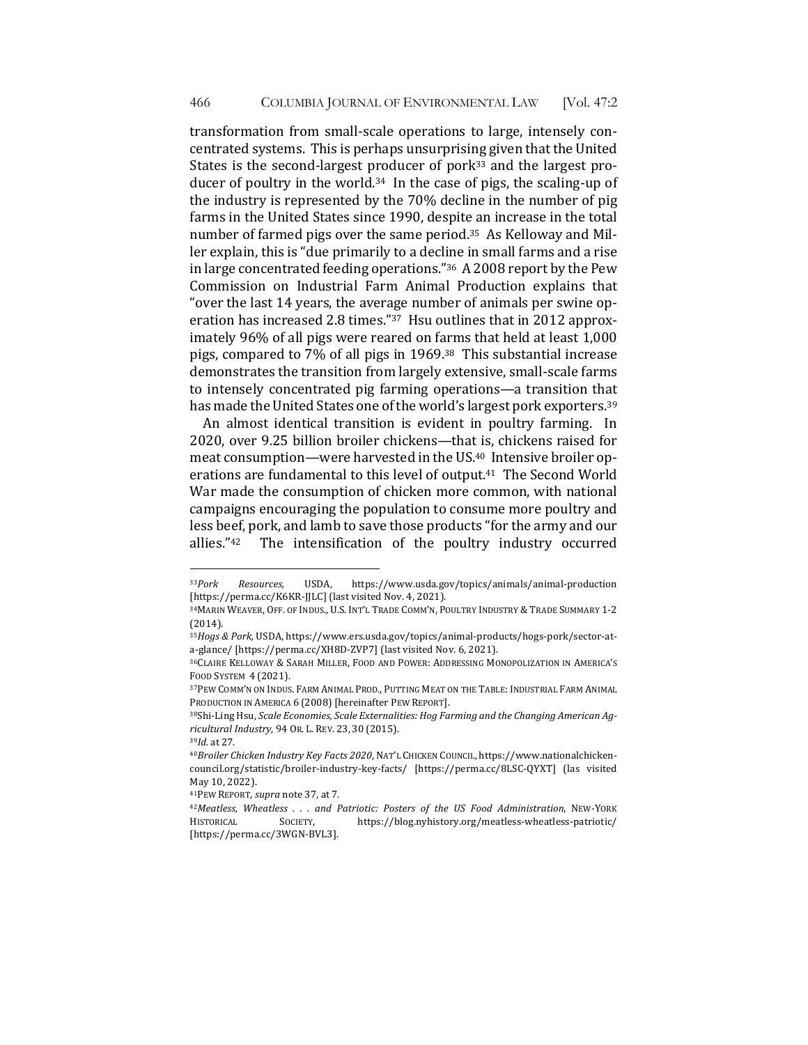transformation from small-scale operations to large, intensely concentrated systems. This is perhaps unsurprising given that the United States is the second-largest producer of pork[33] and the largest producer of poultry in the world.[34] In the case of pigs, the scaling-up of the industry is represented by the 70% decline in the number of pig farms in the United States since 1990, despite an increase in the total number of farmed pigs over the same period.[35] As Kelloway and Miller explain, this is "due primarily to a decline in small farms and a rise in large concentrated feeding operations."[36] A 2008 report by the Pew Commission on Industrial Farm Animal Production explains that "over the last 14 years, the average number of animals per swine operation has increased 2.8 times."[37] Hsu outlines that in 2012 approximately 96% of all pigs were reared on farms that held at least 1,000 pigs, compared to 7% of all pigs in 1969.[38] This substantial increase demonstrates the transition from largely extensive, small-scale farms to intensely concentrated pig farming operations—a transition that has made the United States one of the world's largest pork exporters.[39]

An almost identical transition is evident in poultry farming. In 2020, over 9.25 billion broiler chickens—that is, chickens raised for meat consumption—were harvested in the US.[40] Intensive broiler operations are fundamental to this level of output.[41] The Second World War made the consumption of chicken more common, with national campaigns encouraging the population to consume more poultry and less beef, pork, and lamb to save those products "for the army and our allies."[42] The intensification of the poultry industry occurred

---

[33] *Pork Resources,* USDA, https://www.usda.gov/topics/animals/animal-production [https://perma.cc/K6KR-JJLC] (last visited Nov. 4, 2021).

[34] MARIN WEAVER, OFF. OF INDUS., U.S. INT'L TRADE COMM'N, POULTRY INDUSTRY & TRADE SUMMARY 1-2 (2014).

[35] *Hogs & Pork,* USDA, https://www.ers.usda.gov/topics/animal-products/hogs-pork/sector-at-a-glance/ [https://perma.cc/XH8D-ZVP7] (last visited Nov. 6, 2021).

[36] CLAIRE KELLOWAY & SARAH MILLER, FOOD AND POWER: ADDRESSING MONOPOLIZATION IN AMERICA'S FOOD SYSTEM 4 (2021).

[37] PEW COMM'N ON INDUS. FARM ANIMAL PROD., PUTTING MEAT ON THE TABLE: INDUSTRIAL FARM ANIMAL PRODUCTION IN AMERICA 6 (2008) [hereinafter PEW REPORT].

[38] Shi-Ling Hsu, *Scale Economies, Scale Externalities: Hog Farming and the Changing American Agricultural Industry,* 94 OR. L. REV. 23, 30 (2015).

[39] *Id.* at 27.

[40] *Broiler Chicken Industry Key Facts 2020*, NAT'L CHICKEN COUNCIL, https://www.nationalchickencouncil.org/statistic/broiler-industry-key-facts/ [https://perma.cc/8LSC-QYXT] (las visited May 10, 2022).

[41] PEW REPORT, *supra* note 37, at 7.

[42] *Meatless, Wheatless . . . and Patriotic: Posters of the US Food Administration*, NEW-YORK HISTORICAL SOCIETY, https://blog.nyhistory.org/meatless-wheatless-patriotic/ [https://perma.cc/3WGN-BVL3].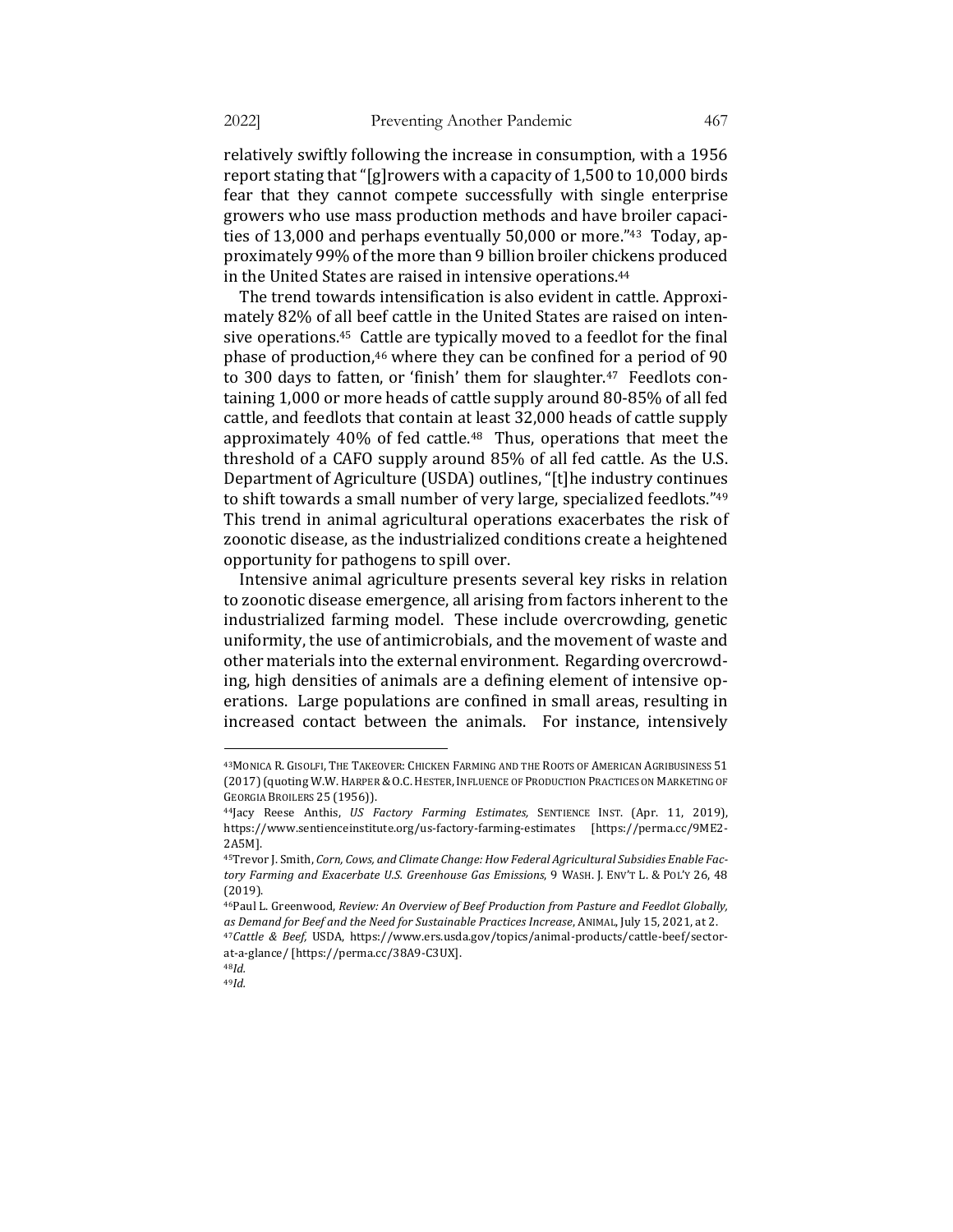relatively swiftly following the increase in consumption, with a 1956 report stating that "[g]rowers with a capacity of 1,500 to 10,000 birds fear that they cannot compete successfully with single enterprise growers who use mass production methods and have broiler capacities of 13,000 and perhaps eventually 50,000 or more."[43] Today, approximately 99% of the more than 9 billion broiler chickens produced in the United States are raised in intensive operations.[44]

The trend towards intensification is also evident in cattle. Approximately 82% of all beef cattle in the United States are raised on intensive operations.[45] Cattle are typically moved to a feedlot for the final phase of production,[46] where they can be confined for a period of 90 to 300 days to fatten, or 'finish' them for slaughter.[47] Feedlots containing 1,000 or more heads of cattle supply around 80-85% of all fed cattle, and feedlots that contain at least 32,000 heads of cattle supply approximately 40% of fed cattle.[48] Thus, operations that meet the threshold of a CAFO supply around 85% of all fed cattle. As the U.S. Department of Agriculture (USDA) outlines, "[t]he industry continues to shift towards a small number of very large, specialized feedlots."[49] This trend in animal agricultural operations exacerbates the risk of zoonotic disease, as the industrialized conditions create a heightened opportunity for pathogens to spill over.

Intensive animal agriculture presents several key risks in relation to zoonotic disease emergence, all arising from factors inherent to the industrialized farming model. These include overcrowding, genetic uniformity, the use of antimicrobials, and the movement of waste and other materials into the external environment. Regarding overcrowding, high densities of animals are a defining element of intensive operations. Large populations are confined in small areas, resulting in increased contact between the animals. For instance, intensively

---

[43] Monica R. Gisolfi, The Takeover: Chicken Farming and the Roots of American Agribusiness 51 (2017) (quoting W.W. Harper & O.C. Hester, Influence of Production Practices on Marketing of Georgia Broilers 25 (1956)).

[44] Jacy Reese Anthis, *US Factory Farming Estimates,* Sentience Inst. (Apr. 11, 2019), https://www.sentienceinstitute.org/us-factory-farming-estimates [https://perma.cc/9ME2-2A5M].

[45] Trevor J. Smith, *Corn, Cows, and Climate Change: How Federal Agricultural Subsidies Enable Factory Farming and Exacerbate U.S. Greenhouse Gas Emissions*, 9 Wash. J. Env't L. & Pol'y 26, 48 (2019).

[46] Paul L. Greenwood, *Review: An Overview of Beef Production from Pasture and Feedlot Globally, as Demand for Beef and the Need for Sustainable Practices Increase*, Animal, July 15, 2021, at 2.

[47] *Cattle & Beef,* USDA, https://www.ers.usda.gov/topics/animal-products/cattle-beef/sector-at-a-glance/ [https://perma.cc/38A9-C3UX].

[48] *Id.*

[49] *Id.*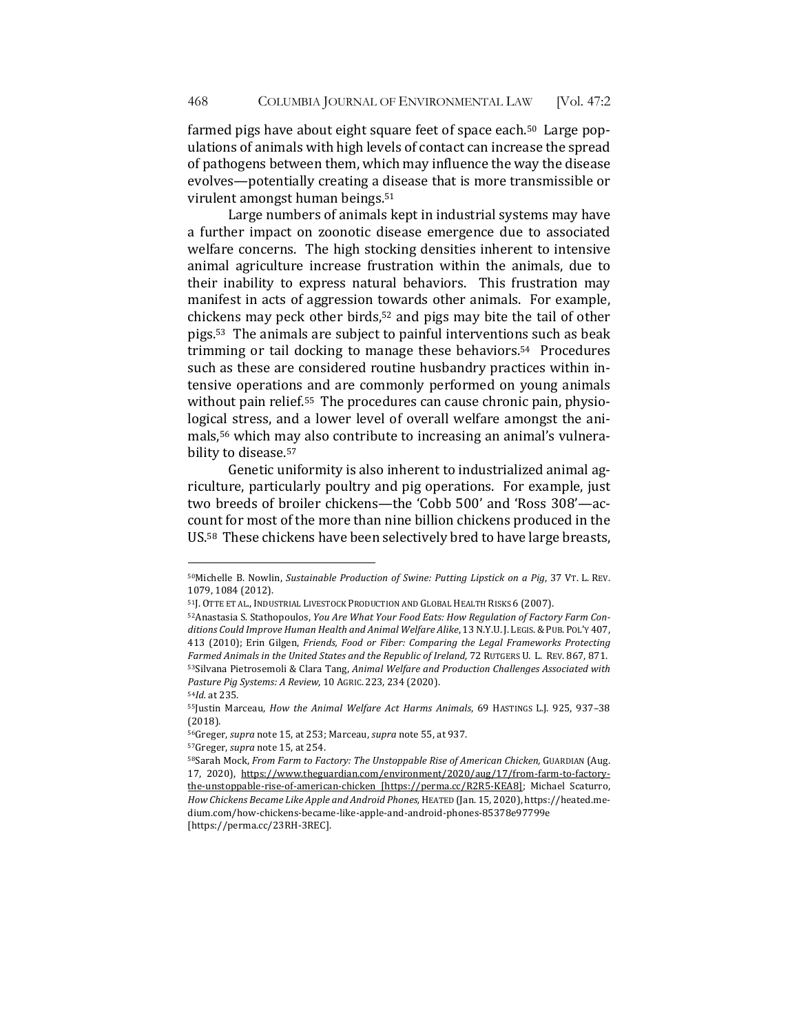farmed pigs have about eight square feet of space each.[50] Large populations of animals with high levels of contact can increase the spread of pathogens between them, which may influence the way the disease evolves—potentially creating a disease that is more transmissible or virulent amongst human beings.[51]

Large numbers of animals kept in industrial systems may have a further impact on zoonotic disease emergence due to associated welfare concerns. The high stocking densities inherent to intensive animal agriculture increase frustration within the animals, due to their inability to express natural behaviors. This frustration may manifest in acts of aggression towards other animals. For example, chickens may peck other birds,[52] and pigs may bite the tail of other pigs.[53] The animals are subject to painful interventions such as beak trimming or tail docking to manage these behaviors.[54] Procedures such as these are considered routine husbandry practices within intensive operations and are commonly performed on young animals without pain relief.[55] The procedures can cause chronic pain, physiological stress, and a lower level of overall welfare amongst the animals,[56] which may also contribute to increasing an animal's vulnerability to disease.[57]

Genetic uniformity is also inherent to industrialized animal agriculture, particularly poultry and pig operations. For example, just two breeds of broiler chickens—the 'Cobb 500' and 'Ross 308'—account for most of the more than nine billion chickens produced in the US.[58] These chickens have been selectively bred to have large breasts,

---

[50] Michelle B. Nowlin, *Sustainable Production of Swine: Putting Lipstick on a Pig*, 37 VT. L. REV. 1079, 1084 (2012).

[51] J. OTTE ET AL., INDUSTRIAL LIVESTOCK PRODUCTION AND GLOBAL HEALTH RISKS 6 (2007).

[52] Anastasia S. Stathopoulos, *You Are What Your Food Eats: How Regulation of Factory Farm Conditions Could Improve Human Health and Animal Welfare Alike*, 13 N.Y.U. J. LEGIS. & PUB. POL'Y 407, 413 (2010); Erin Gilgen, *Friends, Food or Fiber: Comparing the Legal Frameworks Protecting Farmed Animals in the United States and the Republic of Ireland*, 72 RUTGERS U. L. REV. 867, 871.

[53] Silvana Pietrosemoli & Clara Tang, *Animal Welfare and Production Challenges Associated with Pasture Pig Systems: A Review*, 10 AGRIC. 223, 234 (2020).

[54] *Id.* at 235.

[55] Justin Marceau, *How the Animal Welfare Act Harms Animals*, 69 HASTINGS L.J. 925, 937–38 (2018).

[56] Greger, *supra* note 15, at 253; Marceau, *supra* note 55, at 937.

[57] Greger, *supra* note 15, at 254.

[58] Sarah Mock, *From Farm to Factory: The Unstoppable Rise of American Chicken,* GUARDIAN (Aug. 17, 2020), https://www.theguardian.com/environment/2020/aug/17/from-farm-to-factory-the-unstoppable-rise-of-american-chicken [https://perma.cc/R2R5-KEA8]; Michael Scaturro, *How Chickens Became Like Apple and Android Phones,* HEATED (Jan. 15, 2020), https://heated.medium.com/how-chickens-became-like-apple-and-android-phones-85378e97799e [https://perma.cc/23RH-3REC].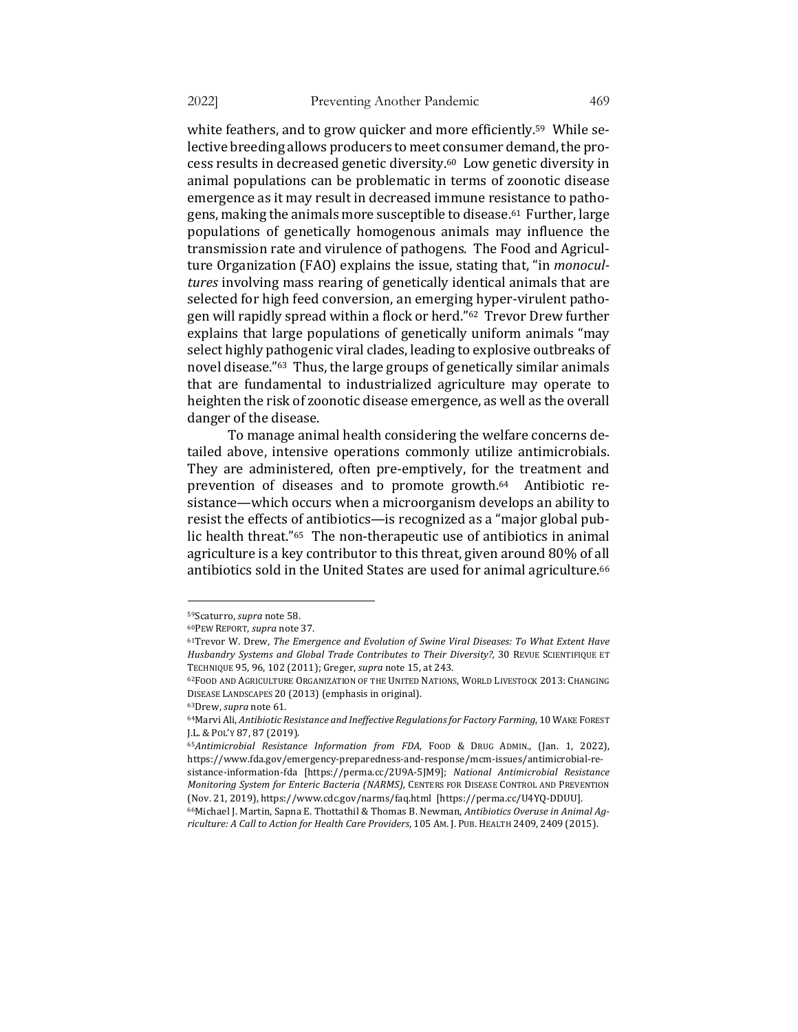white feathers, and to grow quicker and more efficiently.[59] While selective breeding allows producers to meet consumer demand, the process results in decreased genetic diversity.[60] Low genetic diversity in animal populations can be problematic in terms of zoonotic disease emergence as it may result in decreased immune resistance to pathogens, making the animals more susceptible to disease.[61] Further, large populations of genetically homogenous animals may influence the transmission rate and virulence of pathogens. The Food and Agriculture Organization (FAO) explains the issue, stating that, "in *monocultures* involving mass rearing of genetically identical animals that are selected for high feed conversion, an emerging hyper-virulent pathogen will rapidly spread within a flock or herd."[62] Trevor Drew further explains that large populations of genetically uniform animals "may select highly pathogenic viral clades, leading to explosive outbreaks of novel disease."[63] Thus, the large groups of genetically similar animals that are fundamental to industrialized agriculture may operate to heighten the risk of zoonotic disease emergence, as well as the overall danger of the disease.

To manage animal health considering the welfare concerns detailed above, intensive operations commonly utilize antimicrobials. They are administered, often pre-emptively, for the treatment and prevention of diseases and to promote growth.[64] Antibiotic resistance—which occurs when a microorganism develops an ability to resist the effects of antibiotics—is recognized as a "major global public health threat."[65] The non-therapeutic use of antibiotics in animal agriculture is a key contributor to this threat, given around 80% of all antibiotics sold in the United States are used for animal agriculture.[66]

---

[59] Scaturro, *supra* note 58.

[60] PEW REPORT, *supra* note 37.

[61] Trevor W. Drew, *The Emergence and Evolution of Swine Viral Diseases: To What Extent Have Husbandry Systems and Global Trade Contributes to Their Diversity?,* 30 REVUE SCIENTIFIQUE ET TECHNIQUE 95, 96, 102 (2011); Greger, *supra* note 15, at 243.

[62] FOOD AND AGRICULTURE ORGANIZATION OF THE UNITED NATIONS, WORLD LIVESTOCK 2013: CHANGING DISEASE LANDSCAPES 20 (2013) (emphasis in original).

[63] Drew, *supra* note 61.

[64] Marvi Ali, *Antibiotic Resistance and Ineffective Regulations for Factory Farming*, 10 WAKE FOREST J.L. & POL'Y 87, 87 (2019).

[65] *Antimicrobial Resistance Information from FDA,* FOOD & DRUG ADMIN., (Jan. 1, 2022), https://www.fda.gov/emergency-preparedness-and-response/mcm-issues/antimicrobial-resistance-information-fda [https://perma.cc/2U9A-5JM9]; *National Antimicrobial Resistance Monitoring System for Enteric Bacteria (NARMS),* CENTERS FOR DISEASE CONTROL AND PREVENTION (Nov. 21, 2019), https://www.cdc.gov/narms/faq.html [https://perma.cc/U4YQ-DDUU].

[66] Michael J. Martin, Sapna E. Thottathil & Thomas B. Newman, *Antibiotics Overuse in Animal Agriculture: A Call to Action for Health Care Providers*, 105 AM. J. PUB. HEALTH 2409, 2409 (2015).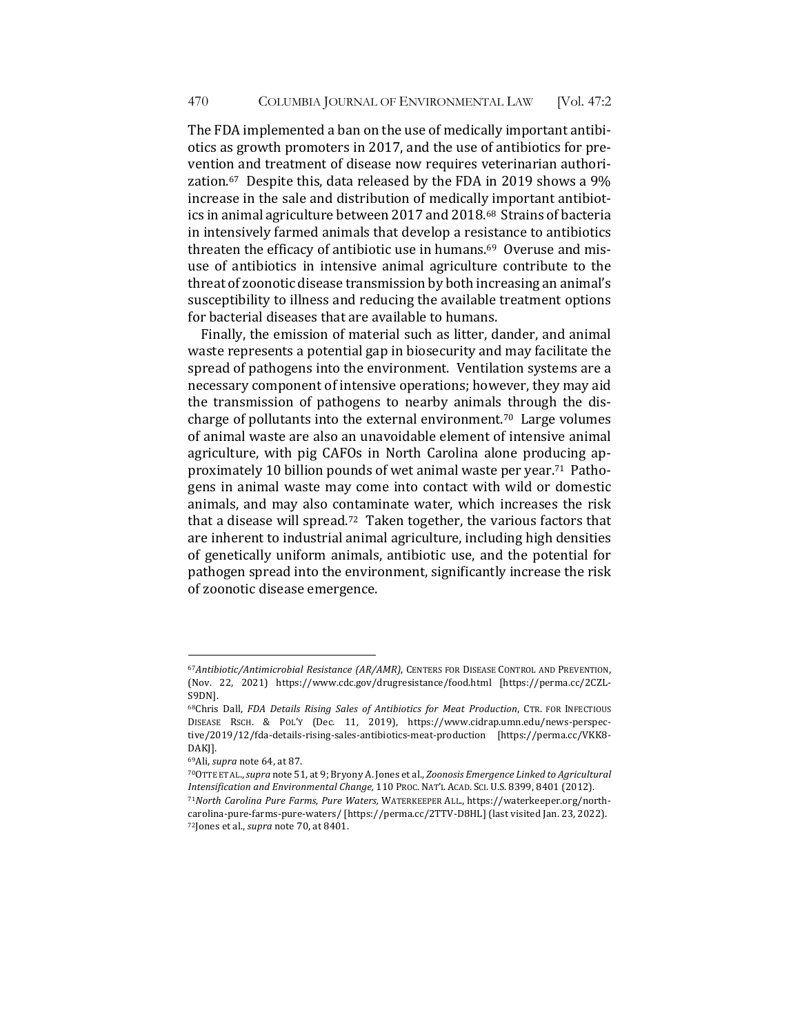The FDA implemented a ban on the use of medically important antibiotics as growth promoters in 2017, and the use of antibiotics for prevention and treatment of disease now requires veterinarian authorization.[67] Despite this, data released by the FDA in 2019 shows a 9% increase in the sale and distribution of medically important antibiotics in animal agriculture between 2017 and 2018.[68] Strains of bacteria in intensively farmed animals that develop a resistance to antibiotics threaten the efficacy of antibiotic use in humans.[69] Overuse and misuse of antibiotics in intensive animal agriculture contribute to the threat of zoonotic disease transmission by both increasing an animal's susceptibility to illness and reducing the available treatment options for bacterial diseases that are available to humans.

Finally, the emission of material such as litter, dander, and animal waste represents a potential gap in biosecurity and may facilitate the spread of pathogens into the environment. Ventilation systems are a necessary component of intensive operations; however, they may aid the transmission of pathogens to nearby animals through the discharge of pollutants into the external environment.[70] Large volumes of animal waste are also an unavoidable element of intensive animal agriculture, with pig CAFOs in North Carolina alone producing approximately 10 billion pounds of wet animal waste per year.[71] Pathogens in animal waste may come into contact with wild or domestic animals, and may also contaminate water, which increases the risk that a disease will spread.[72] Taken together, the various factors that are inherent to industrial animal agriculture, including high densities of genetically uniform animals, antibiotic use, and the potential for pathogen spread into the environment, significantly increase the risk of zoonotic disease emergence.

---

[67] *Antibiotic/Antimicrobial Resistance (AR/AMR)*, CENTERS FOR DISEASE CONTROL AND PREVENTION, (Nov. 22, 2021) https://www.cdc.gov/drugresistance/food.html [https://perma.cc/2CZL-S9DN].

[68] Chris Dall, *FDA Details Rising Sales of Antibiotics for Meat Production*, CTR. FOR INFECTIOUS DISEASE RSCH. & POL'Y (Dec. 11, 2019), https://www.cidrap.umn.edu/news-perspective/2019/12/fda-details-rising-sales-antibiotics-meat-production [https://perma.cc/VKK8-DAKJ].

[69] Ali, *supra* note 64, at 87.

[70] OTTE ET AL., *supra* note 51, at 9; Bryony A. Jones et al., *Zoonosis Emergence Linked to Agricultural Intensification and Environmental Change,* 110 PROC. NAT'L ACAD. SCI. U.S. 8399, 8401 (2012).

[71] *North Carolina Pure Farms, Pure Waters,* WATERKEEPER ALL., https://waterkeeper.org/north-carolina-pure-farms-pure-waters/ [https://perma.cc/2TTV-D8HL] (last visited Jan. 23, 2022).

[72] Jones et al., *supra* note 70, at 8401.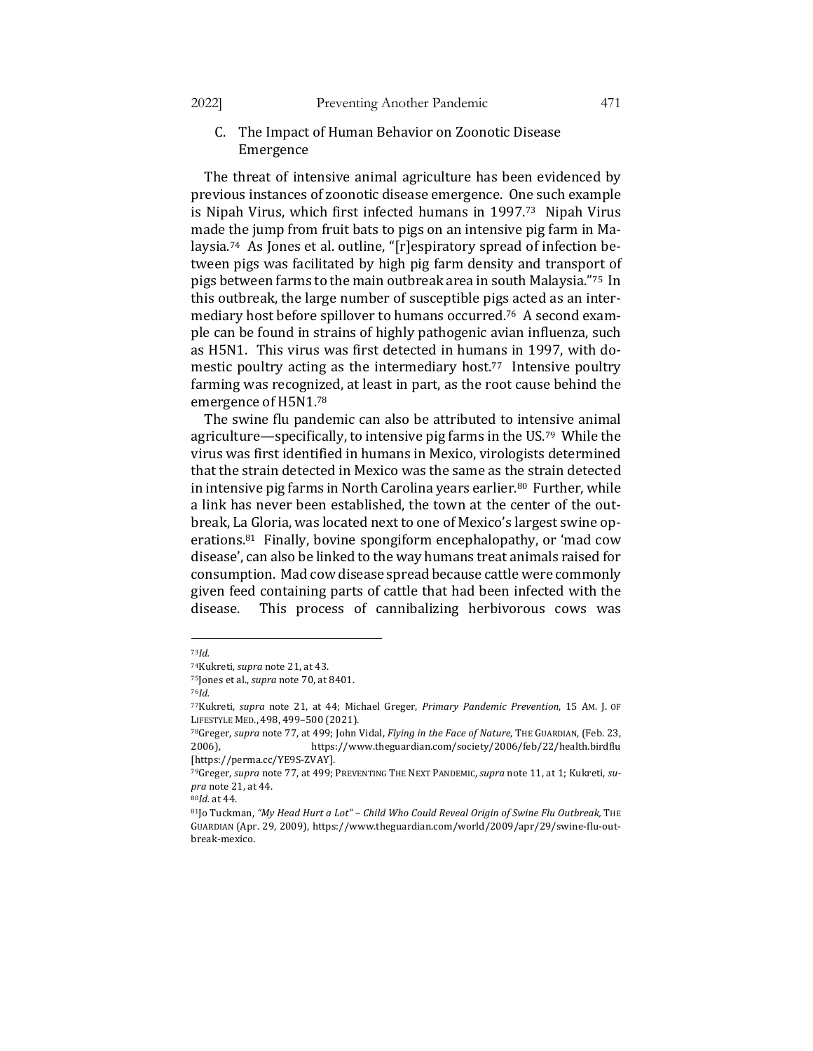### C. The Impact of Human Behavior on Zoonotic Disease Emergence

The threat of intensive animal agriculture has been evidenced by previous instances of zoonotic disease emergence. One such example is Nipah Virus, which first infected humans in 1997.[73] Nipah Virus made the jump from fruit bats to pigs on an intensive pig farm in Malaysia.[74] As Jones et al. outline, "[r]espiratory spread of infection between pigs was facilitated by high pig farm density and transport of pigs between farms to the main outbreak area in south Malaysia."[75] In this outbreak, the large number of susceptible pigs acted as an intermediary host before spillover to humans occurred.[76] A second example can be found in strains of highly pathogenic avian influenza, such as H5N1. This virus was first detected in humans in 1997, with domestic poultry acting as the intermediary host.[77] Intensive poultry farming was recognized, at least in part, as the root cause behind the emergence of H5N1.[78]

The swine flu pandemic can also be attributed to intensive animal agriculture—specifically, to intensive pig farms in the US.[79] While the virus was first identified in humans in Mexico, virologists determined that the strain detected in Mexico was the same as the strain detected in intensive pig farms in North Carolina years earlier.[80] Further, while a link has never been established, the town at the center of the outbreak, La Gloria, was located next to one of Mexico's largest swine operations.[81] Finally, bovine spongiform encephalopathy, or 'mad cow disease', can also be linked to the way humans treat animals raised for consumption. Mad cow disease spread because cattle were commonly given feed containing parts of cattle that had been infected with the disease. This process of cannibalizing herbivorous cows was

---

[73] *Id.*

[74] Kukreti, *supra* note 21, at 43.

[75] Jones et al., *supra* note 70, at 8401.

[76] *Id.*

[77] Kukreti, *supra* note 21, at 44; Michael Greger, *Primary Pandemic Prevention*, 15 AM. J. OF LIFESTYLE MED., 498, 499–500 (2021).

[78] Greger, *supra* note 77, at 499; John Vidal, *Flying in the Face of Nature*, THE GUARDIAN, (Feb. 23, 2006), https://www.theguardian.com/society/2006/feb/22/health.birdflu [https://perma.cc/YE9S-ZVAY].

[79] Greger, *supra* note 77, at 499; PREVENTING THE NEXT PANDEMIC, *supra* note 11, at 1; Kukreti, *supra* note 21, at 44.

[80] *Id.* at 44.

[81] Jo Tuckman, *"My Head Hurt a Lot" – Child Who Could Reveal Origin of Swine Flu Outbreak,* THE GUARDIAN (Apr. 29, 2009), https://www.theguardian.com/world/2009/apr/29/swine-flu-outbreak-mexico.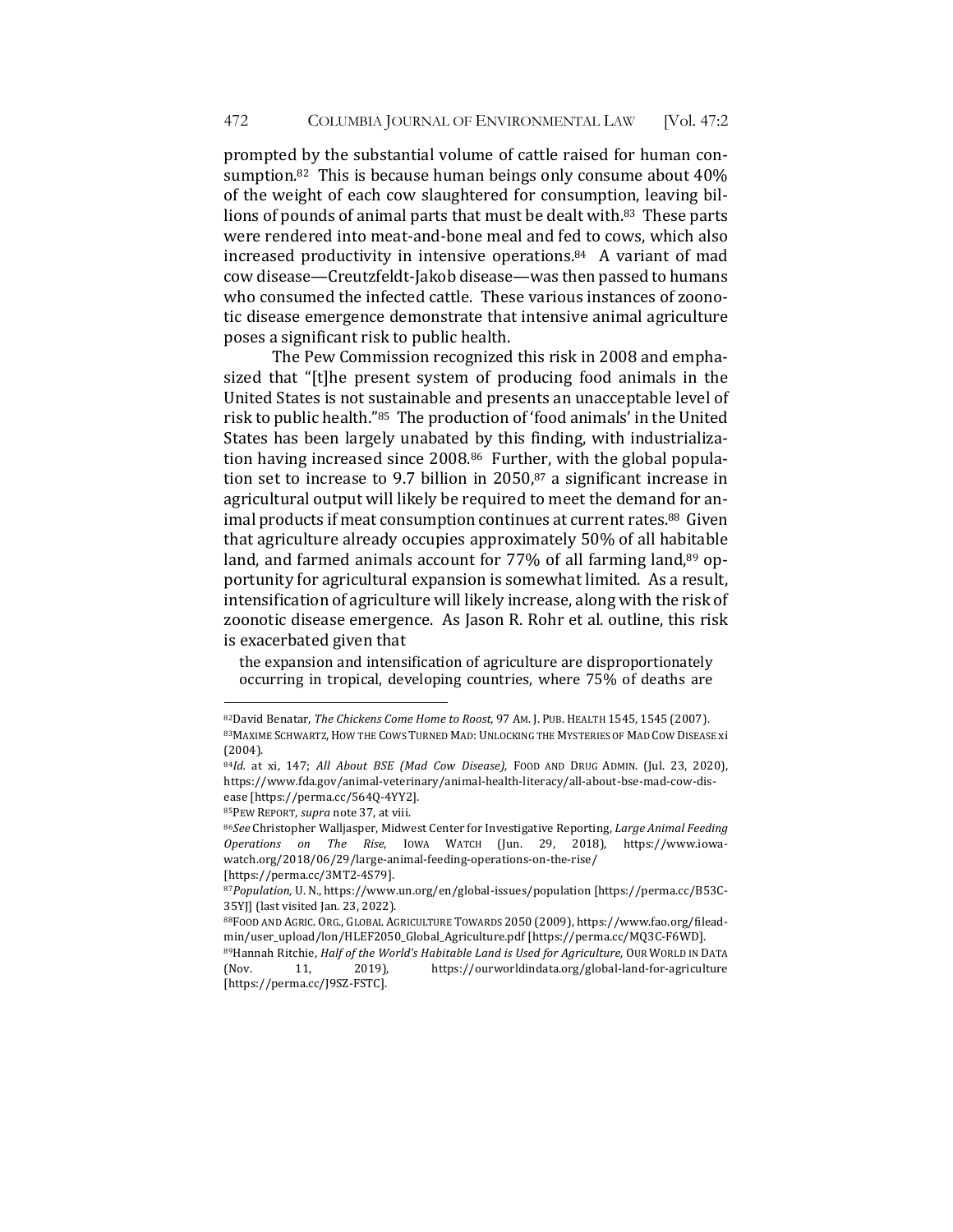prompted by the substantial volume of cattle raised for human consumption.[82] This is because human beings only consume about 40% of the weight of each cow slaughtered for consumption, leaving billions of pounds of animal parts that must be dealt with.[83] These parts were rendered into meat-and-bone meal and fed to cows, which also increased productivity in intensive operations.[84] A variant of mad cow disease—Creutzfeldt-Jakob disease—was then passed to humans who consumed the infected cattle. These various instances of zoonotic disease emergence demonstrate that intensive animal agriculture poses a significant risk to public health.

The Pew Commission recognized this risk in 2008 and emphasized that "[t]he present system of producing food animals in the United States is not sustainable and presents an unacceptable level of risk to public health."[85] The production of 'food animals' in the United States has been largely unabated by this finding, with industrialization having increased since 2008.[86] Further, with the global population set to increase to 9.7 billion in 2050,[87] a significant increase in agricultural output will likely be required to meet the demand for animal products if meat consumption continues at current rates.[88] Given that agriculture already occupies approximately 50% of all habitable land, and farmed animals account for 77% of all farming land,[89] opportunity for agricultural expansion is somewhat limited. As a result, intensification of agriculture will likely increase, along with the risk of zoonotic disease emergence. As Jason R. Rohr et al. outline, this risk is exacerbated given that

> the expansion and intensification of agriculture are disproportionately occurring in tropical, developing countries, where 75% of deaths are

---

[82]David Benatar, *The Chickens Come Home to Roost,* 97 AM. J. PUB. HEALTH 1545, 1545 (2007).

[83]MAXIME SCHWARTZ, HOW THE COWS TURNED MAD: UNLOCKING THE MYSTERIES OF MAD COW DISEASE xi (2004).

[84]*Id.* at xi, 147; *All About BSE (Mad Cow Disease)*, FOOD AND DRUG ADMIN. (Jul. 23, 2020), https://www.fda.gov/animal-veterinary/animal-health-literacy/all-about-bse-mad-cow-disease [https://perma.cc/564Q-4YY2].

[85]PEW REPORT, *supra* note 37, at viii.

[86]*See* Christopher Walljasper, Midwest Center for Investigative Reporting, *Large Animal Feeding Operations on The Rise*, IOWA WATCH (Jun. 29, 2018), https://www.iowawatch.org/2018/06/29/large-animal-feeding-operations-on-the-rise/ [https://perma.cc/3MT2-4S79].

[87]*Population,* U. N., https://www.un.org/en/global-issues/population [https://perma.cc/B53C-35YJ] (last visited Jan. 23, 2022).

[88]FOOD AND AGRIC. ORG., GLOBAL AGRICULTURE TOWARDS 2050 (2009), https://www.fao.org/fileadmin/user_upload/lon/HLEF2050_Global_Agriculture.pdf [https://perma.cc/MQ3C-F6WD].

[89]Hannah Ritchie, *Half of the World's Habitable Land is Used for Agriculture,* OUR WORLD IN DATA (Nov. 11, 2019), https://ourworldindata.org/global-land-for-agriculture [https://perma.cc/J9SZ-FSTC].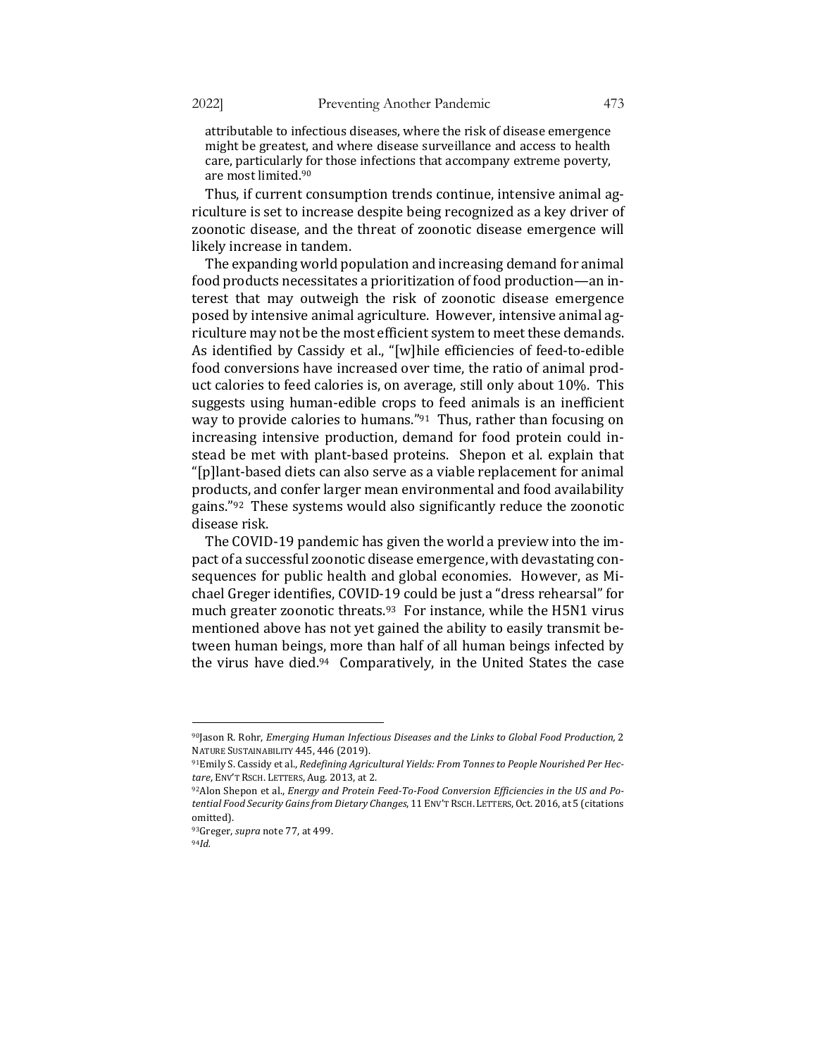> attributable to infectious diseases, where the risk of disease emergence might be greatest, and where disease surveillance and access to health care, particularly for those infections that accompany extreme poverty, are most limited.[90]

Thus, if current consumption trends continue, intensive animal agriculture is set to increase despite being recognized as a key driver of zoonotic disease, and the threat of zoonotic disease emergence will likely increase in tandem.

The expanding world population and increasing demand for animal food products necessitates a prioritization of food production—an interest that may outweigh the risk of zoonotic disease emergence posed by intensive animal agriculture. However, intensive animal agriculture may not be the most efficient system to meet these demands. As identified by Cassidy et al., "[w]hile efficiencies of feed-to-edible food conversions have increased over time, the ratio of animal product calories to feed calories is, on average, still only about 10%. This suggests using human-edible crops to feed animals is an inefficient way to provide calories to humans."[91] Thus, rather than focusing on increasing intensive production, demand for food protein could instead be met with plant-based proteins. Shepon et al. explain that "[p]lant-based diets can also serve as a viable replacement for animal products, and confer larger mean environmental and food availability gains."[92] These systems would also significantly reduce the zoonotic disease risk.

The COVID-19 pandemic has given the world a preview into the impact of a successful zoonotic disease emergence, with devastating consequences for public health and global economies. However, as Michael Greger identifies, COVID-19 could be just a "dress rehearsal" for much greater zoonotic threats.[93] For instance, while the H5N1 virus mentioned above has not yet gained the ability to easily transmit between human beings, more than half of all human beings infected by the virus have died.[94] Comparatively, in the United States the case

---

[90] Jason R. Rohr, *Emerging Human Infectious Diseases and the Links to Global Food Production,* 2 NATURE SUSTAINABILITY 445, 446 (2019).

[91] Emily S. Cassidy et al., *Redefining Agricultural Yields: From Tonnes to People Nourished Per Hectare*, ENV'T RSCH. LETTERS, Aug. 2013, at 2.

[92] Alon Shepon et al., *Energy and Protein Feed-To-Food Conversion Efficiencies in the US and Potential Food Security Gains from Dietary Changes*, 11 ENV'T RSCH. LETTERS, Oct. 2016, at 5 (citations omitted).

[93] Greger, *supra* note 77, at 499.

[94] *Id.*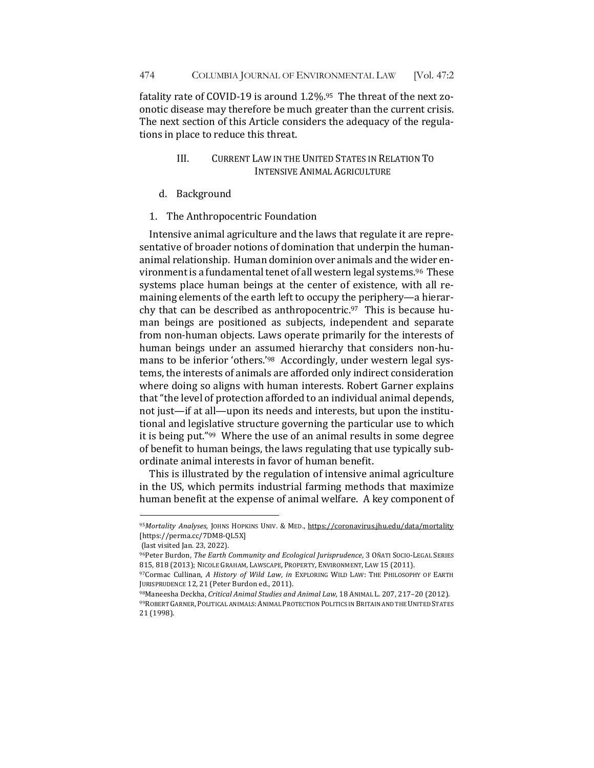fatality rate of COVID-19 is around 1.2%.[95] The threat of the next zoonotic disease may therefore be much greater than the current crisis. The next section of this Article considers the adequacy of the regulations in place to reduce this threat.

## III. CURRENT LAW IN THE UNITED STATES IN RELATION TO INTENSIVE ANIMAL AGRICULTURE

### d. Background

#### 1. The Anthropocentric Foundation

Intensive animal agriculture and the laws that regulate it are representative of broader notions of domination that underpin the human-animal relationship. Human dominion over animals and the wider environment is a fundamental tenet of all western legal systems.[96] These systems place human beings at the center of existence, with all remaining elements of the earth left to occupy the periphery—a hierarchy that can be described as anthropocentric.[97] This is because human beings are positioned as subjects, independent and separate from non-human objects. Laws operate primarily for the interests of human beings under an assumed hierarchy that considers non-humans to be inferior 'others.'[98] Accordingly, under western legal systems, the interests of animals are afforded only indirect consideration where doing so aligns with human interests. Robert Garner explains that "the level of protection afforded to an individual animal depends, not just—if at all—upon its needs and interests, but upon the institutional and legislative structure governing the particular use to which it is being put."[99] Where the use of an animal results in some degree of benefit to human beings, the laws regulating that use typically subordinate animal interests in favor of human benefit.

This is illustrated by the regulation of intensive animal agriculture in the US, which permits industrial farming methods that maximize human benefit at the expense of animal welfare. A key component of

---

[95] *Mortality Analyses*, JOHNS HOPKINS UNIV. & MED., https://coronavirus.jhu.edu/data/mortality [https://perma.cc/7DM8-QL5X] (last visited Jan. 23, 2022).

[96] Peter Burdon, *The Earth Community and Ecological Jurisprudence*, 3 OÑATI SOCIO-LEGAL SERIES 815, 818 (2013); NICOLE GRAHAM, LAWSCAPE, PROPERTY, ENVIRONMENT, LAW 15 (2011).

[97] Cormac Cullinan, *A History of Wild Law*, *in* EXPLORING WILD LAW: THE PHILOSOPHY OF EARTH JURISPRUDENCE 12, 21 (Peter Burdon ed., 2011).

[98] Maneesha Deckha, *Critical Animal Studies and Animal Law,* 18 ANIMAL L. 207, 217–20 (2012).

[99] ROBERT GARNER, POLITICAL ANIMALS: ANIMAL PROTECTION POLITICS IN BRITAIN AND THE UNITED STATES 21 (1998).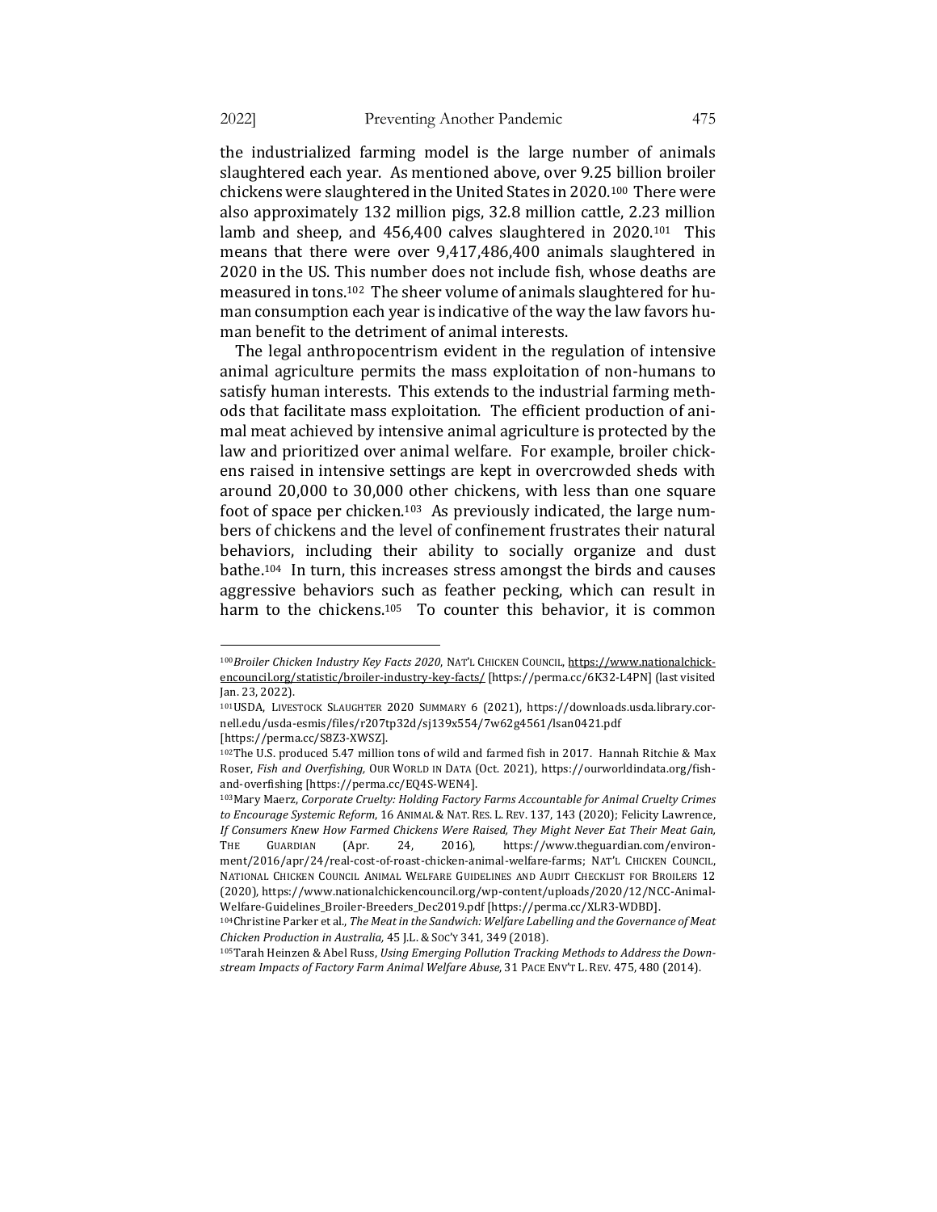the industrialized farming model is the large number of animals slaughtered each year. As mentioned above, over 9.25 billion broiler chickens were slaughtered in the United States in 2020.[100] There were also approximately 132 million pigs, 32.8 million cattle, 2.23 million lamb and sheep, and 456,400 calves slaughtered in 2020.[101] This means that there were over 9,417,486,400 animals slaughtered in 2020 in the US. This number does not include fish, whose deaths are measured in tons.[102] The sheer volume of animals slaughtered for human consumption each year is indicative of the way the law favors human benefit to the detriment of animal interests.

The legal anthropocentrism evident in the regulation of intensive animal agriculture permits the mass exploitation of non-humans to satisfy human interests. This extends to the industrial farming methods that facilitate mass exploitation. The efficient production of animal meat achieved by intensive animal agriculture is protected by the law and prioritized over animal welfare. For example, broiler chickens raised in intensive settings are kept in overcrowded sheds with around 20,000 to 30,000 other chickens, with less than one square foot of space per chicken.[103] As previously indicated, the large numbers of chickens and the level of confinement frustrates their natural behaviors, including their ability to socially organize and dust bathe.[104] In turn, this increases stress amongst the birds and causes aggressive behaviors such as feather pecking, which can result in harm to the chickens.[105] To counter this behavior, it is common

---

[100] *Broiler Chicken Industry Key Facts 2020*, NAT'L CHICKEN COUNCIL, https://www.nationalchickencouncil.org/statistic/broiler-industry-key-facts/ [https://perma.cc/6K32-L4PN] (last visited Jan. 23, 2022).

[101] USDA, LIVESTOCK SLAUGHTER 2020 SUMMARY 6 (2021), https://downloads.usda.library.cornell.edu/usda-esmis/files/r207tp32d/sj139x554/7w62g4561/lsan0421.pdf [https://perma.cc/S8Z3-XWSZ].

[102] The U.S. produced 5.47 million tons of wild and farmed fish in 2017. Hannah Ritchie & Max Roser, *Fish and Overfishing*, OUR WORLD IN DATA (Oct. 2021), https://ourworldindata.org/fish-and-overfishing [https://perma.cc/EQ4S-WEN4].

[103] Mary Maerz, *Corporate Cruelty: Holding Factory Farms Accountable for Animal Cruelty Crimes to Encourage Systemic Reform*, 16 ANIMAL & NAT. RES. L. REV. 137, 143 (2020); Felicity Lawrence, *If Consumers Knew How Farmed Chickens Were Raised, They Might Never Eat Their Meat Gain*, THE GUARDIAN (Apr. 24, 2016), https://www.theguardian.com/environment/2016/apr/24/real-cost-of-roast-chicken-animal-welfare-farms; NAT'L CHICKEN COUNCIL, NATIONAL CHICKEN COUNCIL ANIMAL WELFARE GUIDELINES AND AUDIT CHECKLIST FOR BROILERS 12 (2020), https://www.nationalchickencouncil.org/wp-content/uploads/2020/12/NCC-Animal-Welfare-Guidelines_Broiler-Breeders_Dec2019.pdf [https://perma.cc/XLR3-WDBD].

[104] Christine Parker et al., *The Meat in the Sandwich: Welfare Labelling and the Governance of Meat Chicken Production in Australia*, 45 J.L. & SOC'Y 341, 349 (2018).

[105] Tarah Heinzen & Abel Russ, *Using Emerging Pollution Tracking Methods to Address the Downstream Impacts of Factory Farm Animal Welfare Abuse*, 31 PACE ENV'T L. REV. 475, 480 (2014).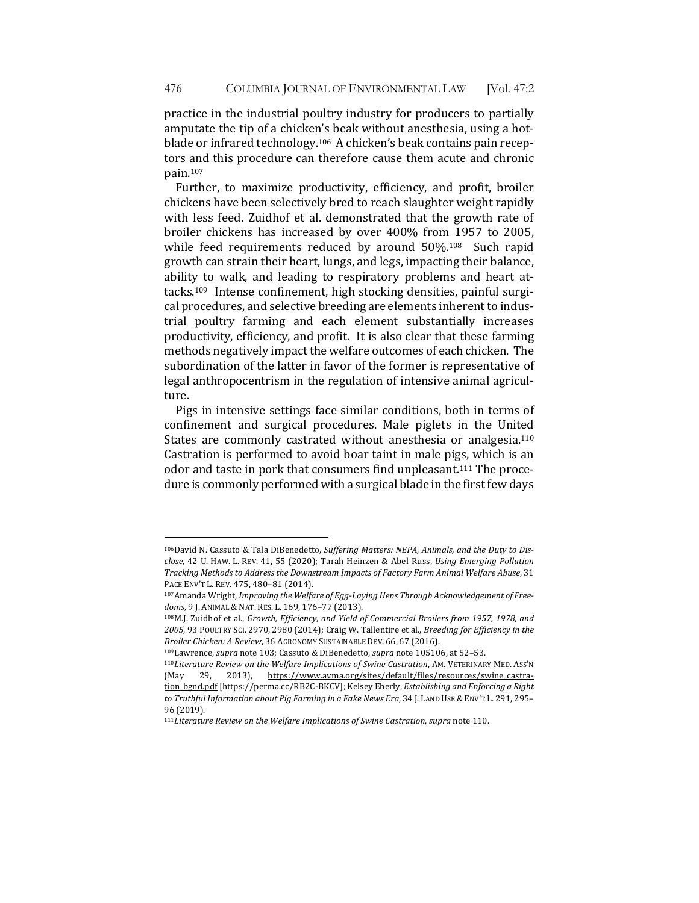practice in the industrial poultry industry for producers to partially amputate the tip of a chicken's beak without anesthesia, using a hot-blade or infrared technology.[106] A chicken's beak contains pain receptors and this procedure can therefore cause them acute and chronic pain.[107]

Further, to maximize productivity, efficiency, and profit, broiler chickens have been selectively bred to reach slaughter weight rapidly with less feed. Zuidhof et al. demonstrated that the growth rate of broiler chickens has increased by over 400% from 1957 to 2005, while feed requirements reduced by around 50%.[108] Such rapid growth can strain their heart, lungs, and legs, impacting their balance, ability to walk, and leading to respiratory problems and heart attacks.[109] Intense confinement, high stocking densities, painful surgical procedures, and selective breeding are elements inherent to industrial poultry farming and each element substantially increases productivity, efficiency, and profit. It is also clear that these farming methods negatively impact the welfare outcomes of each chicken. The subordination of the latter in favor of the former is representative of legal anthropocentrism in the regulation of intensive animal agriculture.

Pigs in intensive settings face similar conditions, both in terms of confinement and surgical procedures. Male piglets in the United States are commonly castrated without anesthesia or analgesia.[110] Castration is performed to avoid boar taint in male pigs, which is an odor and taste in pork that consumers find unpleasant.[111] The procedure is commonly performed with a surgical blade in the first few days

---

[106] David N. Cassuto & Tala DiBenedetto, *Suffering Matters: NEPA, Animals, and the Duty to Disclose,* 42 U. HAW. L. REV. 41, 55 (2020); Tarah Heinzen & Abel Russ, *Using Emerging Pollution Tracking Methods to Address the Downstream Impacts of Factory Farm Animal Welfare Abuse*, 31 PACE ENV'T L. REV. 475, 480–81 (2014).

[107] Amanda Wright, *Improving the Welfare of Egg-Laying Hens Through Acknowledgement of Freedoms*, 9 J. ANIMAL & NAT. RES. L. 169, 176–77 (2013).

[108] M.J. Zuidhof et al., *Growth, Efficiency, and Yield of Commercial Broilers from 1957, 1978, and 2005*, 93 POULTRY SCI. 2970, 2980 (2014); Craig W. Tallentire et al., *Breeding for Efficiency in the Broiler Chicken: A Review*, 36 AGRONOMY SUSTAINABLE DEV. 66, 67 (2016).

[109] Lawrence, *supra* note 103; Cassuto & DiBenedetto, *supra* note 105106, at 52–53.

[110] *Literature Review on the Welfare Implications of Swine Castration*, AM. VETERINARY MED. ASS'N (May 29, 2013), https://www.avma.org/sites/default/files/resources/swine_castration_bgnd.pdf [https://perma.cc/RB2C-BKCV]; Kelsey Eberly, *Establishing and Enforcing a Right to Truthful Information about Pig Farming in a Fake News Era*, 34 J. LAND USE & ENV'T L. 291, 295–96 (2019).

[111] *Literature Review on the Welfare Implications of Swine Castration*, *supra* note 110.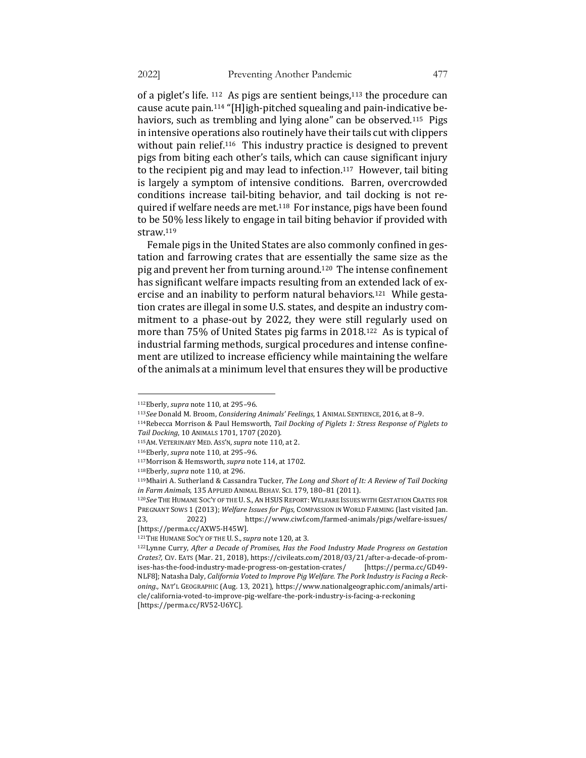of a piglet's life. [112] As pigs are sentient beings,[113] the procedure can cause acute pain.[114] "[H]igh-pitched squealing and pain-indicative behaviors, such as trembling and lying alone" can be observed.[115] Pigs in intensive operations also routinely have their tails cut with clippers without pain relief.[116] This industry practice is designed to prevent pigs from biting each other's tails, which can cause significant injury to the recipient pig and may lead to infection.[117] However, tail biting is largely a symptom of intensive conditions. Barren, overcrowded conditions increase tail-biting behavior, and tail docking is not required if welfare needs are met.[118] For instance, pigs have been found to be 50% less likely to engage in tail biting behavior if provided with straw.[119]

Female pigs in the United States are also commonly confined in gestation and farrowing crates that are essentially the same size as the pig and prevent her from turning around.[120] The intense confinement has significant welfare impacts resulting from an extended lack of exercise and an inability to perform natural behaviors.[121] While gestation crates are illegal in some U.S. states, and despite an industry commitment to a phase-out by 2022, they were still regularly used on more than 75% of United States pig farms in 2018.[122] As is typical of industrial farming methods, surgical procedures and intense confinement are utilized to increase efficiency while maintaining the welfare of the animals at a minimum level that ensures they will be productive

---

[112] Eberly, *supra* note 110, at 295–96.

[113] *See* Donald M. Broom, *Considering Animals' Feelings*, 1 ANIMAL SENTIENCE, 2016, at 8–9.

[114] Rebecca Morrison & Paul Hemsworth, *Tail Docking of Piglets 1: Stress Response of Piglets to Tail Docking*, 10 ANIMALS 1701, 1707 (2020).

[115] AM. VETERINARY MED. ASS'N, *supra* note 110, at 2.

[116] Eberly, *supra* note 110, at 295–96.

[117] Morrison & Hemsworth, *supra* note 114, at 1702.

[118] Eberly, *supra* note 110, at 296.

[119] Mhairi A. Sutherland & Cassandra Tucker, *The Long and Short of It: A Review of Tail Docking in Farm Animals*, 135 APPLIED ANIMAL BEHAV. SCI. 179, 180–81 (2011).

[120] *See* THE HUMANE SOC'Y OF THE U. S., AN HSUS REPORT: WELFARE ISSUES WITH GESTATION CRATES FOR PREGNANT SOWS 1 (2013); *Welfare Issues for Pigs,* COMPASSION IN WORLD FARMING (last visited Jan. 23, 2022) https://www.ciwf.com/farmed-animals/pigs/welfare-issues/ [https://perma.cc/AXW5-H45W].

[121] THE HUMANE SOC'Y OF THE U. S., *supra* note 120, at 3.

[122] Lynne Curry, *After a Decade of Promises, Has the Food Industry Made Progress on Gestation Crates?,* CIV. EATS (Mar. 21, 2018), https://civileats.com/2018/03/21/after-a-decade-of-promises-has-the-food-industry-made-progress-on-gestation-crates/ [https://perma.cc/GD49-NLF8]; Natasha Daly, *California Voted to Improve Pig Welfare. The Pork Industry is Facing a Reckoning.,* NAT'L GEOGRAPHIC (Aug. 13, 2021), https://www.nationalgeographic.com/animals/article/california-voted-to-improve-pig-welfare-the-pork-industry-is-facing-a-reckoning [https://perma.cc/RV52-U6YC].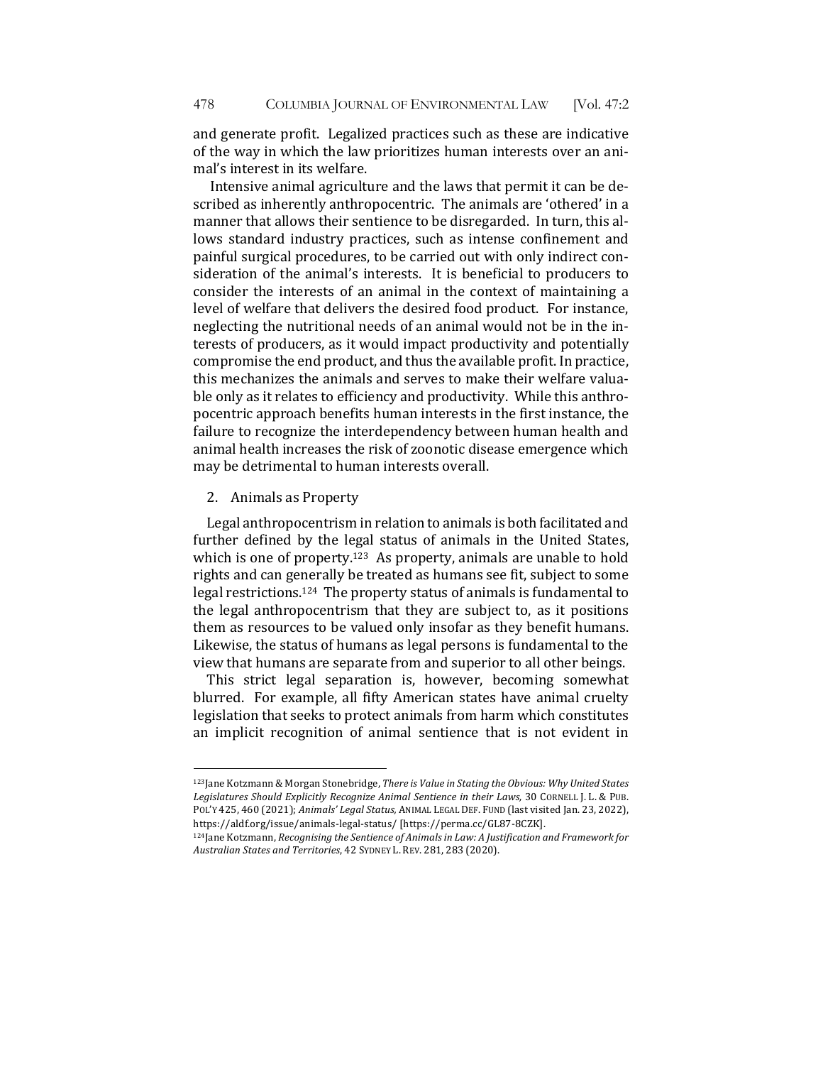and generate profit. Legalized practices such as these are indicative of the way in which the law prioritizes human interests over an animal's interest in its welfare.

Intensive animal agriculture and the laws that permit it can be described as inherently anthropocentric. The animals are 'othered' in a manner that allows their sentience to be disregarded. In turn, this allows standard industry practices, such as intense confinement and painful surgical procedures, to be carried out with only indirect consideration of the animal's interests. It is beneficial to producers to consider the interests of an animal in the context of maintaining a level of welfare that delivers the desired food product. For instance, neglecting the nutritional needs of an animal would not be in the interests of producers, as it would impact productivity and potentially compromise the end product, and thus the available profit. In practice, this mechanizes the animals and serves to make their welfare valuable only as it relates to efficiency and productivity. While this anthropocentric approach benefits human interests in the first instance, the failure to recognize the interdependency between human health and animal health increases the risk of zoonotic disease emergence which may be detrimental to human interests overall.

### 2. Animals as Property

Legal anthropocentrism in relation to animals is both facilitated and further defined by the legal status of animals in the United States, which is one of property.[123] As property, animals are unable to hold rights and can generally be treated as humans see fit, subject to some legal restrictions.[124] The property status of animals is fundamental to the legal anthropocentrism that they are subject to, as it positions them as resources to be valued only insofar as they benefit humans. Likewise, the status of humans as legal persons is fundamental to the view that humans are separate from and superior to all other beings.

This strict legal separation is, however, becoming somewhat blurred. For example, all fifty American states have animal cruelty legislation that seeks to protect animals from harm which constitutes an implicit recognition of animal sentience that is not evident in

---

[123] Jane Kotzmann & Morgan Stonebridge, *There is Value in Stating the Obvious: Why United States Legislatures Should Explicitly Recognize Animal Sentience in their Laws*, 30 CORNELL J. L. & PUB. POL'Y 425, 460 (2021); *Animals' Legal Status*, ANIMAL LEGAL DEF. FUND (last visited Jan. 23, 2022), https://aldf.org/issue/animals-legal-status/ [https://perma.cc/GL87-8CZK].

[124] Jane Kotzmann, *Recognising the Sentience of Animals in Law: A Justification and Framework for Australian States and Territories*, 42 SYDNEY L. REV. 281, 283 (2020).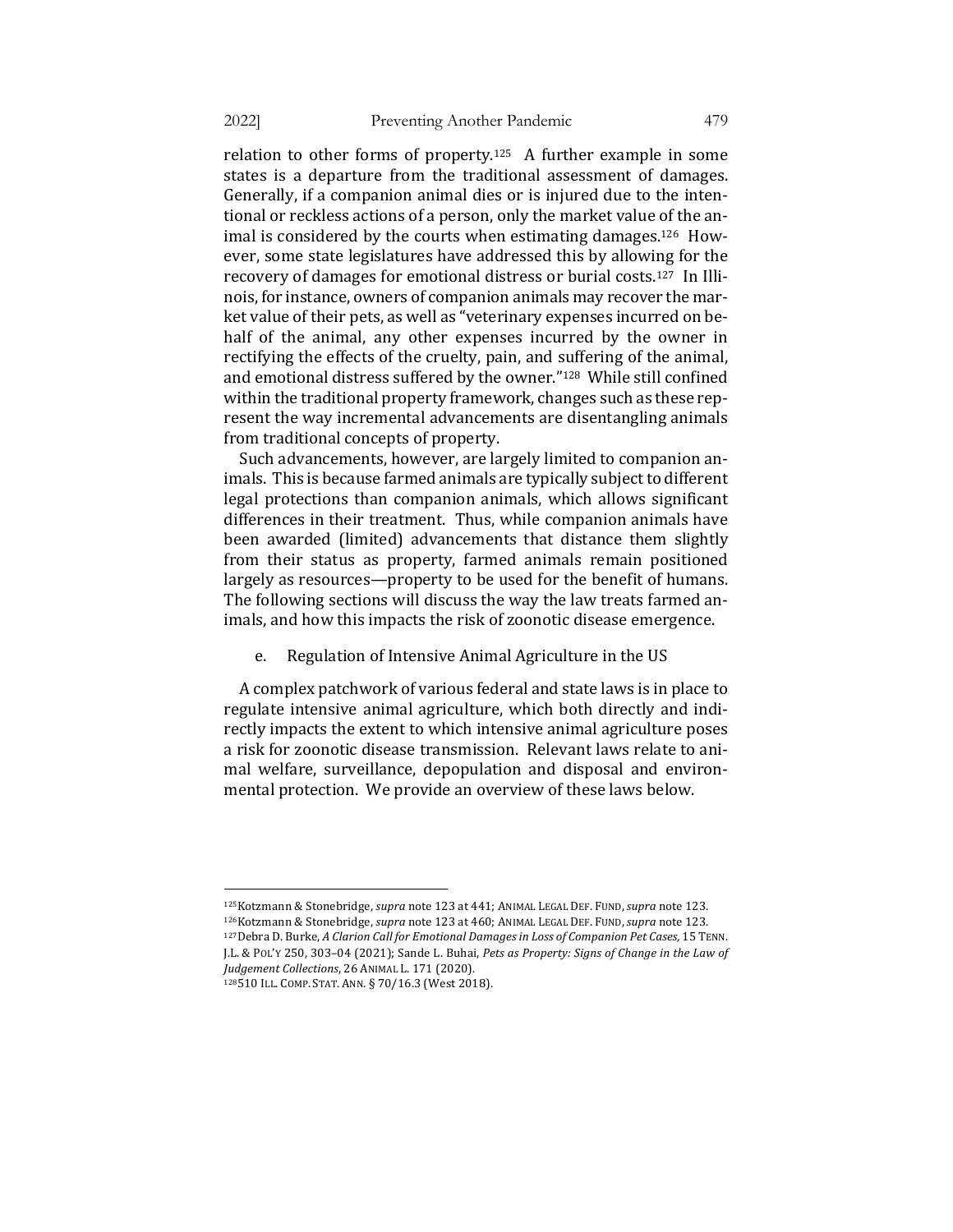relation to other forms of property.[125] A further example in some states is a departure from the traditional assessment of damages. Generally, if a companion animal dies or is injured due to the intentional or reckless actions of a person, only the market value of the animal is considered by the courts when estimating damages.[126] However, some state legislatures have addressed this by allowing for the recovery of damages for emotional distress or burial costs.[127] In Illinois, for instance, owners of companion animals may recover the market value of their pets, as well as "veterinary expenses incurred on behalf of the animal, any other expenses incurred by the owner in rectifying the effects of the cruelty, pain, and suffering of the animal, and emotional distress suffered by the owner."[128] While still confined within the traditional property framework, changes such as these represent the way incremental advancements are disentangling animals from traditional concepts of property.

Such advancements, however, are largely limited to companion animals. This is because farmed animals are typically subject to different legal protections than companion animals, which allows significant differences in their treatment. Thus, while companion animals have been awarded (limited) advancements that distance them slightly from their status as property, farmed animals remain positioned largely as resources—property to be used for the benefit of humans. The following sections will discuss the way the law treats farmed animals, and how this impacts the risk of zoonotic disease emergence.

### e. Regulation of Intensive Animal Agriculture in the US

A complex patchwork of various federal and state laws is in place to regulate intensive animal agriculture, which both directly and indirectly impacts the extent to which intensive animal agriculture poses a risk for zoonotic disease transmission. Relevant laws relate to animal welfare, surveillance, depopulation and disposal and environmental protection. We provide an overview of these laws below.

---

[125] Kotzmann & Stonebridge, *supra* note 123 at 441; ANIMAL LEGAL DEF. FUND, *supra* note 123.

[126] Kotzmann & Stonebridge, *supra* note 123 at 460; ANIMAL LEGAL DEF. FUND, *supra* note 123.

[127] Debra D. Burke, *A Clarion Call for Emotional Damages in Loss of Companion Pet Cases,* 15 TENN. J.L. & POL'Y 250, 303–04 (2021); Sande L. Buhai, *Pets as Property: Signs of Change in the Law of Judgement Collections*, 26 ANIMAL L. 171 (2020).

[128] 510 ILL. COMP. STAT. ANN. § 70/16.3 (West 2018).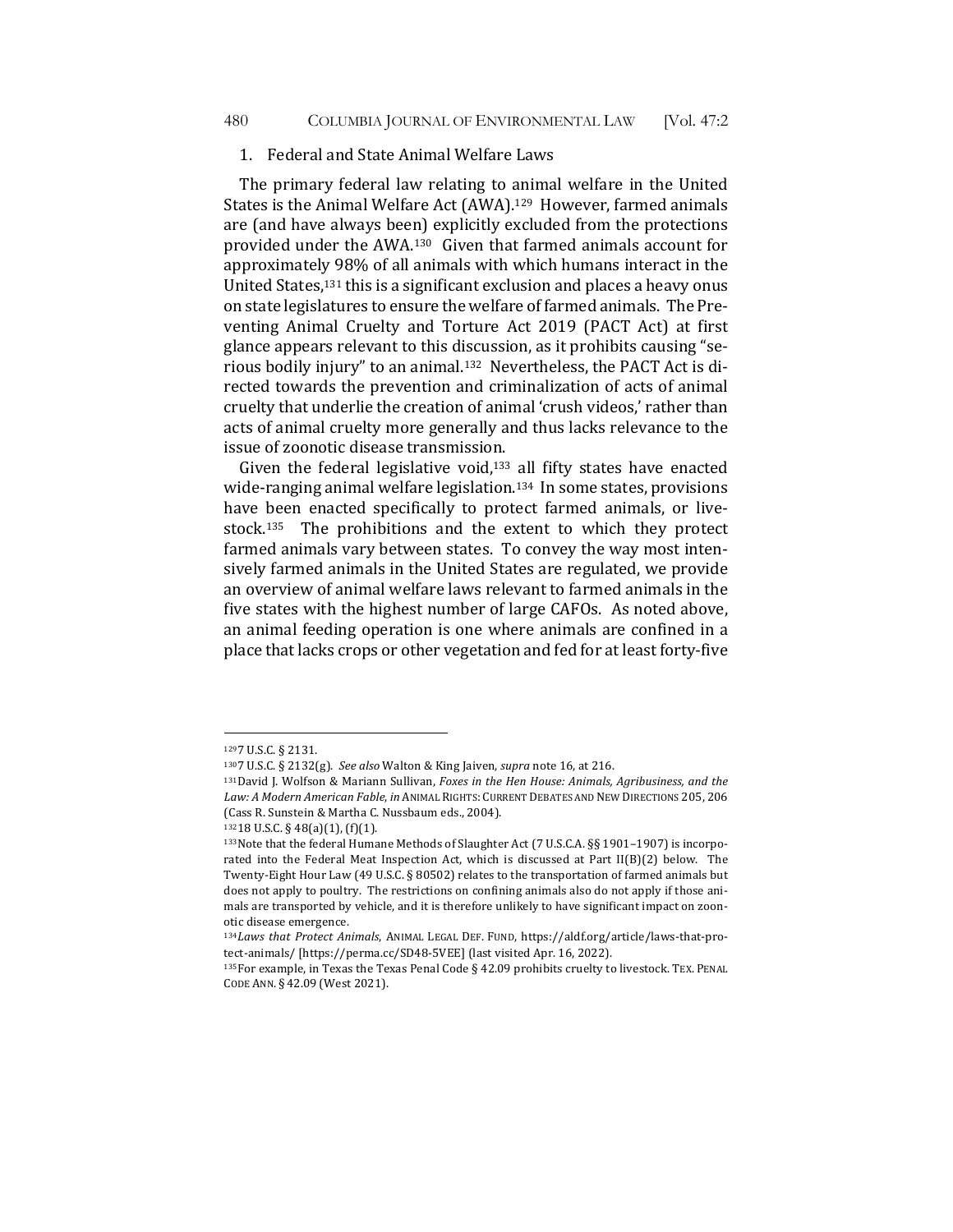### 1. Federal and State Animal Welfare Laws

The primary federal law relating to animal welfare in the United States is the Animal Welfare Act (AWA).[129] However, farmed animals are (and have always been) explicitly excluded from the protections provided under the AWA.[130] Given that farmed animals account for approximately 98% of all animals with which humans interact in the United States,[131] this is a significant exclusion and places a heavy onus on state legislatures to ensure the welfare of farmed animals. The Preventing Animal Cruelty and Torture Act 2019 (PACT Act) at first glance appears relevant to this discussion, as it prohibits causing "serious bodily injury" to an animal.[132] Nevertheless, the PACT Act is directed towards the prevention and criminalization of acts of animal cruelty that underlie the creation of animal 'crush videos,' rather than acts of animal cruelty more generally and thus lacks relevance to the issue of zoonotic disease transmission.

Given the federal legislative void,[133] all fifty states have enacted wide-ranging animal welfare legislation.[134] In some states, provisions have been enacted specifically to protect farmed animals, or livestock.[135] The prohibitions and the extent to which they protect farmed animals vary between states. To convey the way most intensively farmed animals in the United States are regulated, we provide an overview of animal welfare laws relevant to farmed animals in the five states with the highest number of large CAFOs. As noted above, an animal feeding operation is one where animals are confined in a place that lacks crops or other vegetation and fed for at least forty-five

---

[129] 7 U.S.C. § 2131.

[130] 7 U.S.C. § 2132(g). *See also* Walton & King Jaiven, *supra* note 16, at 216.

[131] David J. Wolfson & Mariann Sullivan, *Foxes in the Hen House: Animals, Agribusiness, and the Law: A Modern American Fable*, *in* ANIMAL RIGHTS: CURRENT DEBATES AND NEW DIRECTIONS 205, 206 (Cass R. Sunstein & Martha C. Nussbaum eds., 2004).

[132] 18 U.S.C. § 48(a)(1), (f)(1).

[133] Note that the federal Humane Methods of Slaughter Act (7 U.S.C.A. §§ 1901–1907) is incorporated into the Federal Meat Inspection Act, which is discussed at Part II(B)(2) below. The Twenty-Eight Hour Law (49 U.S.C. § 80502) relates to the transportation of farmed animals but does not apply to poultry. The restrictions on confining animals also do not apply if those animals are transported by vehicle, and it is therefore unlikely to have significant impact on zoonotic disease emergence.

[134] *Laws that Protect Animals*, ANIMAL LEGAL DEF. FUND, https://aldf.org/article/laws-that-protect-animals/ [https://perma.cc/SD48-5VEE] (last visited Apr. 16, 2022).

[135] For example, in Texas the Texas Penal Code § 42.09 prohibits cruelty to livestock. TEX. PENAL CODE ANN. § 42.09 (West 2021).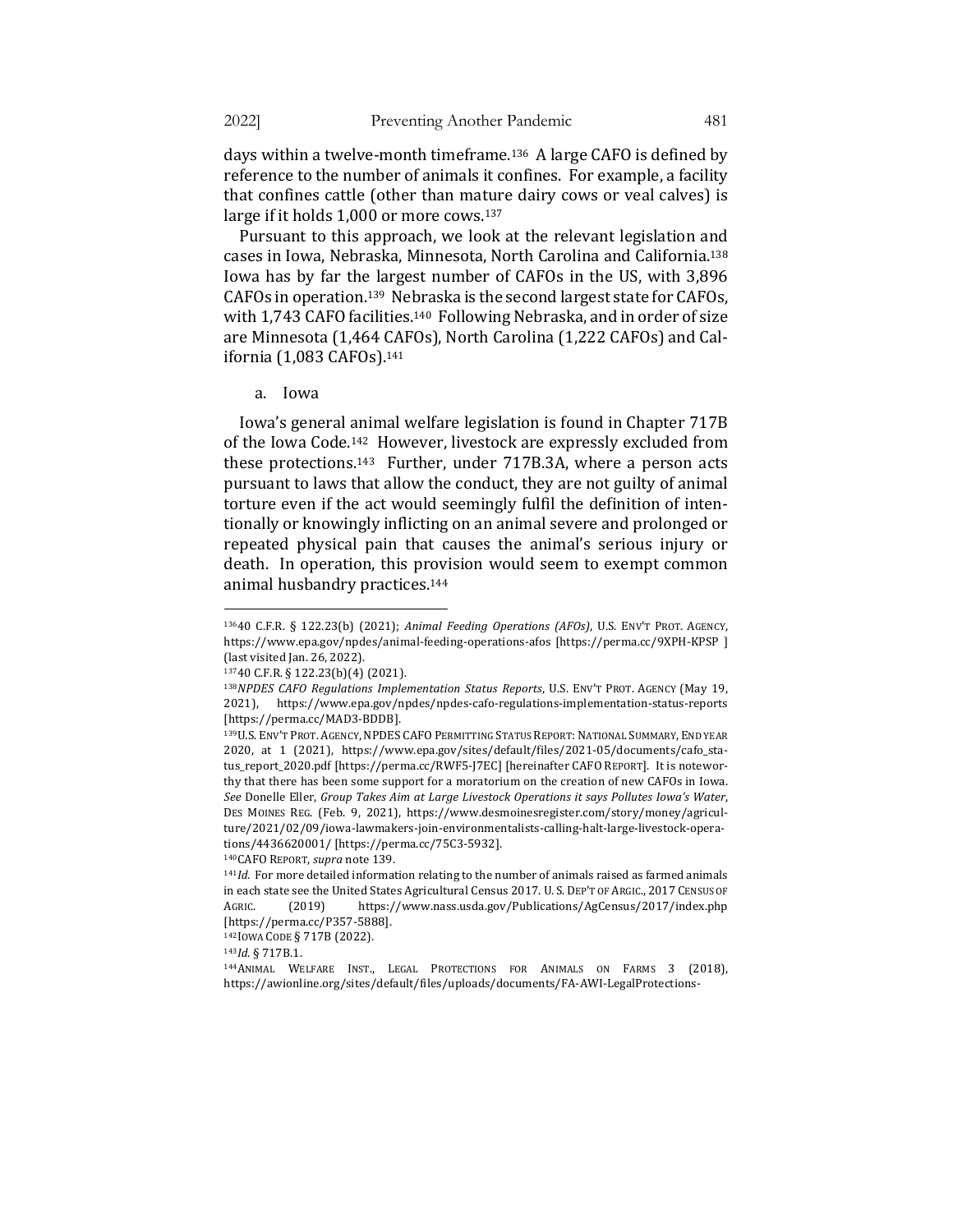days within a twelve-month timeframe.[136] A large CAFO is defined by reference to the number of animals it confines. For example, a facility that confines cattle (other than mature dairy cows or veal calves) is large if it holds 1,000 or more cows.[137]

Pursuant to this approach, we look at the relevant legislation and cases in Iowa, Nebraska, Minnesota, North Carolina and California.[138] Iowa has by far the largest number of CAFOs in the US, with 3,896 CAFOs in operation.[139] Nebraska is the second largest state for CAFOs, with 1,743 CAFO facilities.[140] Following Nebraska, and in order of size are Minnesota (1,464 CAFOs), North Carolina (1,222 CAFOs) and California (1,083 CAFOs).[141]

a. Iowa

Iowa's general animal welfare legislation is found in Chapter 717B of the Iowa Code.[142] However, livestock are expressly excluded from these protections.[143] Further, under 717B.3A, where a person acts pursuant to laws that allow the conduct, they are not guilty of animal torture even if the act would seemingly fulfil the definition of intentionally or knowingly inflicting on an animal severe and prolonged or repeated physical pain that causes the animal's serious injury or death. In operation, this provision would seem to exempt common animal husbandry practices.[144]

---

[136] 40 C.F.R. § 122.23(b) (2021); *Animal Feeding Operations (AFOs)*, U.S. ENV'T PROT. AGENCY, https://www.epa.gov/npdes/animal-feeding-operations-afos [https://perma.cc/9XPH-KPSP ] (last visited Jan. 26, 2022).

[137] 40 C.F.R. § 122.23(b)(4) (2021).

[138] *NPDES CAFO Regulations Implementation Status Reports*, U.S. ENV'T PROT. AGENCY (May 19, 2021), https://www.epa.gov/npdes/npdes-cafo-regulations-implementation-status-reports [https://perma.cc/MAD3-BDDB].

[139] U.S. ENV'T PROT. AGENCY, NPDES CAFO PERMITTING STATUS REPORT: NATIONAL SUMMARY, END YEAR 2020, at 1 (2021), https://www.epa.gov/sites/default/files/2021-05/documents/cafo_status_report_2020.pdf [https://perma.cc/RWF5-J7EC] [hereinafter CAFO REPORT]. It is noteworthy that there has been some support for a moratorium on the creation of new CAFOs in Iowa. *See* Donelle Eller, *Group Takes Aim at Large Livestock Operations it says Pollutes Iowa's Water*, DES MOINES REG. (Feb. 9, 2021), https://www.desmoinesregister.com/story/money/agriculture/2021/02/09/iowa-lawmakers-join-environmentalists-calling-halt-large-livestock-operations/4436620001/ [https://perma.cc/75C3-5932].

[140] CAFO REPORT, *supra* note 139.

[141] *Id.* For more detailed information relating to the number of animals raised as farmed animals in each state see the United States Agricultural Census 2017. U. S. DEP'T OF AGRIC., 2017 CENSUS OF AGRIC. (2019) https://www.nass.usda.gov/Publications/AgCensus/2017/index.php [https://perma.cc/P357-5888].

[142] IOWA CODE § 717B (2022).

[143] *Id.* § 717B.1.

[144] ANIMAL WELFARE INST., LEGAL PROTECTIONS FOR ANIMALS ON FARMS 3 (2018), https://awionline.org/sites/default/files/uploads/documents/FA-AWI-LegalProtections-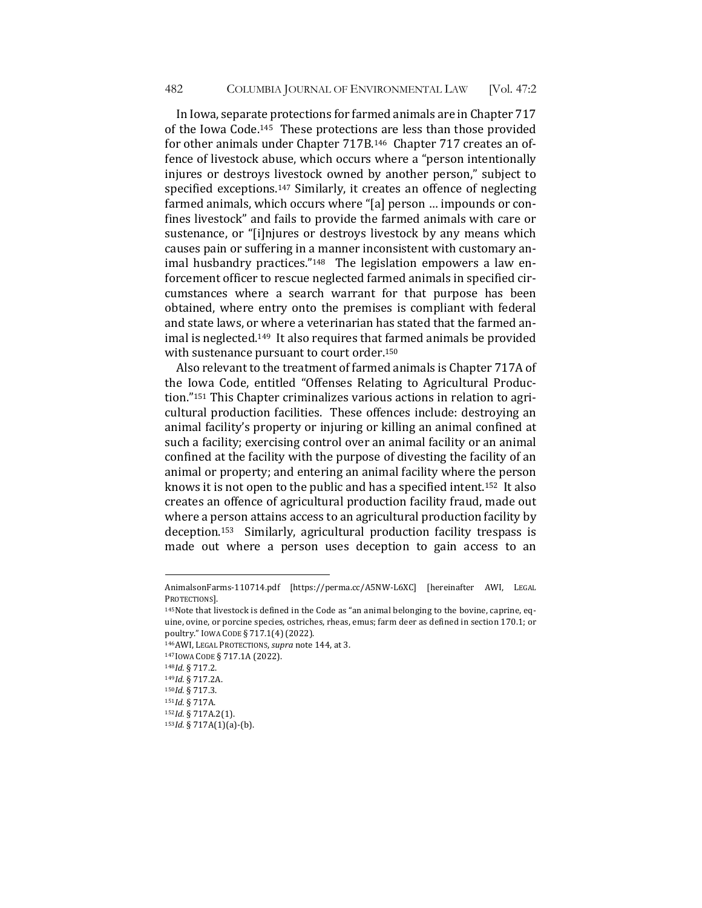In Iowa, separate protections for farmed animals are in Chapter 717 of the Iowa Code.[145] These protections are less than those provided for other animals under Chapter 717B.[146] Chapter 717 creates an offence of livestock abuse, which occurs where a "person intentionally injures or destroys livestock owned by another person," subject to specified exceptions.[147] Similarly, it creates an offence of neglecting farmed animals, which occurs where "[a] person … impounds or confines livestock" and fails to provide the farmed animals with care or sustenance, or "[i]njures or destroys livestock by any means which causes pain or suffering in a manner inconsistent with customary animal husbandry practices."[148] The legislation empowers a law enforcement officer to rescue neglected farmed animals in specified circumstances where a search warrant for that purpose has been obtained, where entry onto the premises is compliant with federal and state laws, or where a veterinarian has stated that the farmed animal is neglected.[149] It also requires that farmed animals be provided with sustenance pursuant to court order.[150]

Also relevant to the treatment of farmed animals is Chapter 717A of the Iowa Code, entitled "Offenses Relating to Agricultural Production."[151] This Chapter criminalizes various actions in relation to agricultural production facilities. These offences include: destroying an animal facility's property or injuring or killing an animal confined at such a facility; exercising control over an animal facility or an animal confined at the facility with the purpose of divesting the facility of an animal or property; and entering an animal facility where the person knows it is not open to the public and has a specified intent.[152] It also creates an offence of agricultural production facility fraud, made out where a person attains access to an agricultural production facility by deception.[153] Similarly, agricultural production facility trespass is made out where a person uses deception to gain access to an

---

AnimalsonFarms-110714.pdf [https://perma.cc/A5NW-L6XC] [hereinafter AWI, LEGAL PROTECTIONS].

[145] Note that livestock is defined in the Code as "an animal belonging to the bovine, caprine, equine, ovine, or porcine species, ostriches, rheas, emus; farm deer as defined in section 170.1; or poultry." IOWA CODE § 717.1(4) (2022).

[146] AWI, LEGAL PROTECTIONS, *supra* note 144, at 3.

[147] IOWA CODE § 717.1A (2022).

[148] *Id.* § 717.2.

[149] *Id.* § 717.2A.

[150] *Id.* § 717.3.

[151] *Id.* § 717A.

[152] *Id.* § 717A.2(1).

[153] *Id.* § 717A(1)(a)-(b).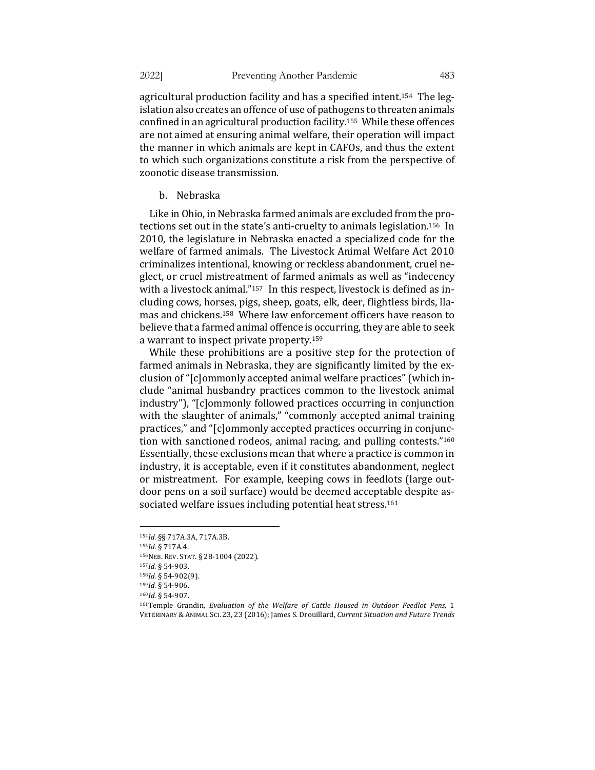agricultural production facility and has a specified intent.[154] The legislation also creates an offence of use of pathogens to threaten animals confined in an agricultural production facility.[155] While these offences are not aimed at ensuring animal welfare, their operation will impact the manner in which animals are kept in CAFOs, and thus the extent to which such organizations constitute a risk from the perspective of zoonotic disease transmission.

b. Nebraska

Like in Ohio, in Nebraska farmed animals are excluded from the protections set out in the state's anti-cruelty to animals legislation.[156] In 2010, the legislature in Nebraska enacted a specialized code for the welfare of farmed animals. The Livestock Animal Welfare Act 2010 criminalizes intentional, knowing or reckless abandonment, cruel neglect, or cruel mistreatment of farmed animals as well as "indecency with a livestock animal."[157] In this respect, livestock is defined as including cows, horses, pigs, sheep, goats, elk, deer, flightless birds, llamas and chickens.[158] Where law enforcement officers have reason to believe that a farmed animal offence is occurring, they are able to seek a warrant to inspect private property.[159]

While these prohibitions are a positive step for the protection of farmed animals in Nebraska, they are significantly limited by the exclusion of "[c]ommonly accepted animal welfare practices" (which include "animal husbandry practices common to the livestock animal industry"), "[c]ommonly followed practices occurring in conjunction with the slaughter of animals," "commonly accepted animal training practices," and "[c]ommonly accepted practices occurring in conjunction with sanctioned rodeos, animal racing, and pulling contests."[160] Essentially, these exclusions mean that where a practice is common in industry, it is acceptable, even if it constitutes abandonment, neglect or mistreatment. For example, keeping cows in feedlots (large outdoor pens on a soil surface) would be deemed acceptable despite associated welfare issues including potential heat stress.[161]

---

[154] *Id.* §§ 717A.3A, 717A.3B.

[155] *Id.* § 717A.4.

[156] NEB. REV. STAT. § 28-1004 (2022).

[157] *Id.* § 54-903.

[158] *Id.* § 54-902(9).

[159] *Id.* § 54-906.

[160] *Id.* § 54-907.

[161] Temple Grandin, *Evaluation of the Welfare of Cattle Housed in Outdoor Feedlot Pens*, 1 VETERINARY & ANIMAL SCI. 23, 23 (2016); James S. Drouillard, *Current Situation and Future Trends*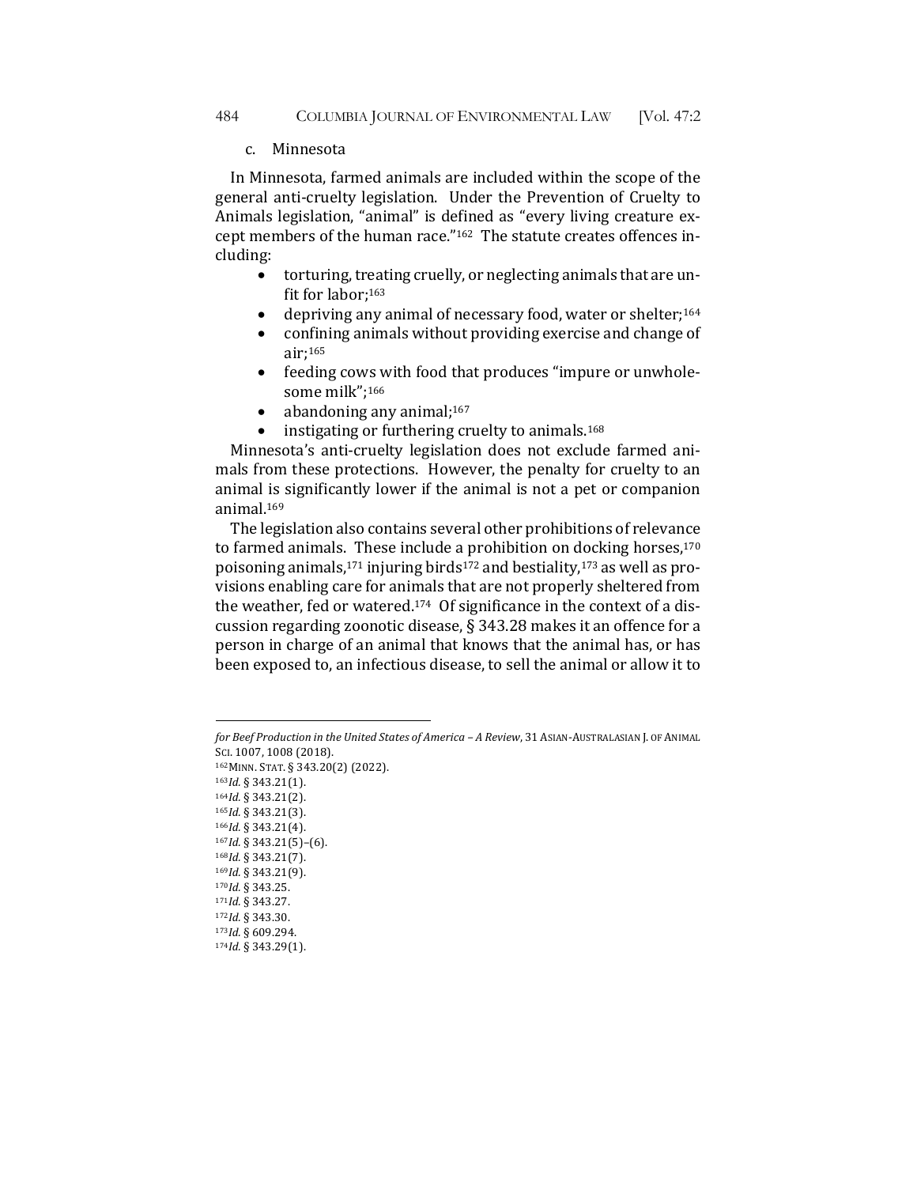### c. Minnesota

In Minnesota, farmed animals are included within the scope of the general anti-cruelty legislation. Under the Prevention of Cruelty to Animals legislation, "animal" is defined as "every living creature except members of the human race."[162] The statute creates offences including:

- torturing, treating cruelly, or neglecting animals that are unfit for labor;[163]
- depriving any animal of necessary food, water or shelter;[164]
- confining animals without providing exercise and change of air;[165]
- feeding cows with food that produces "impure or unwholesome milk";[166]
- abandoning any animal;[167]
- instigating or furthering cruelty to animals.[168]

Minnesota's anti-cruelty legislation does not exclude farmed animals from these protections. However, the penalty for cruelty to an animal is significantly lower if the animal is not a pet or companion animal.[169]

The legislation also contains several other prohibitions of relevance to farmed animals. These include a prohibition on docking horses,[170] poisoning animals,[171] injuring birds[172] and bestiality,[173] as well as provisions enabling care for animals that are not properly sheltered from the weather, fed or watered.[174] Of significance in the context of a discussion regarding zoonotic disease, § 343.28 makes it an offence for a person in charge of an animal that knows that the animal has, or has been exposed to, an infectious disease, to sell the animal or allow it to

---

*for Beef Production in the United States of America – A Review*, 31 ASIAN-AUSTRALASIAN J. OF ANIMAL SCI. 1007, 1008 (2018).

[162] MINN. STAT. § 343.20(2) (2022).

[163] *Id.* § 343.21(1).

[164] *Id.* § 343.21(2).

[165] *Id.* § 343.21(3).

[166] *Id.* § 343.21(4).

[167] *Id.* § 343.21(5)–(6).

[168] *Id.* § 343.21(7).

[169] *Id.* § 343.21(9).

[170] *Id.* § 343.25.

[171] *Id.* § 343.27.

[172] *Id.* § 343.30.

[173] *Id.* § 609.294.

[174] *Id.* § 343.29(1).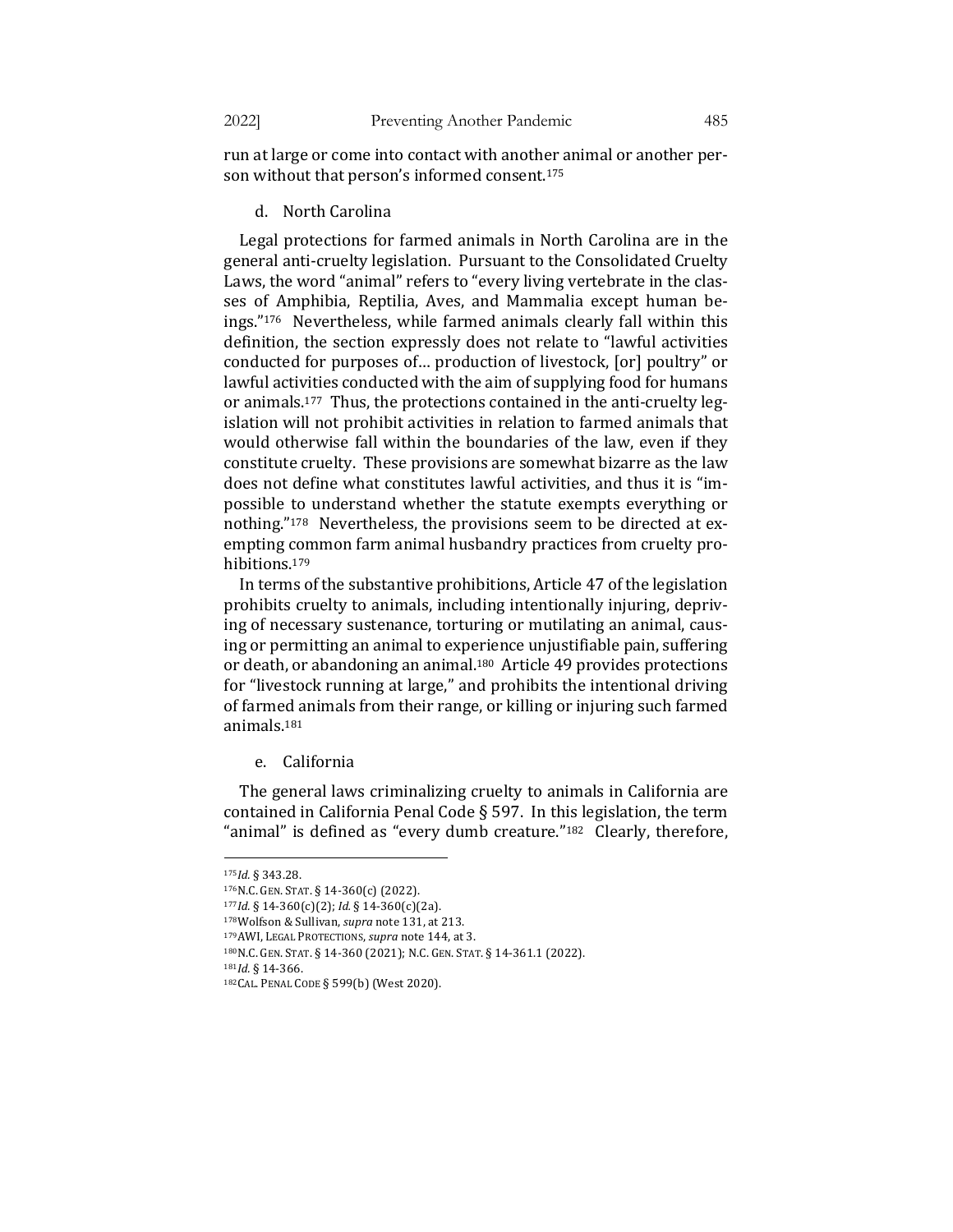run at large or come into contact with another animal or another person without that person's informed consent.[175]

d. North Carolina

Legal protections for farmed animals in North Carolina are in the general anti-cruelty legislation. Pursuant to the Consolidated Cruelty Laws, the word "animal" refers to "every living vertebrate in the classes of Amphibia, Reptilia, Aves, and Mammalia except human beings."[176] Nevertheless, while farmed animals clearly fall within this definition, the section expressly does not relate to "lawful activities conducted for purposes of... production of livestock, [or] poultry" or lawful activities conducted with the aim of supplying food for humans or animals.[177] Thus, the protections contained in the anti-cruelty legislation will not prohibit activities in relation to farmed animals that would otherwise fall within the boundaries of the law, even if they constitute cruelty. These provisions are somewhat bizarre as the law does not define what constitutes lawful activities, and thus it is "impossible to understand whether the statute exempts everything or nothing."[178] Nevertheless, the provisions seem to be directed at exempting common farm animal husbandry practices from cruelty prohibitions.[179]

In terms of the substantive prohibitions, Article 47 of the legislation prohibits cruelty to animals, including intentionally injuring, depriving of necessary sustenance, torturing or mutilating an animal, causing or permitting an animal to experience unjustifiable pain, suffering or death, or abandoning an animal.[180] Article 49 provides protections for "livestock running at large," and prohibits the intentional driving of farmed animals from their range, or killing or injuring such farmed animals.[181]

e. California

The general laws criminalizing cruelty to animals in California are contained in California Penal Code § 597. In this legislation, the term "animal" is defined as "every dumb creature."[182] Clearly, therefore,

[175] *Id.* § 343.28.

[176] N.C. GEN. STAT. § 14-360(c) (2022).

[177] *Id.* § 14-360(c)(2); *Id.* § 14-360(c)(2a).

[178] Wolfson & Sullivan, *supra* note 131, at 213.

[179] AWI, LEGAL PROTECTIONS, *supra* note 144, at 3.

[180] N.C. GEN. STAT. § 14-360 (2021); N.C. GEN. STAT. § 14-361.1 (2022).

[181] *Id.* § 14-366.

[182] CAL. PENAL CODE § 599(b) (West 2020).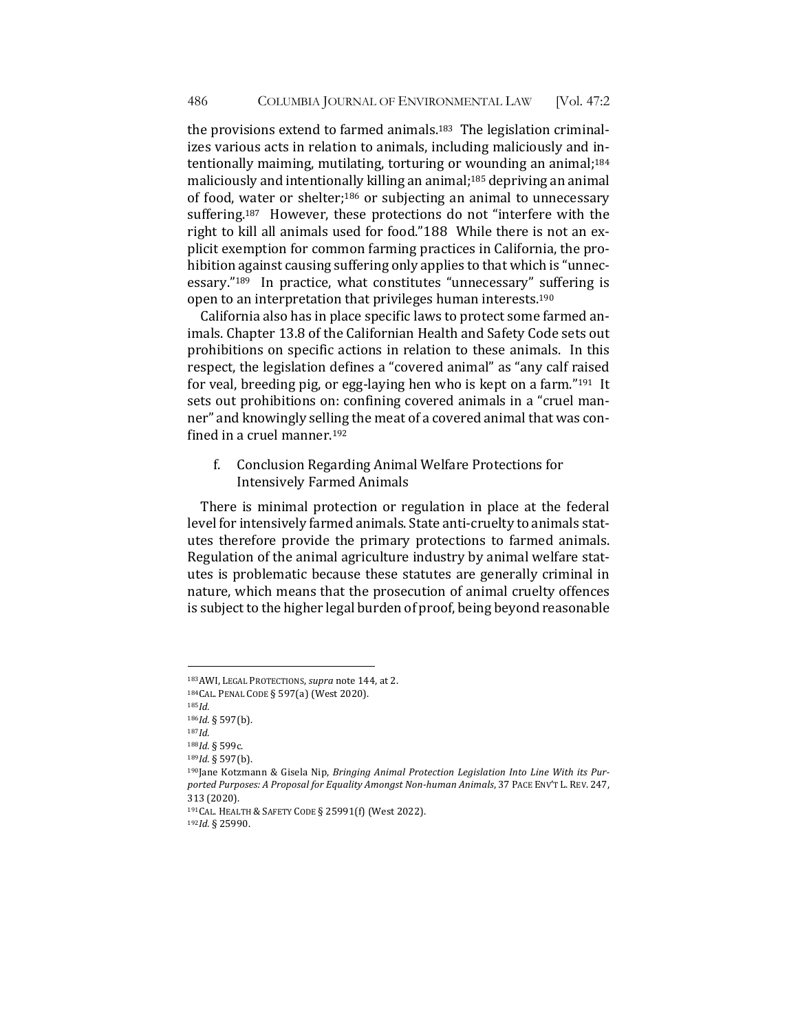the provisions extend to farmed animals.[183] The legislation criminalizes various acts in relation to animals, including maliciously and intentionally maiming, mutilating, torturing or wounding an animal;[184] maliciously and intentionally killing an animal;[185] depriving an animal of food, water or shelter;[186] or subjecting an animal to unnecessary suffering.[187] However, these protections do not "interfere with the right to kill all animals used for food."[188] While there is not an explicit exemption for common farming practices in California, the prohibition against causing suffering only applies to that which is "unnecessary."[189] In practice, what constitutes "unnecessary" suffering is open to an interpretation that privileges human interests.[190]

California also has in place specific laws to protect some farmed animals. Chapter 13.8 of the Californian Health and Safety Code sets out prohibitions on specific actions in relation to these animals. In this respect, the legislation defines a "covered animal" as "any calf raised for veal, breeding pig, or egg-laying hen who is kept on a farm."[191] It sets out prohibitions on: confining covered animals in a "cruel manner" and knowingly selling the meat of a covered animal that was confined in a cruel manner.[192]

f. Conclusion Regarding Animal Welfare Protections for Intensively Farmed Animals

There is minimal protection or regulation in place at the federal level for intensively farmed animals. State anti-cruelty to animals statutes therefore provide the primary protections to farmed animals. Regulation of the animal agriculture industry by animal welfare statutes is problematic because these statutes are generally criminal in nature, which means that the prosecution of animal cruelty offences is subject to the higher legal burden of proof, being beyond reasonable

---

[183] AWI, LEGAL PROTECTIONS, *supra* note 144, at 2.

[184] CAL. PENAL CODE § 597(a) (West 2020).

[185] *Id.*

[186] *Id.* § 597(b).

[187] *Id.*

[188] *Id.* § 599c.

[189] *Id.* § 597(b).

[190] Jane Kotzmann & Gisela Nip, *Bringing Animal Protection Legislation Into Line With its Purported Purposes: A Proposal for Equality Amongst Non-human Animals*, 37 PACE ENV'T L. REV. 247, 313 (2020).

[191] CAL. HEALTH & SAFETY CODE § 25991(f) (West 2022).

[192] *Id.* § 25990.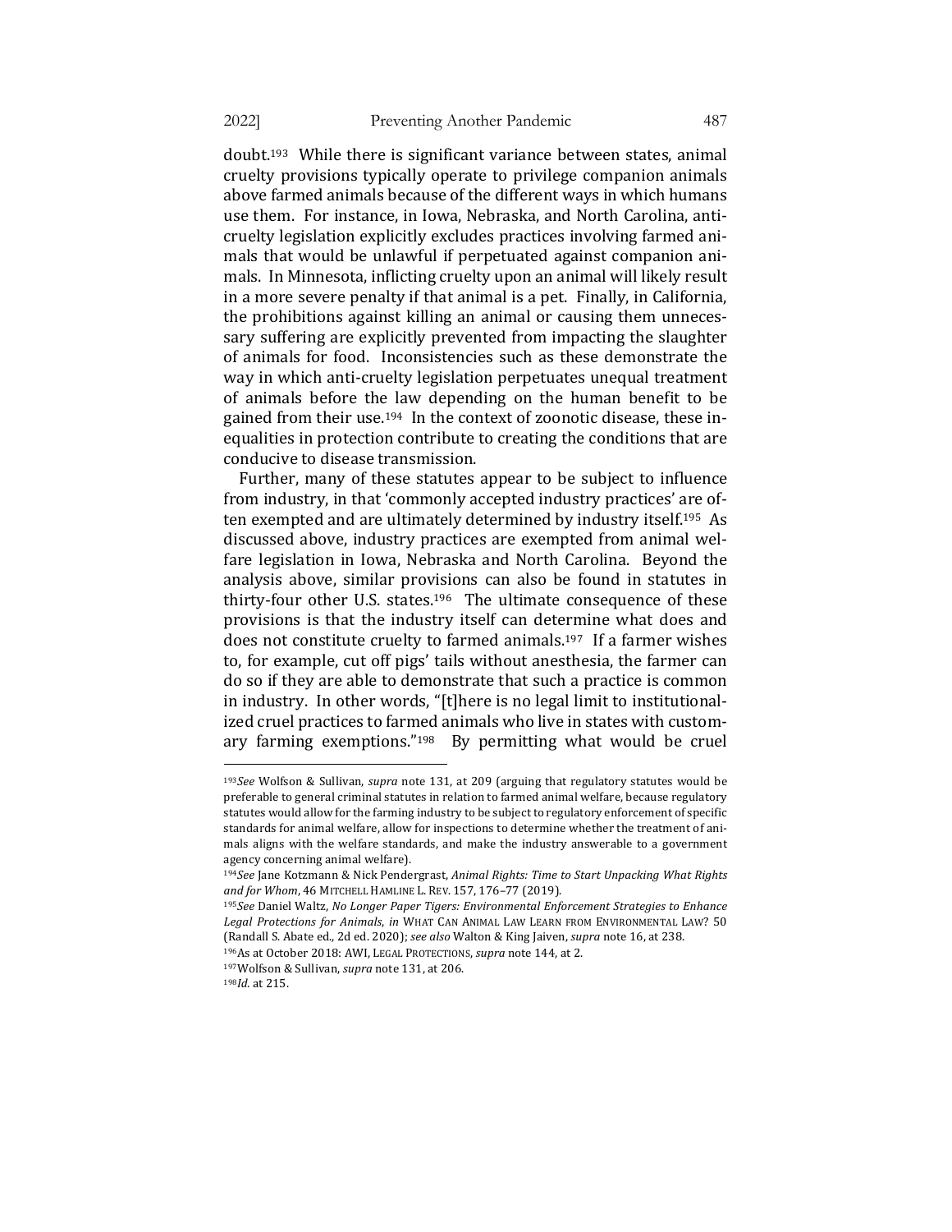doubt.[193] While there is significant variance between states, animal cruelty provisions typically operate to privilege companion animals above farmed animals because of the different ways in which humans use them. For instance, in Iowa, Nebraska, and North Carolina, anti-cruelty legislation explicitly excludes practices involving farmed animals that would be unlawful if perpetuated against companion animals. In Minnesota, inflicting cruelty upon an animal will likely result in a more severe penalty if that animal is a pet. Finally, in California, the prohibitions against killing an animal or causing them unnecessary suffering are explicitly prevented from impacting the slaughter of animals for food. Inconsistencies such as these demonstrate the way in which anti-cruelty legislation perpetuates unequal treatment of animals before the law depending on the human benefit to be gained from their use.[194] In the context of zoonotic disease, these inequalities in protection contribute to creating the conditions that are conducive to disease transmission.

Further, many of these statutes appear to be subject to influence from industry, in that 'commonly accepted industry practices' are often exempted and are ultimately determined by industry itself.[195] As discussed above, industry practices are exempted from animal welfare legislation in Iowa, Nebraska and North Carolina. Beyond the analysis above, similar provisions can also be found in statutes in thirty-four other U.S. states.[196] The ultimate consequence of these provisions is that the industry itself can determine what does and does not constitute cruelty to farmed animals.[197] If a farmer wishes to, for example, cut off pigs' tails without anesthesia, the farmer can do so if they are able to demonstrate that such a practice is common in industry. In other words, "[t]here is no legal limit to institutionalized cruel practices to farmed animals who live in states with customary farming exemptions."[198] By permitting what would be cruel

---

[193] *See* Wolfson & Sullivan, *supra* note 131, at 209 (arguing that regulatory statutes would be preferable to general criminal statutes in relation to farmed animal welfare, because regulatory statutes would allow for the farming industry to be subject to regulatory enforcement of specific standards for animal welfare, allow for inspections to determine whether the treatment of animals aligns with the welfare standards, and make the industry answerable to a government agency concerning animal welfare).

[194] *See* Jane Kotzmann & Nick Pendergrast, *Animal Rights: Time to Start Unpacking What Rights and for Whom*, 46 MITCHELL HAMLINE L. REV. 157, 176–77 (2019).

[195] *See* Daniel Waltz, *No Longer Paper Tigers: Environmental Enforcement Strategies to Enhance Legal Protections for Animals*, *in* WHAT CAN ANIMAL LAW LEARN FROM ENVIRONMENTAL LAW? 50 (Randall S. Abate ed., 2d ed. 2020); *see also* Walton & King Jaiven, *supra* note 16, at 238.

[196] As at October 2018: AWI, LEGAL PROTECTIONS, *supra* note 144, at 2.

[197] Wolfson & Sullivan, *supra* note 131, at 206.

[198] *Id.* at 215.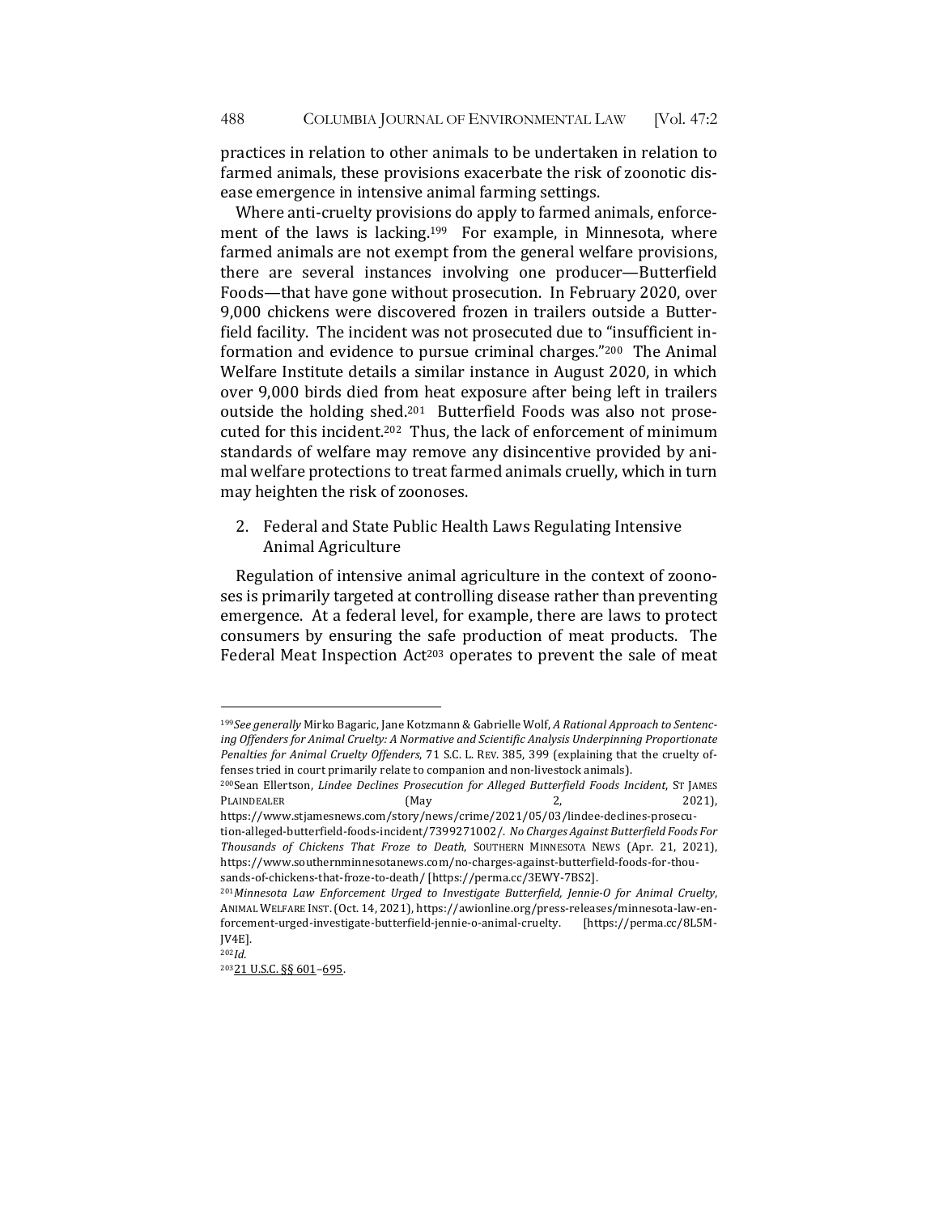practices in relation to other animals to be undertaken in relation to farmed animals, these provisions exacerbate the risk of zoonotic disease emergence in intensive animal farming settings.

Where anti-cruelty provisions do apply to farmed animals, enforcement of the laws is lacking.[199] For example, in Minnesota, where farmed animals are not exempt from the general welfare provisions, there are several instances involving one producer—Butterfield Foods—that have gone without prosecution. In February 2020, over 9,000 chickens were discovered frozen in trailers outside a Butterfield facility. The incident was not prosecuted due to "insufficient information and evidence to pursue criminal charges."[200] The Animal Welfare Institute details a similar instance in August 2020, in which over 9,000 birds died from heat exposure after being left in trailers outside the holding shed.[201] Butterfield Foods was also not prosecuted for this incident.[202] Thus, the lack of enforcement of minimum standards of welfare may remove any disincentive provided by animal welfare protections to treat farmed animals cruelly, which in turn may heighten the risk of zoonoses.

2. Federal and State Public Health Laws Regulating Intensive Animal Agriculture

Regulation of intensive animal agriculture in the context of zoonoses is primarily targeted at controlling disease rather than preventing emergence. At a federal level, for example, there are laws to protect consumers by ensuring the safe production of meat products. The Federal Meat Inspection Act[203] operates to prevent the sale of meat

---

[199] *See generally* Mirko Bagaric, Jane Kotzmann & Gabrielle Wolf, *A Rational Approach to Sentencing Offenders for Animal Cruelty: A Normative and Scientific Analysis Underpinning Proportionate Penalties for Animal Cruelty Offenders*, 71 S.C. L. REV. 385, 399 (explaining that the cruelty offenses tried in court primarily relate to companion and non-livestock animals).

[200] Sean Ellertson, *Lindee Declines Prosecution for Alleged Butterfield Foods Incident*, ST JAMES PLAINDEALER (May 2, 2021), https://www.stjamesnews.com/story/news/crime/2021/05/03/lindee-declines-prosecution-alleged-butterfield-foods-incident/7399271002/. *No Charges Against Butterfield Foods For Thousands of Chickens That Froze to Death*, SOUTHERN MINNESOTA NEWS (Apr. 21, 2021), https://www.southernminnesotanews.com/no-charges-against-butterfield-foods-for-thousands-of-chickens-that-froze-to-death/ [https://perma.cc/3EWY-7BS2].

[201] *Minnesota Law Enforcement Urged to Investigate Butterfield, Jennie-O for Animal Cruelty*, ANIMAL WELFARE INST. (Oct. 14, 2021), https://awionline.org/press-releases/minnesota-law-enforcement-urged-investigate-butterfield-jennie-o-animal-cruelty. [https://perma.cc/8L5M-JV4E].

[202] *Id.*

[203] 21 U.S.C. §§ 601–695.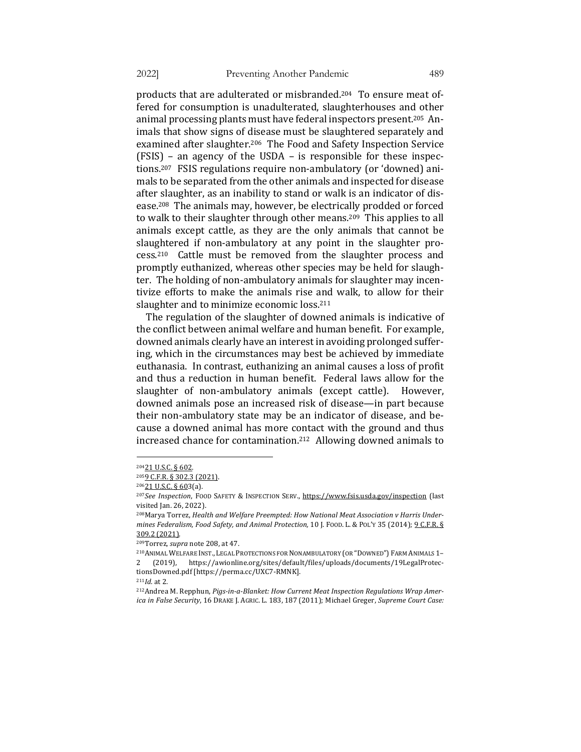products that are adulterated or misbranded.[204] To ensure meat offered for consumption is unadulterated, slaughterhouses and other animal processing plants must have federal inspectors present.[205] Animals that show signs of disease must be slaughtered separately and examined after slaughter.[206] The Food and Safety Inspection Service (FSIS) – an agency of the USDA – is responsible for these inspections.[207] FSIS regulations require non-ambulatory (or 'downed) animals to be separated from the other animals and inspected for disease after slaughter, as an inability to stand or walk is an indicator of disease.[208] The animals may, however, be electrically prodded or forced to walk to their slaughter through other means.[209] This applies to all animals except cattle, as they are the only animals that cannot be slaughtered if non-ambulatory at any point in the slaughter process.[210] Cattle must be removed from the slaughter process and promptly euthanized, whereas other species may be held for slaughter. The holding of non-ambulatory animals for slaughter may incentivize efforts to make the animals rise and walk, to allow for their slaughter and to minimize economic loss.[211]

The regulation of the slaughter of downed animals is indicative of the conflict between animal welfare and human benefit. For example, downed animals clearly have an interest in avoiding prolonged suffering, which in the circumstances may best be achieved by immediate euthanasia. In contrast, euthanizing an animal causes a loss of profit and thus a reduction in human benefit. Federal laws allow for the slaughter of non-ambulatory animals (except cattle). However, downed animals pose an increased risk of disease—in part because their non-ambulatory state may be an indicator of disease, and because a downed animal has more contact with the ground and thus increased chance for contamination.[212] Allowing downed animals to

---

[204] 21 U.S.C. § 602.

[205] 9 C.F.R. § 302.3 (2021).

[206] 21 U.S.C. § 603(a).

[207] *See Inspection*, FOOD SAFETY & INSPECTION SERV., https://www.fsis.usda.gov/inspection (last visited Jan. 26, 2022).

[208] Marya Torrez, *Health and Welfare Preempted: How National Meat Association v Harris Undermines Federalism, Food Safety, and Animal Protection,* 10 J. FOOD. L. & POL'Y 35 (2014); 9 C.F.R. § 309.2 (2021).

[209] Torrez, *supra* note 208, at 47.

[210] ANIMAL WELFARE INST., LEGAL PROTECTIONS FOR NONAMBULATORY (OR "DOWNED") FARM ANIMALS 1–2 (2019), https://awionline.org/sites/default/files/uploads/documents/19LegalProtectionsDowned.pdf [https://perma.cc/UXC7-RMNK].

[211] *Id.* at 2.

[212] Andrea M. Repphun, *Pigs-in-a-Blanket: How Current Meat Inspection Regulations Wrap America in False Security*, 16 DRAKE J. AGRIC. L. 183, 187 (2011); Michael Greger, *Supreme Court Case:*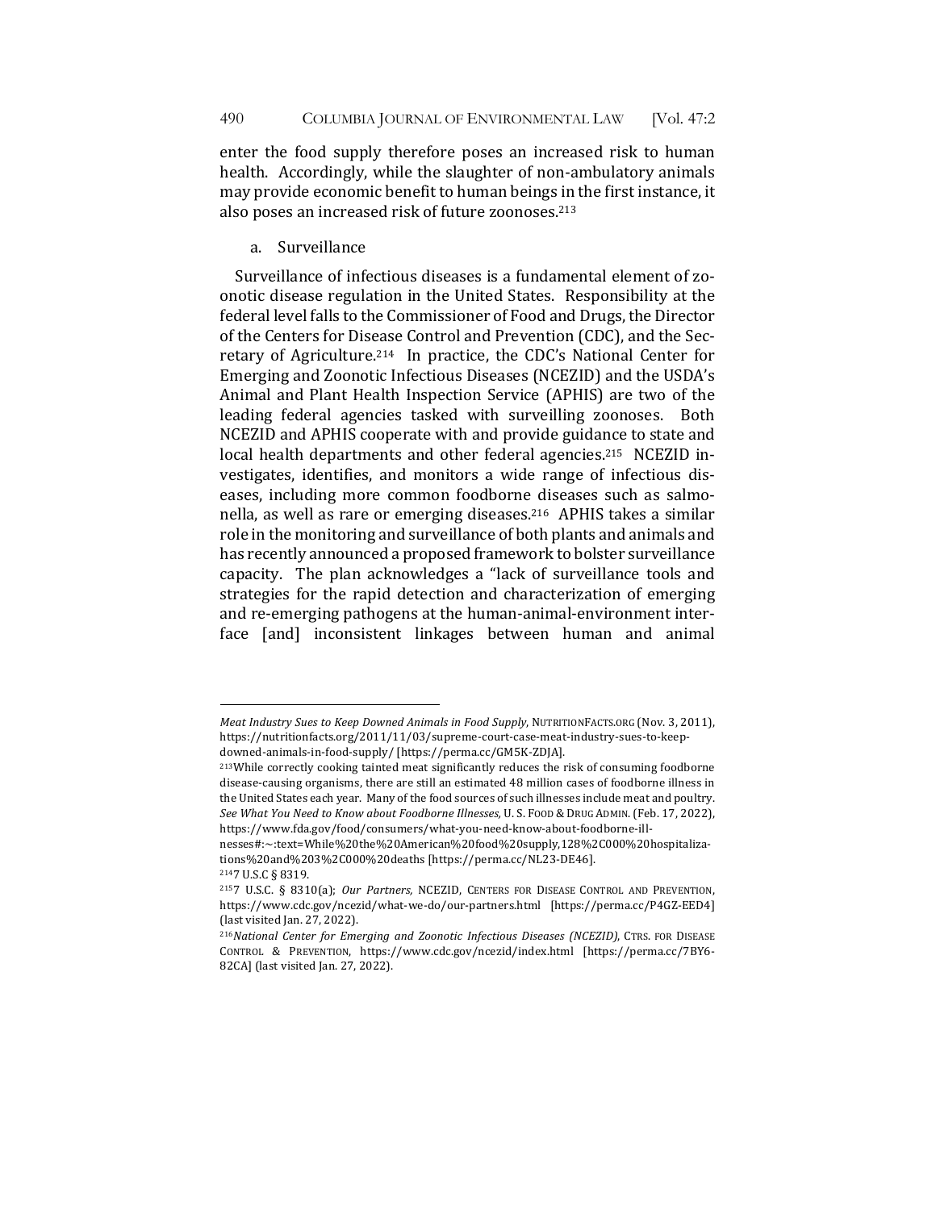enter the food supply therefore poses an increased risk to human health. Accordingly, while the slaughter of non-ambulatory animals may provide economic benefit to human beings in the first instance, it also poses an increased risk of future zoonoses.[213]

a. Surveillance

Surveillance of infectious diseases is a fundamental element of zoonotic disease regulation in the United States. Responsibility at the federal level falls to the Commissioner of Food and Drugs, the Director of the Centers for Disease Control and Prevention (CDC), and the Secretary of Agriculture.[214] In practice, the CDC's National Center for Emerging and Zoonotic Infectious Diseases (NCEZID) and the USDA's Animal and Plant Health Inspection Service (APHIS) are two of the leading federal agencies tasked with surveilling zoonoses. Both NCEZID and APHIS cooperate with and provide guidance to state and local health departments and other federal agencies.[215] NCEZID investigates, identifies, and monitors a wide range of infectious diseases, including more common foodborne diseases such as salmonella, as well as rare or emerging diseases.[216] APHIS takes a similar role in the monitoring and surveillance of both plants and animals and has recently announced a proposed framework to bolster surveillance capacity. The plan acknowledges a "lack of surveillance tools and strategies for the rapid detection and characterization of emerging and re-emerging pathogens at the human-animal-environment interface [and] inconsistent linkages between human and animal

---

*Meat Industry Sues to Keep Downed Animals in Food Supply*, NUTRITIONFACTS.ORG (Nov. 3, 2011), https://nutritionfacts.org/2011/11/03/supreme-court-case-meat-industry-sues-to-keep-downed-animals-in-food-supply/ [https://perma.cc/GM5K-ZDJA].

[213] While correctly cooking tainted meat significantly reduces the risk of consuming foodborne disease-causing organisms, there are still an estimated 48 million cases of foodborne illness in the United States each year. Many of the food sources of such illnesses include meat and poultry. *See What You Need to Know about Foodborne Illnesses,* U. S. FOOD & DRUG ADMIN. (Feb. 17, 2022), https://www.fda.gov/food/consumers/what-you-need-know-about-foodborne-illnesses#:~:text=While%20the%20American%20food%20supply,128%2C000%20hospitalizations%20and%203%2C000%20deaths [https://perma.cc/NL23-DE46].

[214] 7 U.S.C § 8319.

[215] 7 U.S.C. § 8310(a); *Our Partners,* NCEZID, CENTERS FOR DISEASE CONTROL AND PREVENTION, https://www.cdc.gov/ncezid/what-we-do/our-partners.html [https://perma.cc/P4GZ-EED4] (last visited Jan. 27, 2022).

[216] *National Center for Emerging and Zoonotic Infectious Diseases (NCEZID)*, CTRS. FOR DISEASE CONTROL & PREVENTION, https://www.cdc.gov/ncezid/index.html [https://perma.cc/7BY6-82CA] (last visited Jan. 27, 2022).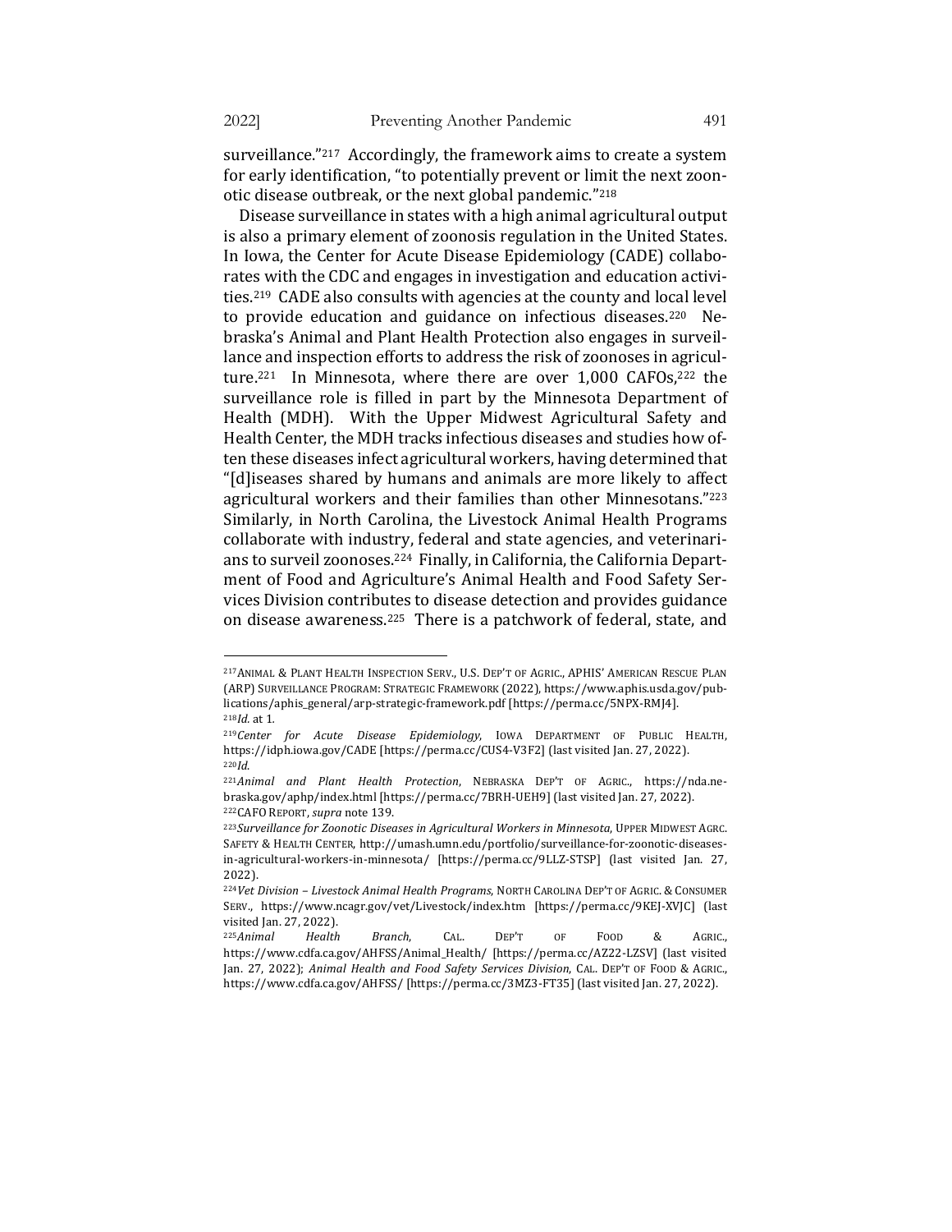surveillance."[217] Accordingly, the framework aims to create a system for early identification, "to potentially prevent or limit the next zoonotic disease outbreak, or the next global pandemic."[218]

Disease surveillance in states with a high animal agricultural output is also a primary element of zoonosis regulation in the United States. In Iowa, the Center for Acute Disease Epidemiology (CADE) collaborates with the CDC and engages in investigation and education activities.[219] CADE also consults with agencies at the county and local level to provide education and guidance on infectious diseases.[220] Nebraska's Animal and Plant Health Protection also engages in surveillance and inspection efforts to address the risk of zoonoses in agriculture.[221] In Minnesota, where there are over 1,000 CAFOs,[222] the surveillance role is filled in part by the Minnesota Department of Health (MDH). With the Upper Midwest Agricultural Safety and Health Center, the MDH tracks infectious diseases and studies how often these diseases infect agricultural workers, having determined that "[d]iseases shared by humans and animals are more likely to affect agricultural workers and their families than other Minnesotans."[223] Similarly, in North Carolina, the Livestock Animal Health Programs collaborate with industry, federal and state agencies, and veterinarians to surveil zoonoses.[224] Finally, in California, the California Department of Food and Agriculture's Animal Health and Food Safety Services Division contributes to disease detection and provides guidance on disease awareness.[225] There is a patchwork of federal, state, and

---

[217] ANIMAL & PLANT HEALTH INSPECTION SERV., U.S. DEP'T OF AGRIC., APHIS' AMERICAN RESCUE PLAN (ARP) SURVEILLANCE PROGRAM: STRATEGIC FRAMEWORK (2022), https://www.aphis.usda.gov/publications/aphis_general/arp-strategic-framework.pdf [https://perma.cc/5NPX-RMJ4].

[218] *Id.* at 1.

[219] *Center for Acute Disease Epidemiology*, IOWA DEPARTMENT OF PUBLIC HEALTH, https://idph.iowa.gov/CADE [https://perma.cc/CUS4-V3F2] (last visited Jan. 27, 2022).

[220] *Id.*

[221] *Animal and Plant Health Protection*, NEBRASKA DEP'T OF AGRIC., https://nda.nebraska.gov/aphp/index.html [https://perma.cc/7BRH-UEH9] (last visited Jan. 27, 2022).

[222] CAFO REPORT, *supra* note 139.

[223] *Surveillance for Zoonotic Diseases in Agricultural Workers in Minnesota*, UPPER MIDWEST AGRC. SAFETY & HEALTH CENTER, http://umash.umn.edu/portfolio/surveillance-for-zoonotic-diseases-in-agricultural-workers-in-minnesota/ [https://perma.cc/9LLZ-STSP] (last visited Jan. 27, 2022).

[224] *Vet Division – Livestock Animal Health Programs*, NORTH CAROLINA DEP'T OF AGRIC. & CONSUMER SERV., https://www.ncagr.gov/vet/Livestock/index.htm [https://perma.cc/9KEJ-XVJC] (last visited Jan. 27, 2022).

[225] *Animal Health Branch*, CAL. DEP'T OF FOOD & AGRIC., https://www.cdfa.ca.gov/AHFSS/Animal_Health/ [https://perma.cc/AZ22-LZSV] (last visited Jan. 27, 2022); *Animal Health and Food Safety Services Division*, CAL. DEP'T OF FOOD & AGRIC., https://www.cdfa.ca.gov/AHFSS/ [https://perma.cc/3MZ3-FT35] (last visited Jan. 27, 2022).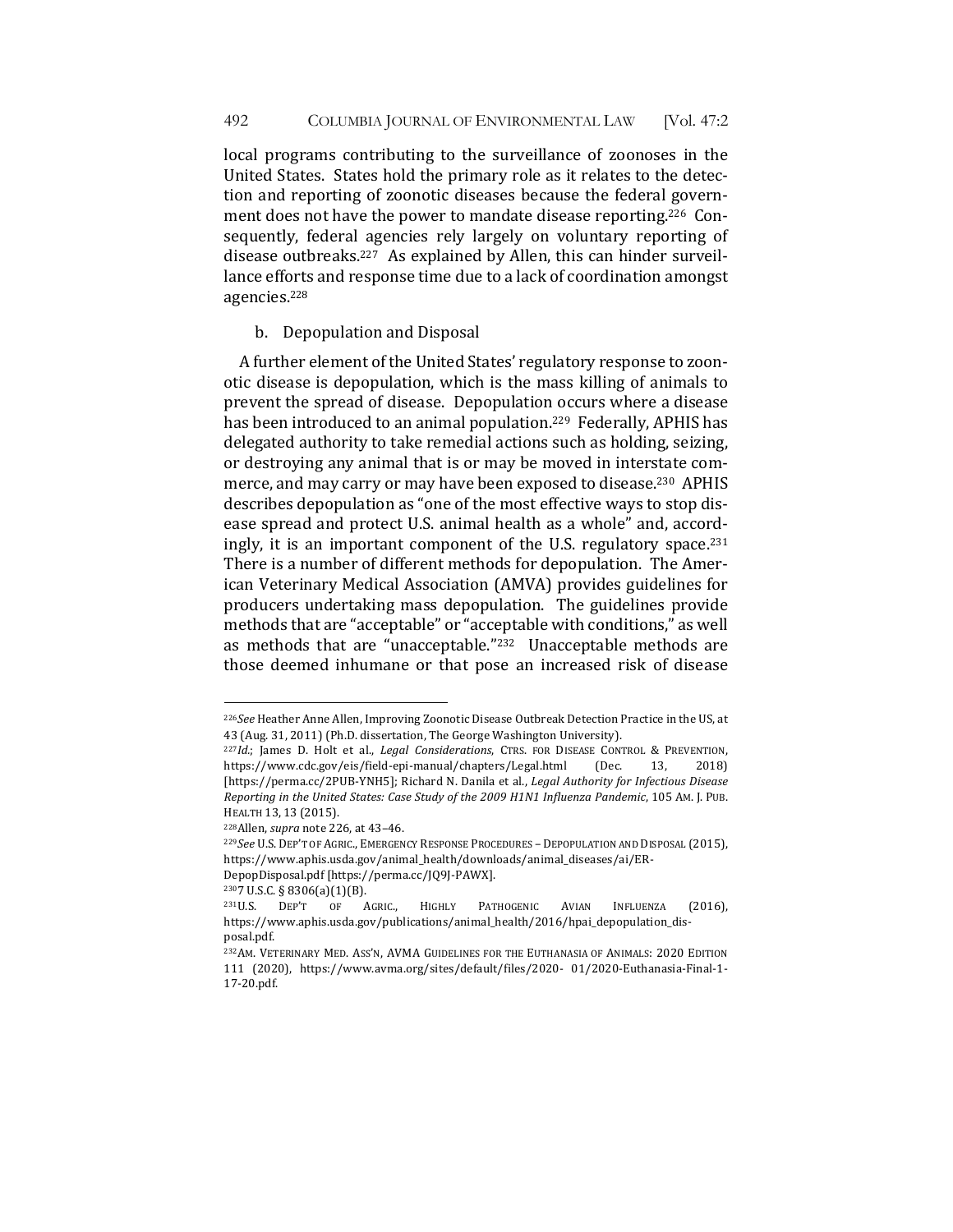local programs contributing to the surveillance of zoonoses in the United States. States hold the primary role as it relates to the detection and reporting of zoonotic diseases because the federal government does not have the power to mandate disease reporting.[226] Consequently, federal agencies rely largely on voluntary reporting of disease outbreaks.[227] As explained by Allen, this can hinder surveillance efforts and response time due to a lack of coordination amongst agencies.[228]

b. Depopulation and Disposal

A further element of the United States' regulatory response to zoonotic disease is depopulation, which is the mass killing of animals to prevent the spread of disease. Depopulation occurs where a disease has been introduced to an animal population.[229] Federally, APHIS has delegated authority to take remedial actions such as holding, seizing, or destroying any animal that is or may be moved in interstate commerce, and may carry or may have been exposed to disease.[230] APHIS describes depopulation as "one of the most effective ways to stop disease spread and protect U.S. animal health as a whole" and, accordingly, it is an important component of the U.S. regulatory space.[231] There is a number of different methods for depopulation. The American Veterinary Medical Association (AMVA) provides guidelines for producers undertaking mass depopulation. The guidelines provide methods that are "acceptable" or "acceptable with conditions," as well as methods that are "unacceptable."[232] Unacceptable methods are those deemed inhumane or that pose an increased risk of disease

---

[226] *See* Heather Anne Allen, Improving Zoonotic Disease Outbreak Detection Practice in the US, at 43 (Aug. 31, 2011) (Ph.D. dissertation, The George Washington University).

[227] *Id.*; James D. Holt et al., *Legal Considerations*, CTRS. FOR DISEASE CONTROL & PREVENTION, https://www.cdc.gov/eis/field-epi-manual/chapters/Legal.html (Dec. 13, 2018) [https://perma.cc/2PUB-YNH5]; Richard N. Danila et al., *Legal Authority for Infectious Disease Reporting in the United States: Case Study of the 2009 H1N1 Influenza Pandemic*, 105 AM. J. PUB. HEALTH 13, 13 (2015).

[228] Allen, *supra* note 226, at 43–46.

[229] *See* U.S. DEP'T OF AGRIC., EMERGENCY RESPONSE PROCEDURES – DEPOPULATION AND DISPOSAL (2015), https://www.aphis.usda.gov/animal_health/downloads/animal_diseases/ai/ER-DepopDisposal.pdf [https://perma.cc/JQ9J-PAWX].

[230] 7 U.S.C. § 8306(a)(1)(B).

[231] U.S. DEP'T OF AGRIC., HIGHLY PATHOGENIC AVIAN INFLUENZA (2016), https://www.aphis.usda.gov/publications/animal_health/2016/hpai_depopulation_disposal.pdf.

[232] AM. VETERINARY MED. ASS'N, AVMA GUIDELINES FOR THE EUTHANASIA OF ANIMALS: 2020 EDITION 111 (2020), https://www.avma.org/sites/default/files/2020- 01/2020-Euthanasia-Final-1-17-20.pdf.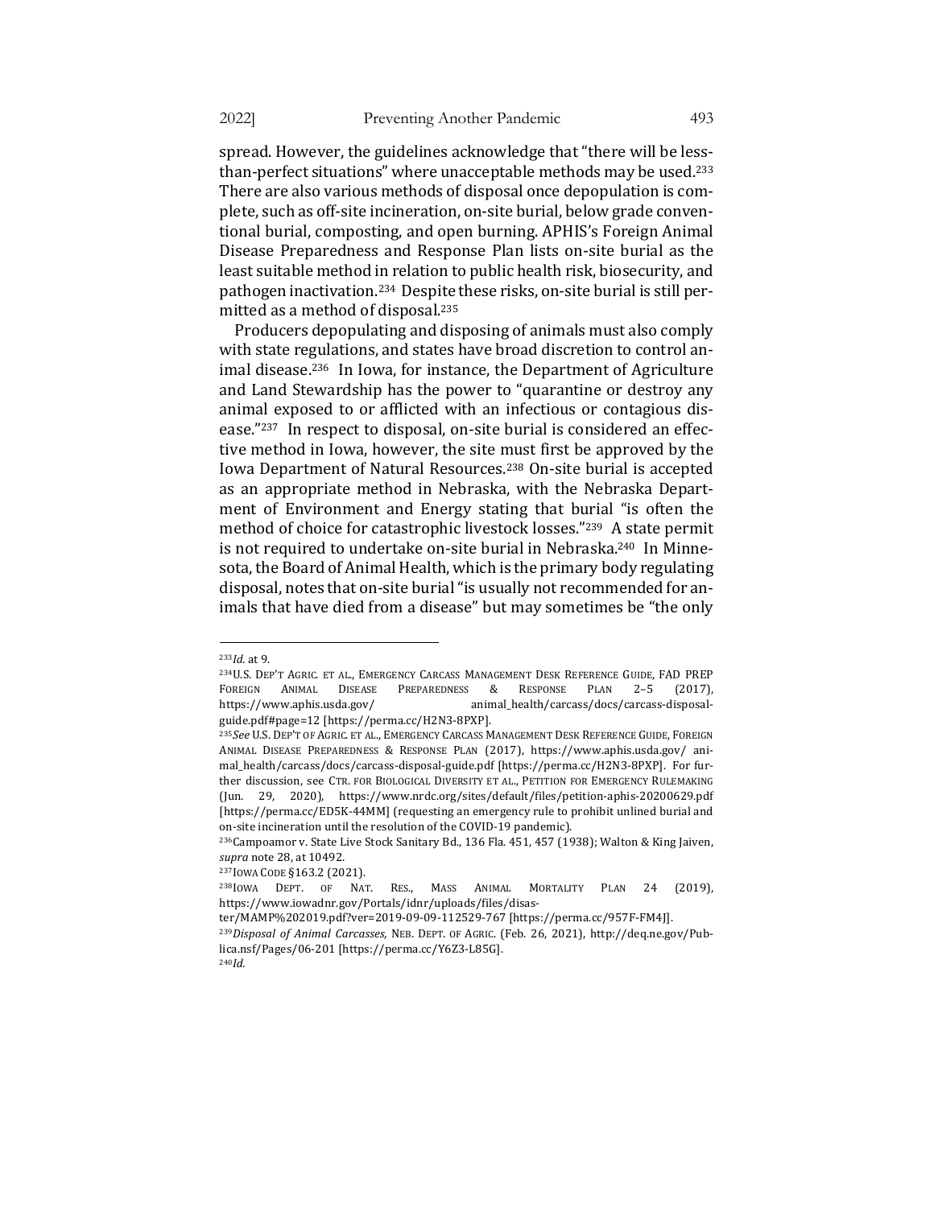spread. However, the guidelines acknowledge that "there will be less-than-perfect situations" where unacceptable methods may be used.[233] There are also various methods of disposal once depopulation is complete, such as off-site incineration, on-site burial, below grade conventional burial, composting, and open burning. APHIS's Foreign Animal Disease Preparedness and Response Plan lists on-site burial as the least suitable method in relation to public health risk, biosecurity, and pathogen inactivation.[234] Despite these risks, on-site burial is still permitted as a method of disposal.[235]

Producers depopulating and disposing of animals must also comply with state regulations, and states have broad discretion to control animal disease.[236] In Iowa, for instance, the Department of Agriculture and Land Stewardship has the power to "quarantine or destroy any animal exposed to or afflicted with an infectious or contagious disease."[237] In respect to disposal, on-site burial is considered an effective method in Iowa, however, the site must first be approved by the Iowa Department of Natural Resources.[238] On-site burial is accepted as an appropriate method in Nebraska, with the Nebraska Department of Environment and Energy stating that burial "is often the method of choice for catastrophic livestock losses."[239] A state permit is not required to undertake on-site burial in Nebraska.[240] In Minnesota, the Board of Animal Health, which is the primary body regulating disposal, notes that on-site burial "is usually not recommended for animals that have died from a disease" but may sometimes be "the only

---

[233] *Id.* at 9.

[234] U.S. DEP'T AGRIC. ET AL., EMERGENCY CARCASS MANAGEMENT DESK REFERENCE GUIDE, FAD PREP FOREIGN ANIMAL DISEASE PREPAREDNESS & RESPONSE PLAN 2–5 (2017), https://www.aphis.usda.gov/ animal_health/carcass/docs/carcass-disposal-guide.pdf#page=12 [https://perma.cc/H2N3-8PXP].

[235] *See* U.S. DEP'T OF AGRIC. ET AL., EMERGENCY CARCASS MANAGEMENT DESK REFERENCE GUIDE, FOREIGN ANIMAL DISEASE PREPAREDNESS & RESPONSE PLAN (2017), https://www.aphis.usda.gov/ animal_health/carcass/docs/carcass-disposal-guide.pdf [https://perma.cc/H2N3-8PXP]. For further discussion, see CTR. FOR BIOLOGICAL DIVERSITY ET AL., PETITION FOR EMERGENCY RULEMAKING (Jun. 29, 2020), https://www.nrdc.org/sites/default/files/petition-aphis-20200629.pdf [https://perma.cc/ED5K-44MM] (requesting an emergency rule to prohibit unlined burial and on-site incineration until the resolution of the COVID-19 pandemic).

[236] Campoamor v. State Live Stock Sanitary Bd., 136 Fla. 451, 457 (1938); Walton & King Jaiven, *supra* note 28, at 10492.

[237] IOWA CODE §163.2 (2021).

[238] IOWA DEPT. OF NAT. RES., MASS ANIMAL MORTALITY PLAN 24 (2019), https://www.iowadnr.gov/Portals/idnr/uploads/files/disaster/MAMP%202019.pdf?ver=2019-09-09-112529-767 [https://perma.cc/957F-FM4J].

[239] *Disposal of Animal Carcasses,* NEB. DEPT. OF AGRIC. (Feb. 26, 2021), http://deq.ne.gov/Publica.nsf/Pages/06-201 [https://perma.cc/Y6Z3-L85G].

[240] *Id.*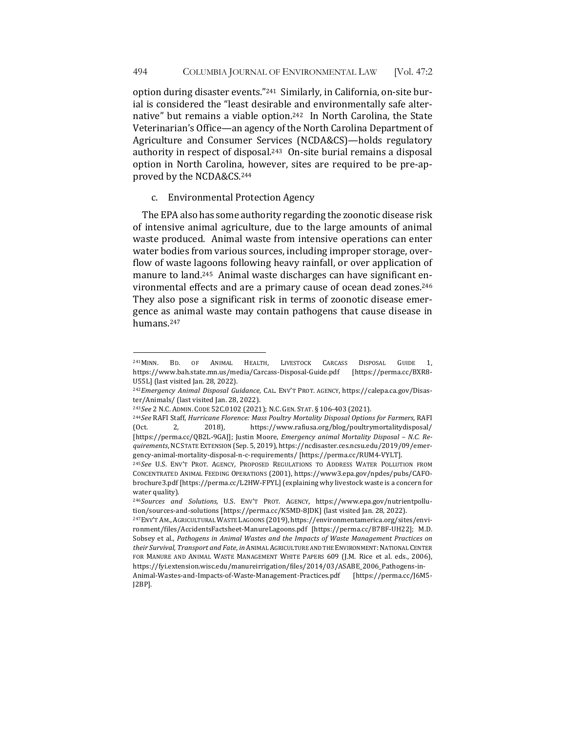option during disaster events."[241] Similarly, in California, on-site burial is considered the "least desirable and environmentally safe alternative" but remains a viable option.[242] In North Carolina, the State Veterinarian's Office—an agency of the North Carolina Department of Agriculture and Consumer Services (NCDA&CS)—holds regulatory authority in respect of disposal.[243] On-site burial remains a disposal option in North Carolina, however, sites are required to be pre-approved by the NCDA&CS.[244]

### c. Environmental Protection Agency

The EPA also has some authority regarding the zoonotic disease risk of intensive animal agriculture, due to the large amounts of animal waste produced. Animal waste from intensive operations can enter water bodies from various sources, including improper storage, overflow of waste lagoons following heavy rainfall, or over application of manure to land.[245] Animal waste discharges can have significant environmental effects and are a primary cause of ocean dead zones.[246] They also pose a significant risk in terms of zoonotic disease emergence as animal waste may contain pathogens that cause disease in humans.[247]

---

[241] MINN. BD. OF ANIMAL HEALTH, LIVESTOCK CARCASS DISPOSAL GUIDE 1, https://www.bah.state.mn.us/media/Carcass-Disposal-Guide.pdf [https://perma.cc/BXR8-U55L] (last visited Jan. 28, 2022).

[242] *Emergency Animal Disposal Guidance*, CAL. ENV'T PROT. AGENCY, https://calepa.ca.gov/Disaster/Animals/ (last visited Jan. 28, 2022).

[243] *See* 2 N.C. ADMIN. CODE 52C.0102 (2021); N.C. GEN. STAT. § 106-403 (2021).

[244] *See* RAFI Staff, *Hurricane Florence: Mass Poultry Mortality Disposal Options for Farmers*, RAFI (Oct. 2, 2018), https://www.rafiusa.org/blog/poultrymortalitydisposal/ [https://perma.cc/QB2L-9GAJ]; Justin Moore, *Emergency animal Mortality Disposal – N.C. Requirements*, NC STATE EXTENSION (Sep. 5, 2019), https://ncdisaster.ces.ncsu.edu/2019/09/emergency-animal-mortality-disposal-n-c-requirements/ [https://perma.cc/RUM4-VYLT].

[245] *See* U.S. ENV'T PROT. AGENCY, PROPOSED REGULATIONS TO ADDRESS WATER POLLUTION FROM CONCENTRATED ANIMAL FEEDING OPERATIONS (2001), https://www3.epa.gov/npdes/pubs/CAFO-brochure3.pdf [https://perma.cc/L2HW-FPYL] (explaining why livestock waste is a concern for water quality).

[246] *Sources and Solutions*, U.S. ENV'T PROT. AGENCY, https://www.epa.gov/nutrientpollution/sources-and-solutions [https://perma.cc/K5MD-8JDK] (last visited Jan. 28, 2022).

[247] ENV'T AM., AGRICULTURAL WASTE LAGOONS (2019), https://environmentamerica.org/sites/environment/files/AccidentsFactsheet-ManureLagoons.pdf [https://perma.cc/B7BF-UH22]; M.D. Sobsey et al., *Pathogens in Animal Wastes and the Impacts of Waste Management Practices on their Survival, Transport and Fate*, *in* ANIMAL AGRICULTURE AND THE ENVIRONMENT: NATIONAL CENTER FOR MANURE AND ANIMAL WASTE MANAGEMENT WHITE PAPERS 609 (J.M. Rice et al. eds., 2006), https://fyi.extension.wisc.edu/manureirrigation/files/2014/03/ASABE_2006_Pathogens-in-Animal-Wastes-and-Impacts-of-Waste-Management-Practices.pdf [https://perma.cc/J6M5-J2BP].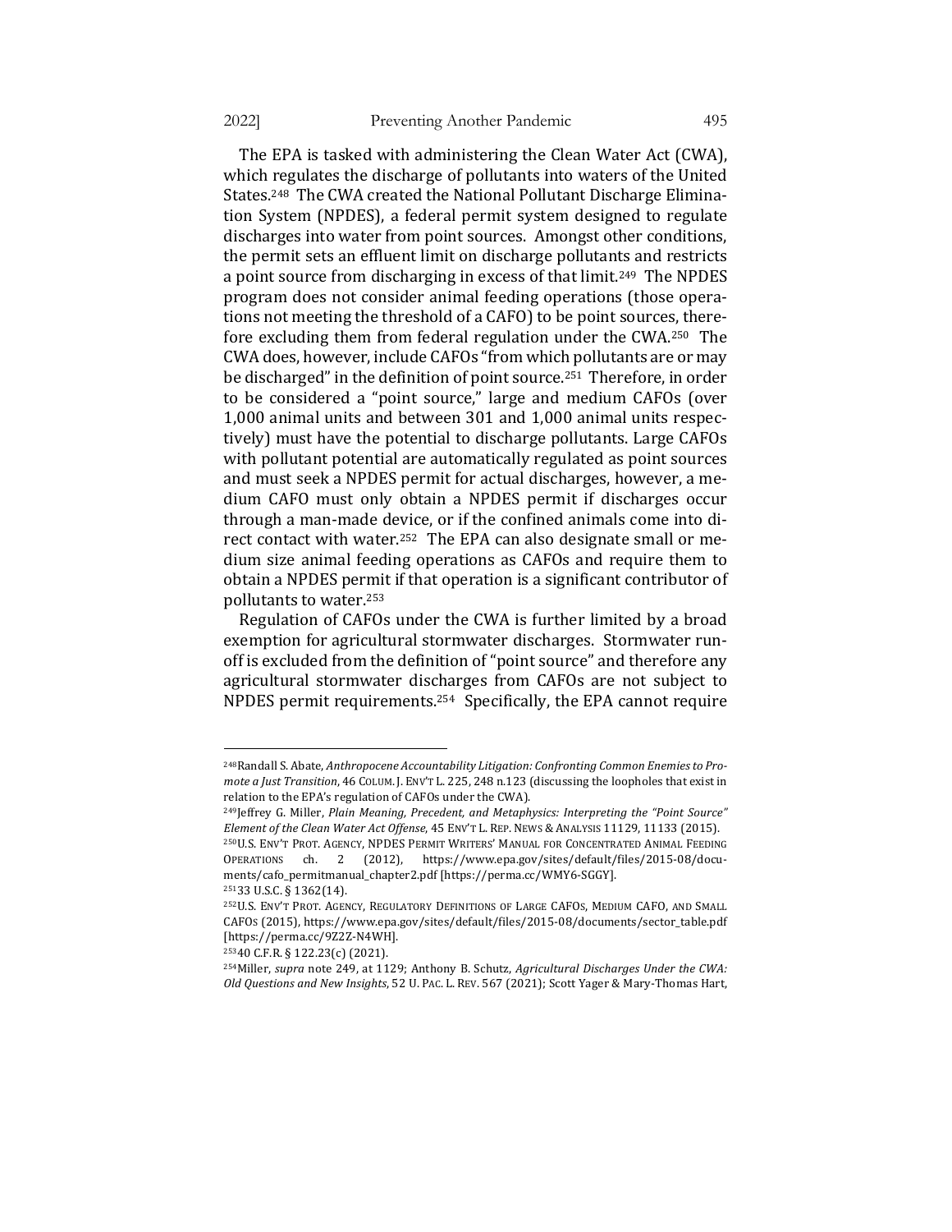The EPA is tasked with administering the Clean Water Act (CWA), which regulates the discharge of pollutants into waters of the United States.[248] The CWA created the National Pollutant Discharge Elimination System (NPDES), a federal permit system designed to regulate discharges into water from point sources. Amongst other conditions, the permit sets an effluent limit on discharge pollutants and restricts a point source from discharging in excess of that limit.[249] The NPDES program does not consider animal feeding operations (those operations not meeting the threshold of a CAFO) to be point sources, therefore excluding them from federal regulation under the CWA.[250] The CWA does, however, include CAFOs "from which pollutants are or may be discharged" in the definition of point source.[251] Therefore, in order to be considered a "point source," large and medium CAFOs (over 1,000 animal units and between 301 and 1,000 animal units respectively) must have the potential to discharge pollutants. Large CAFOs with pollutant potential are automatically regulated as point sources and must seek a NPDES permit for actual discharges, however, a medium CAFO must only obtain a NPDES permit if discharges occur through a man-made device, or if the confined animals come into direct contact with water.[252] The EPA can also designate small or medium size animal feeding operations as CAFOs and require them to obtain a NPDES permit if that operation is a significant contributor of pollutants to water.[253]

Regulation of CAFOs under the CWA is further limited by a broad exemption for agricultural stormwater discharges. Stormwater runoff is excluded from the definition of "point source" and therefore any agricultural stormwater discharges from CAFOs are not subject to NPDES permit requirements.[254] Specifically, the EPA cannot require

---

[248] Randall S. Abate, *Anthropocene Accountability Litigation: Confronting Common Enemies to Promote a Just Transition*, 46 COLUM. J. ENV'T L. 225, 248 n.123 (discussing the loopholes that exist in relation to the EPA's regulation of CAFOs under the CWA).

[249] Jeffrey G. Miller, *Plain Meaning, Precedent, and Metaphysics: Interpreting the "Point Source" Element of the Clean Water Act Offense*, 45 ENV'T L. REP. NEWS & ANALYSIS 11129, 11133 (2015).

[250] U.S. ENV'T PROT. AGENCY, NPDES PERMIT WRITERS' MANUAL FOR CONCENTRATED ANIMAL FEEDING OPERATIONS ch. 2 (2012), https://www.epa.gov/sites/default/files/2015-08/documents/cafo_permitmanual_chapter2.pdf [https://perma.cc/WMY6-SGGY].

[251] 33 U.S.C. § 1362(14).

[252] U.S. ENV'T PROT. AGENCY, REGULATORY DEFINITIONS OF LARGE CAFOS, MEDIUM CAFO, AND SMALL CAFOS (2015), https://www.epa.gov/sites/default/files/2015-08/documents/sector_table.pdf [https://perma.cc/9Z2Z-N4WH].

[253] 40 C.F.R. § 122.23(c) (2021).

[254] Miller, *supra* note 249, at 1129; Anthony B. Schutz, *Agricultural Discharges Under the CWA: Old Questions and New Insights*, 52 U. PAC. L. REV. 567 (2021); Scott Yager & Mary-Thomas Hart,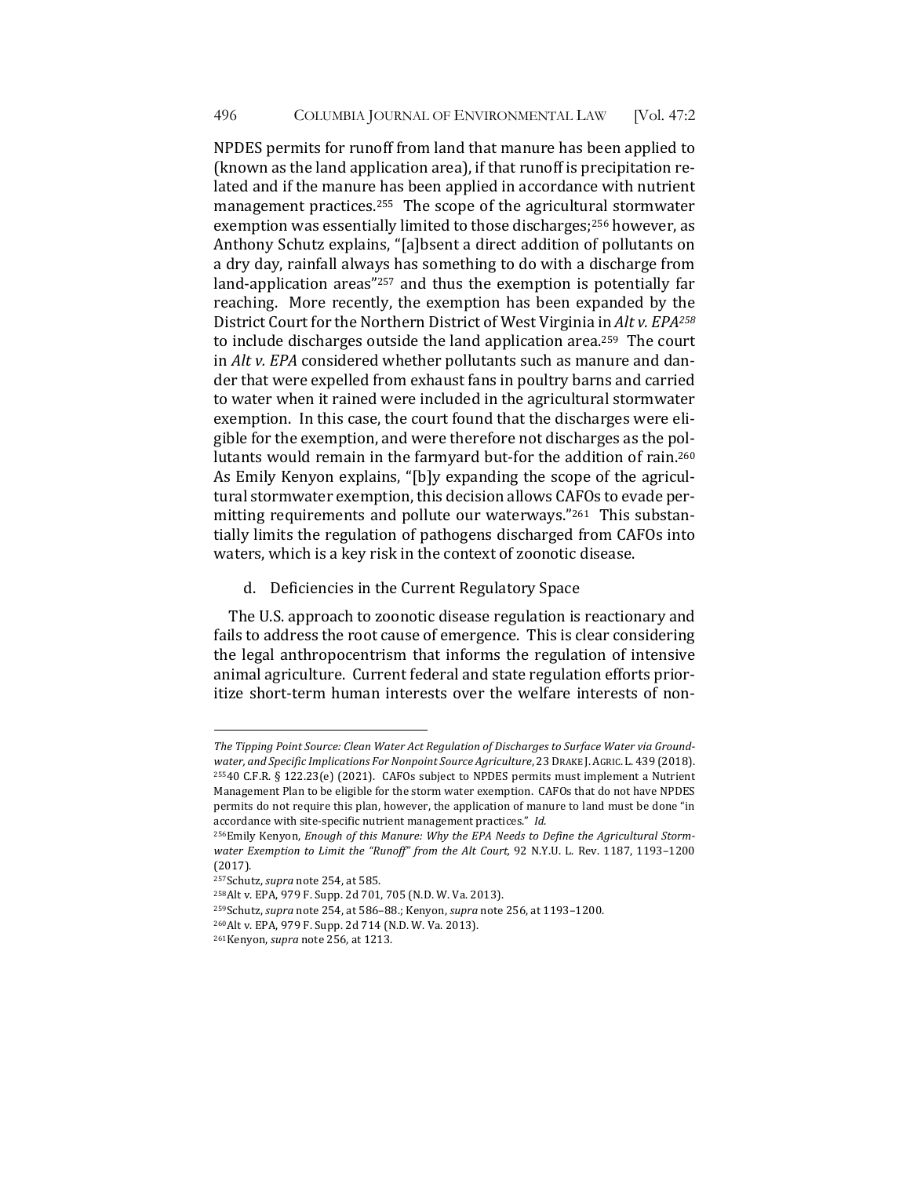NPDES permits for runoff from land that manure has been applied to (known as the land application area), if that runoff is precipitation related and if the manure has been applied in accordance with nutrient management practices.[255] The scope of the agricultural stormwater exemption was essentially limited to those discharges;[256] however, as Anthony Schutz explains, "[a]bsent a direct addition of pollutants on a dry day, rainfall always has something to do with a discharge from land-application areas"[257] and thus the exemption is potentially far reaching. More recently, the exemption has been expanded by the District Court for the Northern District of West Virginia in *Alt v. EPA*[258] to include discharges outside the land application area.[259] The court in *Alt v. EPA* considered whether pollutants such as manure and dander that were expelled from exhaust fans in poultry barns and carried to water when it rained were included in the agricultural stormwater exemption. In this case, the court found that the discharges were eligible for the exemption, and were therefore not discharges as the pollutants would remain in the farmyard but-for the addition of rain.[260] As Emily Kenyon explains, "[b]y expanding the scope of the agricultural stormwater exemption, this decision allows CAFOs to evade permitting requirements and pollute our waterways."[261] This substantially limits the regulation of pathogens discharged from CAFOs into waters, which is a key risk in the context of zoonotic disease.

d. Deficiencies in the Current Regulatory Space

The U.S. approach to zoonotic disease regulation is reactionary and fails to address the root cause of emergence. This is clear considering the legal anthropocentrism that informs the regulation of intensive animal agriculture. Current federal and state regulation efforts prioritize short-term human interests over the welfare interests of non-

---

*The Tipping Point Source: Clean Water Act Regulation of Discharges to Surface Water via Groundwater, and Specific Implications For Nonpoint Source Agriculture*, 23 DRAKE J. AGRIC. L. 439 (2018).

[255] 40 C.F.R. § 122.23(e) (2021). CAFOs subject to NPDES permits must implement a Nutrient Management Plan to be eligible for the storm water exemption. CAFOs that do not have NPDES permits do not require this plan, however, the application of manure to land must be done "in accordance with site-specific nutrient management practices." *Id.*

[256] Emily Kenyon, *Enough of this Manure: Why the EPA Needs to Define the Agricultural Stormwater Exemption to Limit the "Runoff" from the Alt Court,* 92 N.Y.U. L. Rev. 1187, 1193–1200 (2017).

[257] Schutz, *supra* note 254, at 585.

[258] Alt v. EPA, 979 F. Supp. 2d 701, 705 (N.D. W. Va. 2013).

[259] Schutz, *supra* note 254, at 586–88.; Kenyon, *supra* note 256, at 1193–1200.

[260] Alt v. EPA, 979 F. Supp. 2d 714 (N.D. W. Va. 2013).

[261] Kenyon, *supra* note 256, at 1213.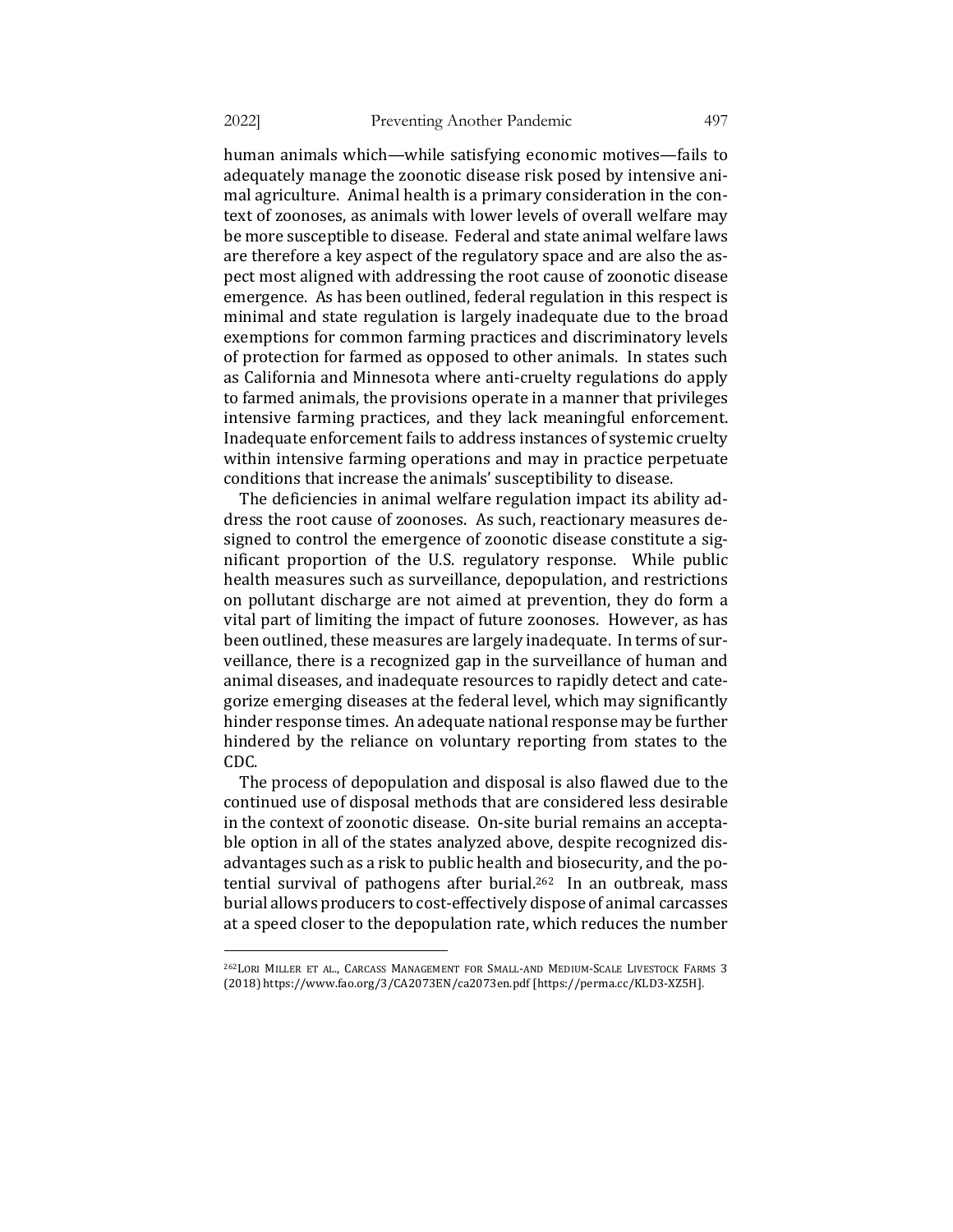human animals which—while satisfying economic motives—fails to adequately manage the zoonotic disease risk posed by intensive animal agriculture. Animal health is a primary consideration in the context of zoonoses, as animals with lower levels of overall welfare may be more susceptible to disease. Federal and state animal welfare laws are therefore a key aspect of the regulatory space and are also the aspect most aligned with addressing the root cause of zoonotic disease emergence. As has been outlined, federal regulation in this respect is minimal and state regulation is largely inadequate due to the broad exemptions for common farming practices and discriminatory levels of protection for farmed as opposed to other animals. In states such as California and Minnesota where anti-cruelty regulations do apply to farmed animals, the provisions operate in a manner that privileges intensive farming practices, and they lack meaningful enforcement. Inadequate enforcement fails to address instances of systemic cruelty within intensive farming operations and may in practice perpetuate conditions that increase the animals' susceptibility to disease.

The deficiencies in animal welfare regulation impact its ability address the root cause of zoonoses. As such, reactionary measures designed to control the emergence of zoonotic disease constitute a significant proportion of the U.S. regulatory response. While public health measures such as surveillance, depopulation, and restrictions on pollutant discharge are not aimed at prevention, they do form a vital part of limiting the impact of future zoonoses. However, as has been outlined, these measures are largely inadequate. In terms of surveillance, there is a recognized gap in the surveillance of human and animal diseases, and inadequate resources to rapidly detect and categorize emerging diseases at the federal level, which may significantly hinder response times. An adequate national response may be further hindered by the reliance on voluntary reporting from states to the CDC.

The process of depopulation and disposal is also flawed due to the continued use of disposal methods that are considered less desirable in the context of zoonotic disease. On-site burial remains an acceptable option in all of the states analyzed above, despite recognized disadvantages such as a risk to public health and biosecurity, and the potential survival of pathogens after burial.[262] In an outbreak, mass burial allows producers to cost-effectively dispose of animal carcasses at a speed closer to the depopulation rate, which reduces the number

---

[262] LORI MILLER ET AL., CARCASS MANAGEMENT FOR SMALL-AND MEDIUM-SCALE LIVESTOCK FARMS 3 (2018) https://www.fao.org/3/CA2073EN/ca2073en.pdf [https://perma.cc/KLD3-XZ5H].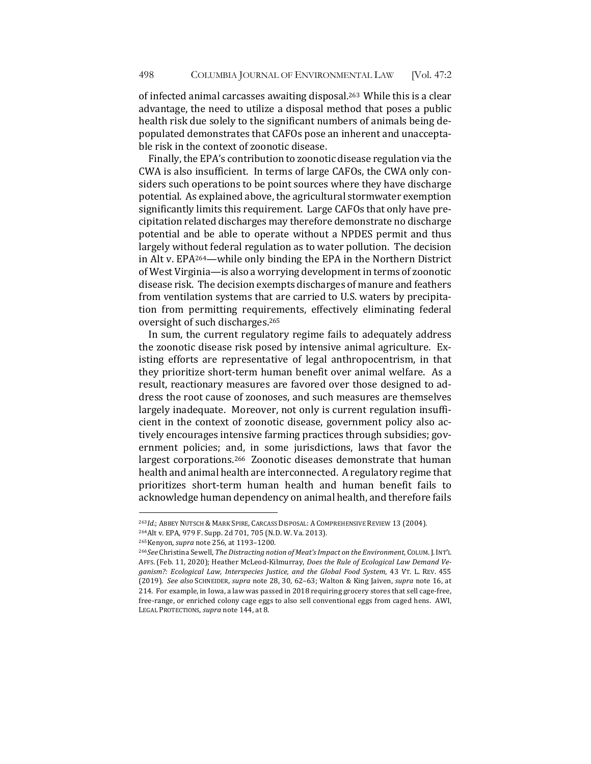of infected animal carcasses awaiting disposal.[263] While this is a clear advantage, the need to utilize a disposal method that poses a public health risk due solely to the significant numbers of animals being depopulated demonstrates that CAFOs pose an inherent and unacceptable risk in the context of zoonotic disease.

Finally, the EPA's contribution to zoonotic disease regulation via the CWA is also insufficient. In terms of large CAFOs, the CWA only considers such operations to be point sources where they have discharge potential. As explained above, the agricultural stormwater exemption significantly limits this requirement. Large CAFOs that only have precipitation related discharges may therefore demonstrate no discharge potential and be able to operate without a NPDES permit and thus largely without federal regulation as to water pollution. The decision in Alt v. EPA[264]—while only binding the EPA in the Northern District of West Virginia—is also a worrying development in terms of zoonotic disease risk. The decision exempts discharges of manure and feathers from ventilation systems that are carried to U.S. waters by precipitation from permitting requirements, effectively eliminating federal oversight of such discharges.[265]

In sum, the current regulatory regime fails to adequately address the zoonotic disease risk posed by intensive animal agriculture. Existing efforts are representative of legal anthropocentrism, in that they prioritize short-term human benefit over animal welfare. As a result, reactionary measures are favored over those designed to address the root cause of zoonoses, and such measures are themselves largely inadequate. Moreover, not only is current regulation insufficient in the context of zoonotic disease, government policy also actively encourages intensive farming practices through subsidies; government policies; and, in some jurisdictions, laws that favor the largest corporations.[266] Zoonotic diseases demonstrate that human health and animal health are interconnected. A regulatory regime that prioritizes short-term human health and human benefit fails to acknowledge human dependency on animal health, and therefore fails

---

[263] *Id.*; ABBEY NUTSCH & MARK SPIRE, CARCASS DISPOSAL: A COMPREHENSIVE REVIEW 13 (2004).

[264] Alt v. EPA, 979 F. Supp. 2d 701, 705 (N.D. W. Va. 2013).

[265] Kenyon, *supra* note 256, at 1193–1200.

[266] *See* Christina Sewell, *The Distracting notion of Meat's Impact on the Environment*, COLUM. J. INT'L AFFS. (Feb. 11, 2020); Heather McLeod-Kilmurray, *Does the Rule of Ecological Law Demand Veganism?: Ecological Law, Interspecies Justice, and the Global Food System*, 43 VT. L. REV. 455 (2019). *See also* SCHNEIDER, *supra* note 28, 30, 62–63; Walton & King Jaiven, *supra* note 16, at 214. For example, in Iowa, a law was passed in 2018 requiring grocery stores that sell cage-free, free-range, or enriched colony cage eggs to also sell conventional eggs from caged hens. AWI, LEGAL PROTECTIONS, *supra* note 144, at 8.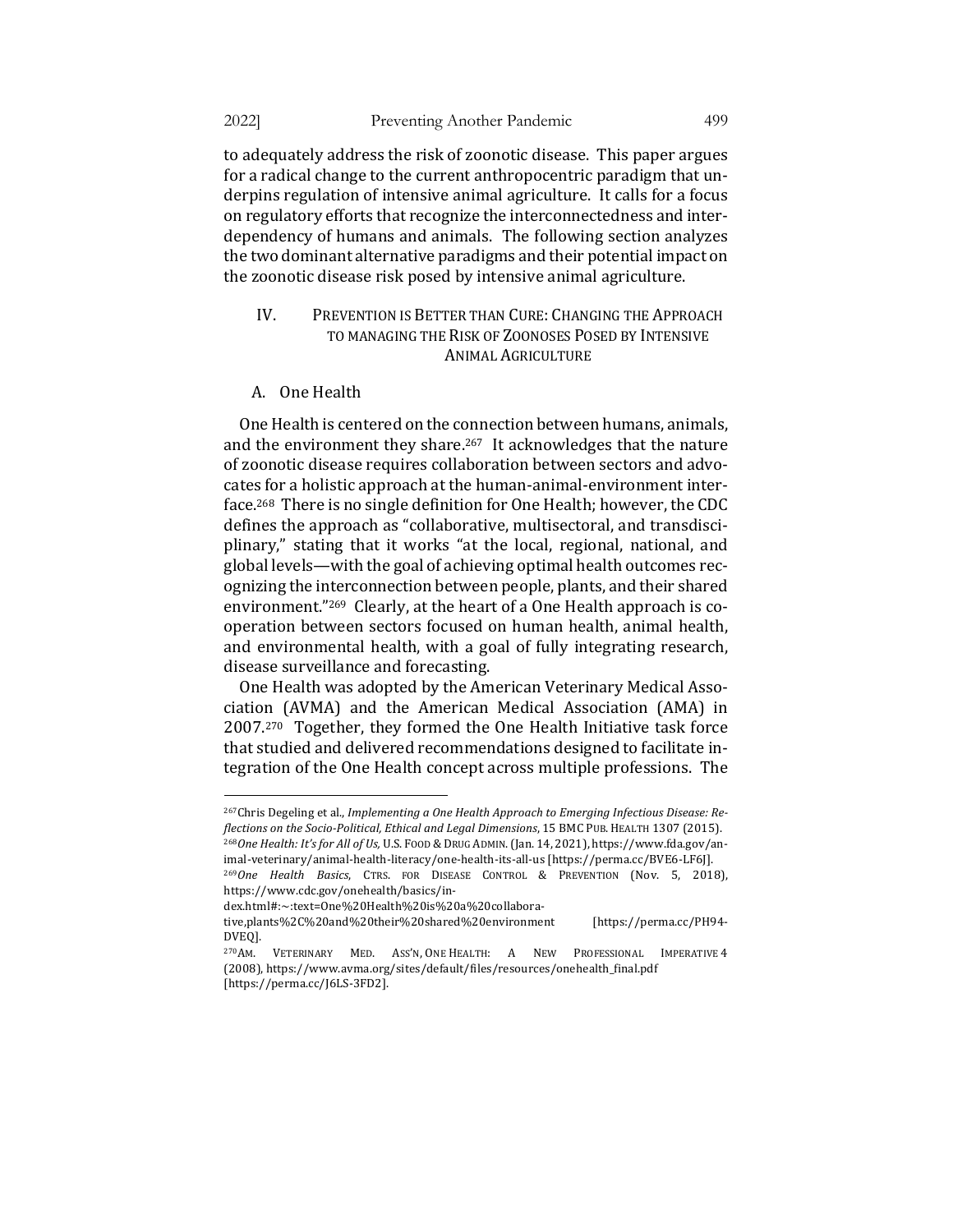to adequately address the risk of zoonotic disease. This paper argues for a radical change to the current anthropocentric paradigm that underpins regulation of intensive animal agriculture. It calls for a focus on regulatory efforts that recognize the interconnectedness and interdependency of humans and animals. The following section analyzes the two dominant alternative paradigms and their potential impact on the zoonotic disease risk posed by intensive animal agriculture.

## IV. PREVENTION IS BETTER THAN CURE: CHANGING THE APPROACH TO MANAGING THE RISK OF ZOONOSES POSED BY INTENSIVE ANIMAL AGRICULTURE

### A. One Health

One Health is centered on the connection between humans, animals, and the environment they share.[267] It acknowledges that the nature of zoonotic disease requires collaboration between sectors and advocates for a holistic approach at the human-animal-environment interface.[268] There is no single definition for One Health; however, the CDC defines the approach as "collaborative, multisectoral, and transdisciplinary," stating that it works "at the local, regional, national, and global levels—with the goal of achieving optimal health outcomes recognizing the interconnection between people, plants, and their shared environment."[269] Clearly, at the heart of a One Health approach is cooperation between sectors focused on human health, animal health, and environmental health, with a goal of fully integrating research, disease surveillance and forecasting.

One Health was adopted by the American Veterinary Medical Association (AVMA) and the American Medical Association (AMA) in 2007.[270] Together, they formed the One Health Initiative task force that studied and delivered recommendations designed to facilitate integration of the One Health concept across multiple professions. The

---

[267] Chris Degeling et al., *Implementing a One Health Approach to Emerging Infectious Disease: Reflections on the Socio-Political, Ethical and Legal Dimensions*, 15 BMC PUB. HEALTH 1307 (2015).

[268] *One Health: It's for All of Us,* U.S. FOOD & DRUG ADMIN. (Jan. 14, 2021), https://www.fda.gov/animal-veterinary/animal-health-literacy/one-health-its-all-us [https://perma.cc/BVE6-LF6J].

[269] *One Health Basics*, CTRS. FOR DISEASE CONTROL & PREVENTION (Nov. 5, 2018), https://www.cdc.gov/onehealth/basics/index.html#:~:text=One%20Health%20is%20a%20collaborative,plants%2C%20and%20their%20shared%20environment [https://perma.cc/PH94-DVEQ].

[270] AM. VETERINARY MED. ASS'N, ONE HEALTH: A NEW PROFESSIONAL IMPERATIVE 4 (2008), https://www.avma.org/sites/default/files/resources/onehealth_final.pdf [https://perma.cc/J6LS-3FD2].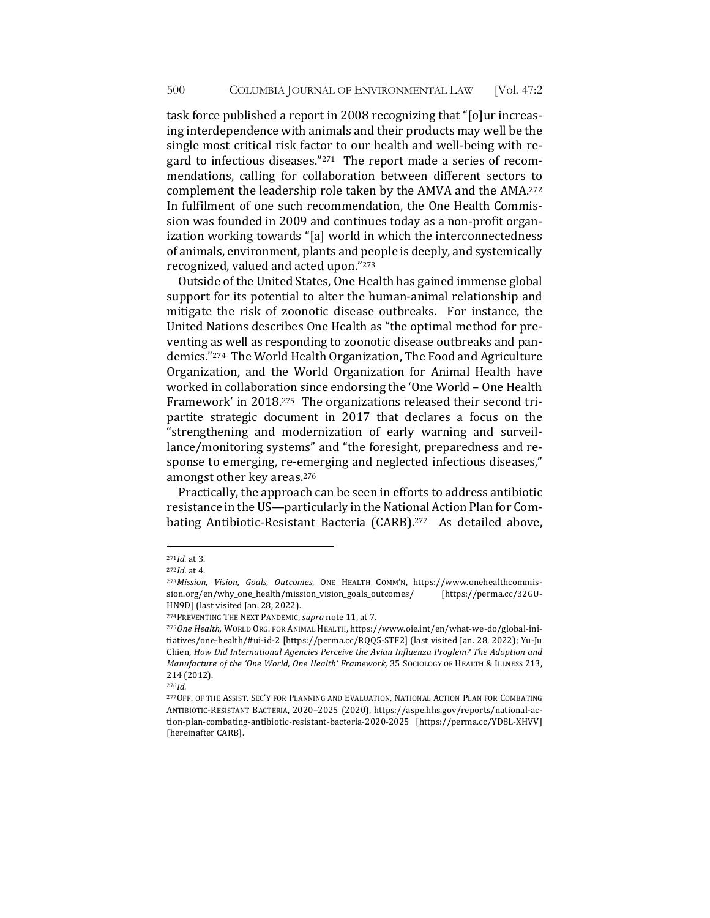task force published a report in 2008 recognizing that "[o]ur increasing interdependence with animals and their products may well be the single most critical risk factor to our health and well-being with regard to infectious diseases."[271] The report made a series of recommendations, calling for collaboration between different sectors to complement the leadership role taken by the AMVA and the AMA.[272] In fulfilment of one such recommendation, the One Health Commission was founded in 2009 and continues today as a non-profit organization working towards "[a] world in which the interconnectedness of animals, environment, plants and people is deeply, and systemically recognized, valued and acted upon."[273]

Outside of the United States, One Health has gained immense global support for its potential to alter the human-animal relationship and mitigate the risk of zoonotic disease outbreaks. For instance, the United Nations describes One Health as "the optimal method for preventing as well as responding to zoonotic disease outbreaks and pandemics."[274] The World Health Organization, The Food and Agriculture Organization, and the World Organization for Animal Health have worked in collaboration since endorsing the 'One World – One Health Framework' in 2018.[275] The organizations released their second tripartite strategic document in 2017 that declares a focus on the "strengthening and modernization of early warning and surveillance/monitoring systems" and "the foresight, preparedness and response to emerging, re-emerging and neglected infectious diseases," amongst other key areas.[276]

Practically, the approach can be seen in efforts to address antibiotic resistance in the US—particularly in the National Action Plan for Combating Antibiotic-Resistant Bacteria (CARB).[277] As detailed above,

---

[271] *Id.* at 3.

[272] *Id.* at 4.

[273] *Mission, Vision, Goals, Outcomes*, ONE HEALTH COMM'N, https://www.onehealthcommission.org/en/why_one_health/mission_vision_goals_outcomes/ [https://perma.cc/32GU-HN9D] (last visited Jan. 28, 2022).

[274] PREVENTING THE NEXT PANDEMIC, *supra* note 11, at 7.

[275] *One Health,* WORLD ORG. FOR ANIMAL HEALTH, https://www.oie.int/en/what-we-do/global-initiatives/one-health/#ui-id-2 [https://perma.cc/RQQ5-STF2] (last visited Jan. 28, 2022); Yu-Ju Chien, *How Did International Agencies Perceive the Avian Influenza Proglem? The Adoption and Manufacture of the 'One World, One Health' Framework,* 35 SOCIOLOGY OF HEALTH & ILLNESS 213, 214 (2012).

[276] *Id.*

[277] OFF. OF THE ASSIST. SEC'Y FOR PLANNING AND EVALUATION, NATIONAL ACTION PLAN FOR COMBATING ANTIBIOTIC-RESISTANT BACTERIA, 2020–2025 (2020), https://aspe.hhs.gov/reports/national-action-plan-combating-antibiotic-resistant-bacteria-2020-2025 [https://perma.cc/YD8L-XHVV] [hereinafter CARB].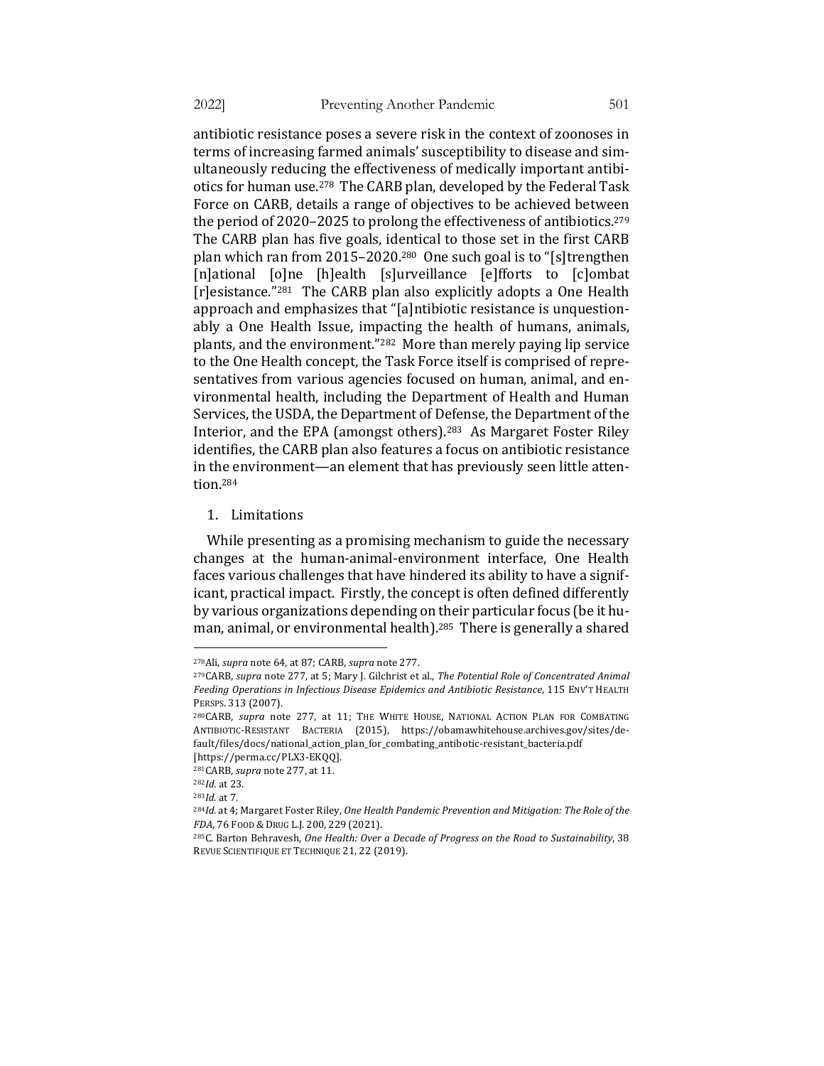antibiotic resistance poses a severe risk in the context of zoonoses in terms of increasing farmed animals' susceptibility to disease and simultaneously reducing the effectiveness of medically important antibiotics for human use.[278] The CARB plan, developed by the Federal Task Force on CARB, details a range of objectives to be achieved between the period of 2020–2025 to prolong the effectiveness of antibiotics.[279] The CARB plan has five goals, identical to those set in the first CARB plan which ran from 2015–2020.[280] One such goal is to "[s]trengthen [n]ational [o]ne [h]ealth [s]urveillance [e]fforts to [c]ombat [r]esistance."[281] The CARB plan also explicitly adopts a One Health approach and emphasizes that "[a]ntibiotic resistance is unquestionably a One Health Issue, impacting the health of humans, animals, plants, and the environment."[282] More than merely paying lip service to the One Health concept, the Task Force itself is comprised of representatives from various agencies focused on human, animal, and environmental health, including the Department of Health and Human Services, the USDA, the Department of Defense, the Department of the Interior, and the EPA (amongst others).[283] As Margaret Foster Riley identifies, the CARB plan also features a focus on antibiotic resistance in the environment—an element that has previously seen little attention.[284]

1. Limitations

While presenting as a promising mechanism to guide the necessary changes at the human-animal-environment interface, One Health faces various challenges that have hindered its ability to have a significant, practical impact. Firstly, the concept is often defined differently by various organizations depending on their particular focus (be it human, animal, or environmental health).[285] There is generally a shared

---

[278] Ali, *supra* note 64, at 87; CARB, *supra* note 277.

[279] CARB, *supra* note 277, at 5; Mary J. Gilchrist et al., *The Potential Role of Concentrated Animal Feeding Operations in Infectious Disease Epidemics and Antibiotic Resistance*, 115 ENV'T HEALTH PERSPS. 313 (2007).

[280] CARB, *supra* note 277, at 11; THE WHITE HOUSE, NATIONAL ACTION PLAN FOR COMBATING ANTIBIOTIC-RESISTANT BACTERIA (2015), https://obamawhitehouse.archives.gov/sites/default/files/docs/national_action_plan_for_combating_antibotic-resistant_bacteria.pdf [https://perma.cc/PLX3-EKQQ].

[281] CARB, *supra* note 277, at 11.

[282] *Id.* at 23.

[283] *Id.* at 7.

[284] *Id.* at 4; Margaret Foster Riley, *One Health Pandemic Prevention and Mitigation: The Role of the FDA*, 76 FOOD & DRUG L.J. 200, 229 (2021).

[285] C. Barton Behravesh, *One Health: Over a Decade of Progress on the Road to Sustainability*, 38 REVUE SCIENTIFIQUE ET TECHNIQUE 21, 22 (2019).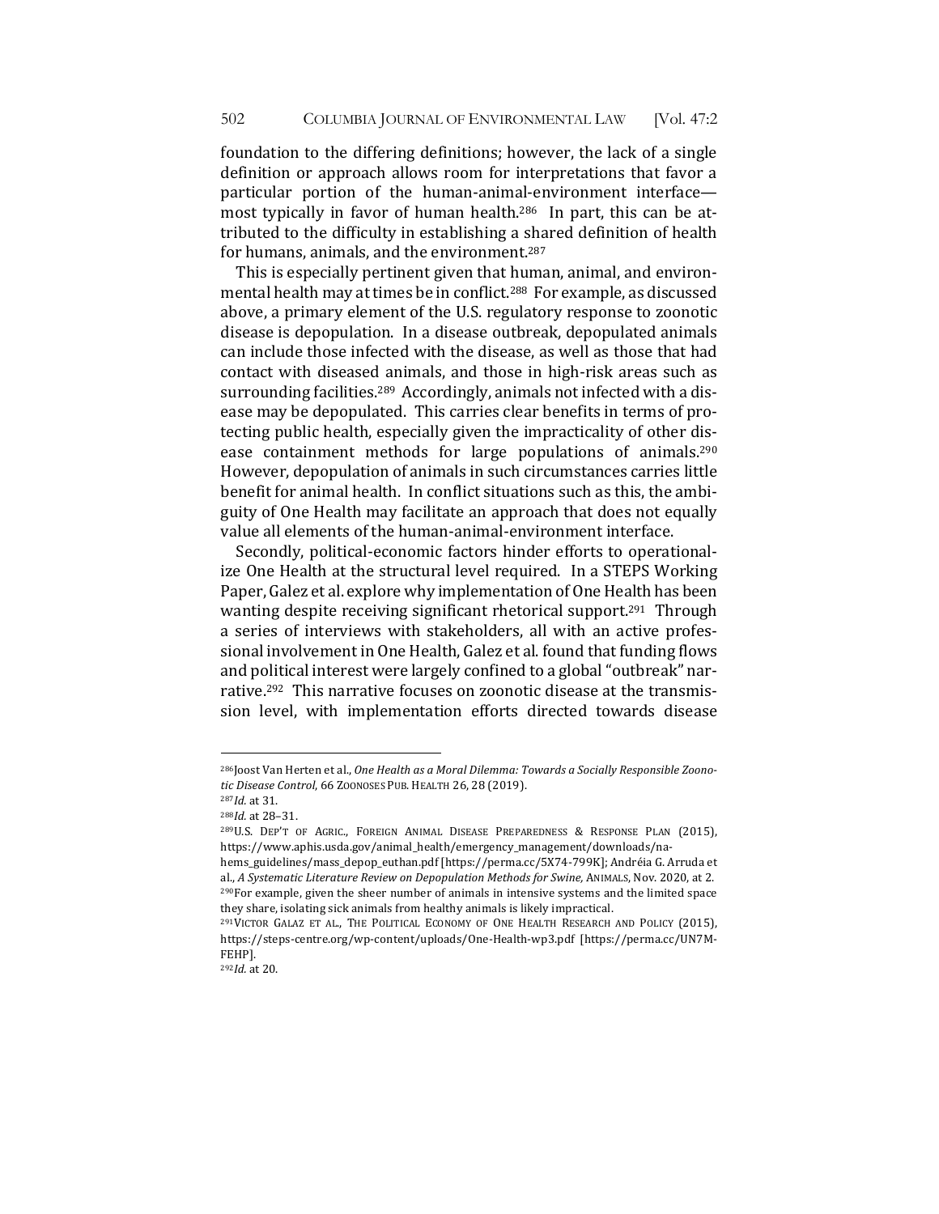foundation to the differing definitions; however, the lack of a single definition or approach allows room for interpretations that favor a particular portion of the human-animal-environment interface—most typically in favor of human health.[286] In part, this can be attributed to the difficulty in establishing a shared definition of health for humans, animals, and the environment.[287]

This is especially pertinent given that human, animal, and environmental health may at times be in conflict.[288] For example, as discussed above, a primary element of the U.S. regulatory response to zoonotic disease is depopulation. In a disease outbreak, depopulated animals can include those infected with the disease, as well as those that had contact with diseased animals, and those in high-risk areas such as surrounding facilities.[289] Accordingly, animals not infected with a disease may be depopulated. This carries clear benefits in terms of protecting public health, especially given the impracticality of other disease containment methods for large populations of animals.[290] However, depopulation of animals in such circumstances carries little benefit for animal health. In conflict situations such as this, the ambiguity of One Health may facilitate an approach that does not equally value all elements of the human-animal-environment interface.

Secondly, political-economic factors hinder efforts to operationalize One Health at the structural level required. In a STEPS Working Paper, Galez et al. explore why implementation of One Health has been wanting despite receiving significant rhetorical support.[291] Through a series of interviews with stakeholders, all with an active professional involvement in One Health, Galez et al. found that funding flows and political interest were largely confined to a global "outbreak" narrative.[292] This narrative focuses on zoonotic disease at the transmission level, with implementation efforts directed towards disease

---

[286] Joost Van Herten et al., *One Health as a Moral Dilemma: Towards a Socially Responsible Zoonotic Disease Control*, 66 ZOONOSES PUB. HEALTH 26, 28 (2019).

[287] *Id.* at 31.

[288] *Id.* at 28–31.

[289] U.S. DEP'T OF AGRIC., FOREIGN ANIMAL DISEASE PREPAREDNESS & RESPONSE PLAN (2015), https://www.aphis.usda.gov/animal_health/emergency_management/downloads/nahems_guidelines/mass_depop_euthan.pdf [https://perma.cc/5X74-799K]; Andréia G. Arruda et al., *A Systematic Literature Review on Depopulation Methods for Swine,* ANIMALS, Nov. 2020, at 2.

[290] For example, given the sheer number of animals in intensive systems and the limited space they share, isolating sick animals from healthy animals is likely impractical.

[291] VICTOR GALAZ ET AL., THE POLITICAL ECONOMY OF ONE HEALTH RESEARCH AND POLICY (2015), https://steps-centre.org/wp-content/uploads/One-Health-wp3.pdf [https://perma.cc/UN7M-FEHP].

[292] *Id.* at 20.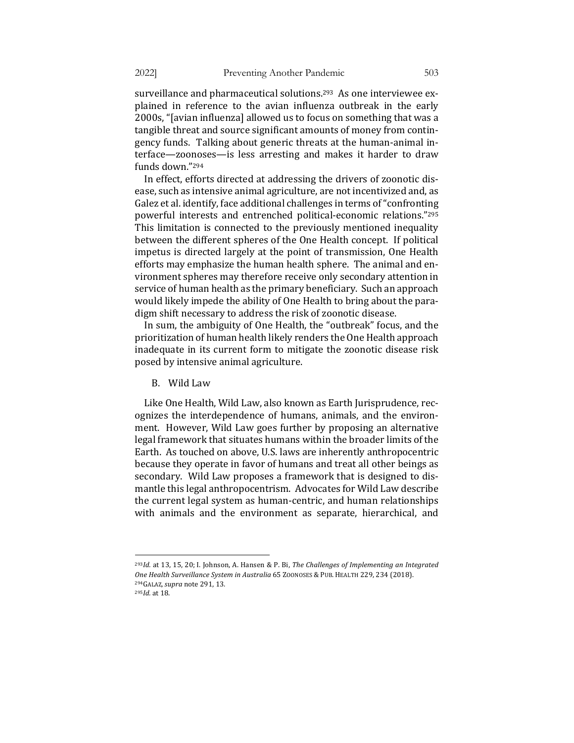surveillance and pharmaceutical solutions.[293] As one interviewee explained in reference to the avian influenza outbreak in the early 2000s, "[avian influenza] allowed us to focus on something that was a tangible threat and source significant amounts of money from contingency funds. Talking about generic threats at the human-animal interface—zoonoses—is less arresting and makes it harder to draw funds down."[294]

In effect, efforts directed at addressing the drivers of zoonotic disease, such as intensive animal agriculture, are not incentivized and, as Galez et al. identify, face additional challenges in terms of "confronting powerful interests and entrenched political-economic relations."[295] This limitation is connected to the previously mentioned inequality between the different spheres of the One Health concept. If political impetus is directed largely at the point of transmission, One Health efforts may emphasize the human health sphere. The animal and environment spheres may therefore receive only secondary attention in service of human health as the primary beneficiary. Such an approach would likely impede the ability of One Health to bring about the paradigm shift necessary to address the risk of zoonotic disease.

In sum, the ambiguity of One Health, the "outbreak" focus, and the prioritization of human health likely renders the One Health approach inadequate in its current form to mitigate the zoonotic disease risk posed by intensive animal agriculture.

## B. Wild Law

Like One Health, Wild Law, also known as Earth Jurisprudence, recognizes the interdependence of humans, animals, and the environment. However, Wild Law goes further by proposing an alternative legal framework that situates humans within the broader limits of the Earth. As touched on above, U.S. laws are inherently anthropocentric because they operate in favor of humans and treat all other beings as secondary. Wild Law proposes a framework that is designed to dismantle this legal anthropocentrism. Advocates for Wild Law describe the current legal system as human-centric, and human relationships with animals and the environment as separate, hierarchical, and

---

[293] *Id.* at 13, 15, 20; I. Johnson, A. Hansen & P. Bi, *The Challenges of Implementing an Integrated One Health Surveillance System in Australia* 65 ZOONOSES & PUB. HEALTH 229, 234 (2018).

[294] GALAZ, *supra* note 291, 13.

[295] *Id.* at 18.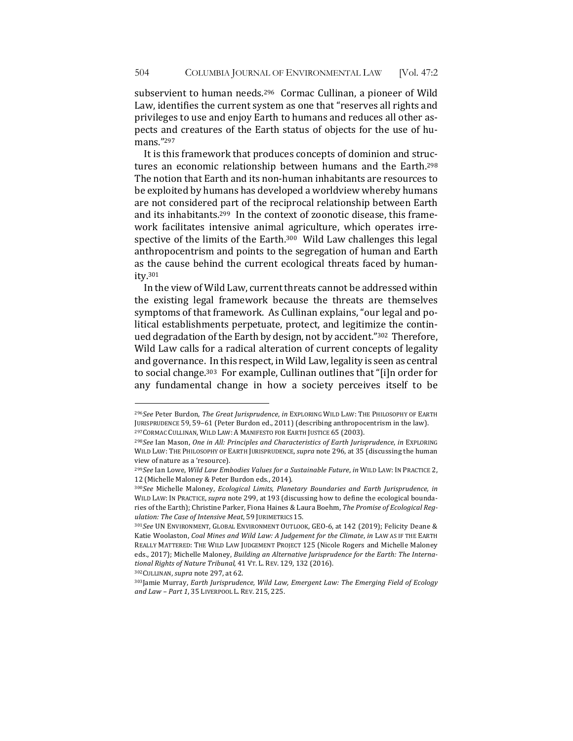subservient to human needs.[296] Cormac Cullinan, a pioneer of Wild Law, identifies the current system as one that "reserves all rights and privileges to use and enjoy Earth to humans and reduces all other aspects and creatures of the Earth status of objects for the use of humans."[297]

It is this framework that produces concepts of dominion and structures an economic relationship between humans and the Earth.[298] The notion that Earth and its non-human inhabitants are resources to be exploited by humans has developed a worldview whereby humans are not considered part of the reciprocal relationship between Earth and its inhabitants.[299] In the context of zoonotic disease, this framework facilitates intensive animal agriculture, which operates irrespective of the limits of the Earth.[300] Wild Law challenges this legal anthropocentrism and points to the segregation of human and Earth as the cause behind the current ecological threats faced by humanity.[301]

In the view of Wild Law, current threats cannot be addressed within the existing legal framework because the threats are themselves symptoms of that framework. As Cullinan explains, "our legal and political establishments perpetuate, protect, and legitimize the continued degradation of the Earth by design, not by accident."[302] Therefore, Wild Law calls for a radical alteration of current concepts of legality and governance. In this respect, in Wild Law, legality is seen as central to social change.[303] For example, Cullinan outlines that "[i]n order for any fundamental change in how a society perceives itself to be

---

[296] *See* Peter Burdon, *The Great Jurisprudence*, *in* EXPLORING WILD LAW: THE PHILOSOPHY OF EARTH JURISPRUDENCE 59, 59–61 (Peter Burdon ed., 2011) (describing anthropocentrism in the law).

[297] CORMAC CULLINAN, WILD LAW: A MANIFESTO FOR EARTH JUSTICE 65 (2003).

[298] *See* Ian Mason, *One in All: Principles and Characteristics of Earth Jurisprudence*, *in* EXPLORING WILD LAW: THE PHILOSOPHY OF EARTH JURISPRUDENCE, *supra* note 296, at 35 (discussing the human view of nature as a 'resource).

[299] *See* Ian Lowe, *Wild Law Embodies Values for a Sustainable Future*, *in* WILD LAW: IN PRACTICE 2, 12 (Michelle Maloney & Peter Burdon eds., 2014).

[300] *See* Michelle Maloney, *Ecological Limits, Planetary Boundaries and Earth Jurisprudence, in* WILD LAW: IN PRACTICE, *supra* note 299, at 193 (discussing how to define the ecological boundaries of the Earth); Christine Parker, Fiona Haines & Laura Boehm, *The Promise of Ecological Regulation: The Case of Intensive Meat*, 59 JURIMETRICS 15.

[301] *See* UN ENVIRONMENT, GLOBAL ENVIRONMENT OUTLOOK, GEO-6, at 142 (2019); Felicity Deane & Katie Woolaston, *Coal Mines and Wild Law: A Judgement for the Climate*, *in* LAW AS IF THE EARTH REALLY MATTERED: THE WILD LAW JUDGEMENT PROJECT 125 (Nicole Rogers and Michelle Maloney eds., 2017); Michelle Maloney, *Building an Alternative Jurisprudence for the Earth: The International Rights of Nature Tribunal*, 41 VT. L. REV. 129, 132 (2016).

[302] CULLINAN, *supra* note 297, at 62.

[303] Jamie Murray, *Earth Jurisprudence, Wild Law, Emergent Law: The Emerging Field of Ecology and Law – Part 1*, 35 LIVERPOOL L. REV. 215, 225.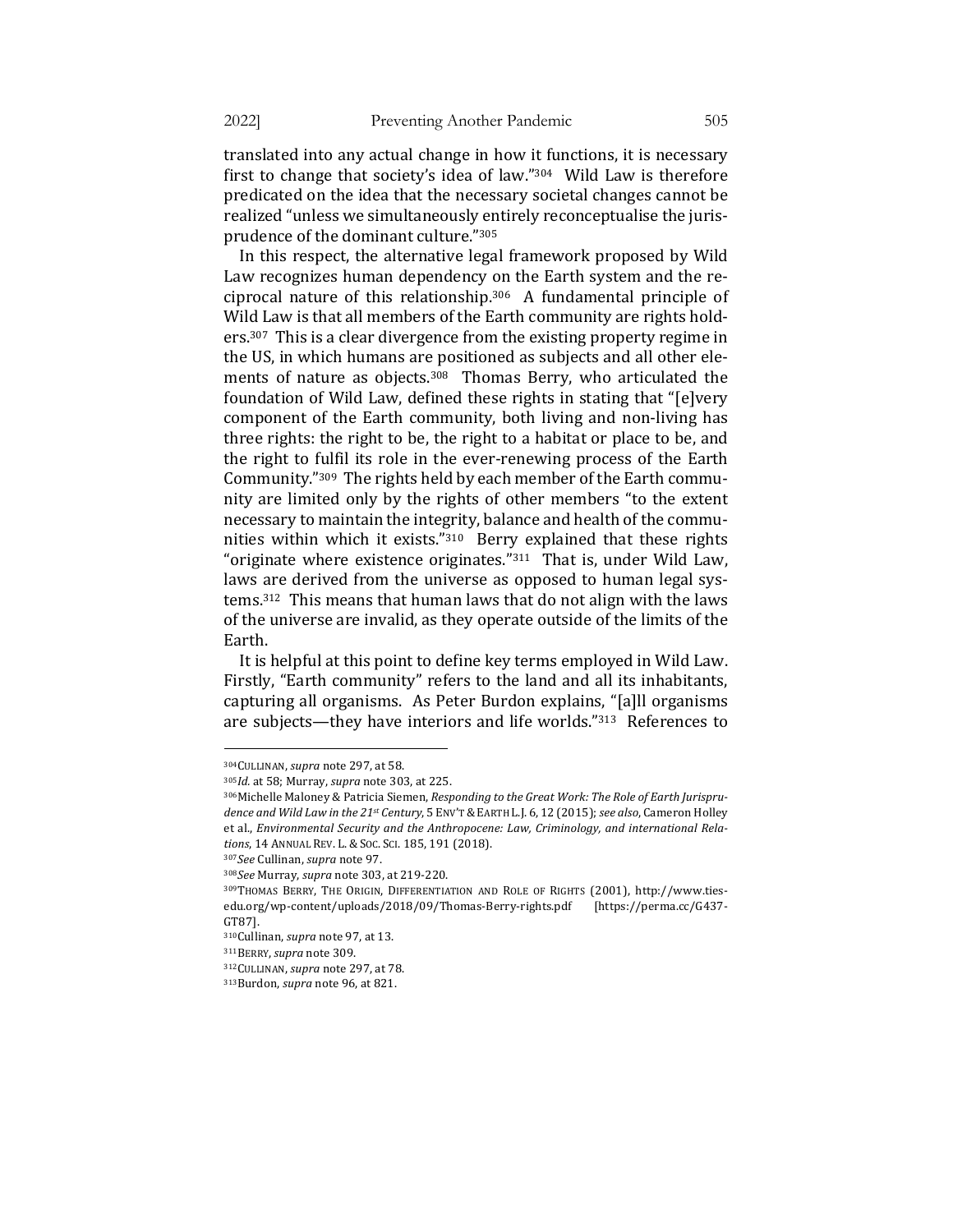translated into any actual change in how it functions, it is necessary first to change that society's idea of law."[304] Wild Law is therefore predicated on the idea that the necessary societal changes cannot be realized "unless we simultaneously entirely reconceptualise the jurisprudence of the dominant culture."[305]

In this respect, the alternative legal framework proposed by Wild Law recognizes human dependency on the Earth system and the reciprocal nature of this relationship.[306] A fundamental principle of Wild Law is that all members of the Earth community are rights holders.[307] This is a clear divergence from the existing property regime in the US, in which humans are positioned as subjects and all other elements of nature as objects.[308] Thomas Berry, who articulated the foundation of Wild Law, defined these rights in stating that "[e]very component of the Earth community, both living and non-living has three rights: the right to be, the right to a habitat or place to be, and the right to fulfil its role in the ever-renewing process of the Earth Community."[309] The rights held by each member of the Earth community are limited only by the rights of other members "to the extent necessary to maintain the integrity, balance and health of the communities within which it exists."[310] Berry explained that these rights "originate where existence originates."[311] That is, under Wild Law, laws are derived from the universe as opposed to human legal systems.[312] This means that human laws that do not align with the laws of the universe are invalid, as they operate outside of the limits of the Earth.

It is helpful at this point to define key terms employed in Wild Law. Firstly, "Earth community" refers to the land and all its inhabitants, capturing all organisms. As Peter Burdon explains, "[a]ll organisms are subjects—they have interiors and life worlds."[313] References to

---

[304] CULLINAN, *supra* note 297, at 58.

[305] *Id.* at 58; Murray, *supra* note 303, at 225.

[306] Michelle Maloney & Patricia Siemen, *Responding to the Great Work: The Role of Earth Jurisprudence and Wild Law in the 21st Century*, 5 ENV'T & EARTH L.J. 6, 12 (2015); *see also*, Cameron Holley et al., *Environmental Security and the Anthropocene: Law, Criminology, and international Relations*, 14 ANNUAL REV. L. & SOC. SCI. 185, 191 (2018).

[307] *See* Cullinan, *supra* note 97.

[308] *See* Murray, *supra* note 303, at 219-220.

[309] THOMAS BERRY, THE ORIGIN, DIFFERENTIATION AND ROLE OF RIGHTS (2001), http://www.ties-edu.org/wp-content/uploads/2018/09/Thomas-Berry-rights.pdf [https://perma.cc/G437-GT87].

[310] Cullinan, *supra* note 97, at 13.

[311] BERRY, *supra* note 309.

[312] CULLINAN, *supra* note 297, at 78.

[313] Burdon, *supra* note 96, at 821.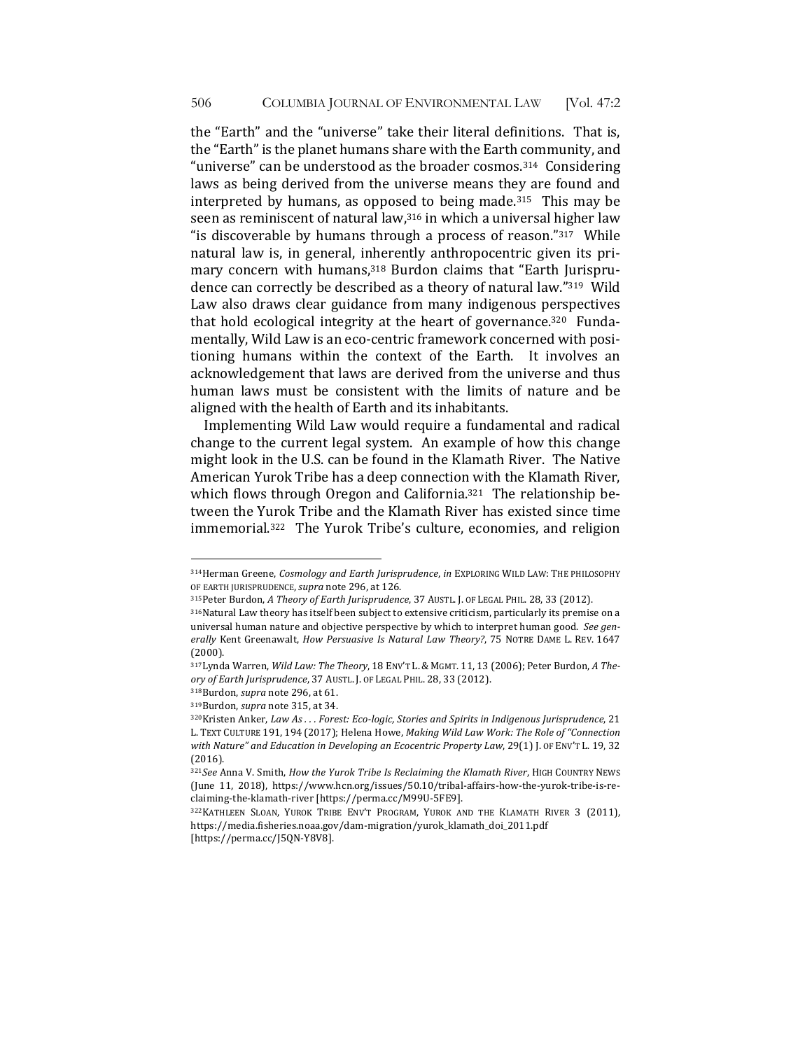the "Earth" and the "universe" take their literal definitions. That is, the "Earth" is the planet humans share with the Earth community, and "universe" can be understood as the broader cosmos.[314] Considering laws as being derived from the universe means they are found and interpreted by humans, as opposed to being made.[315] This may be seen as reminiscent of natural law,[316] in which a universal higher law "is discoverable by humans through a process of reason."[317] While natural law is, in general, inherently anthropocentric given its primary concern with humans,[318] Burdon claims that "Earth Jurisprudence can correctly be described as a theory of natural law."[319] Wild Law also draws clear guidance from many indigenous perspectives that hold ecological integrity at the heart of governance.[320] Fundamentally, Wild Law is an eco-centric framework concerned with positioning humans within the context of the Earth. It involves an acknowledgement that laws are derived from the universe and thus human laws must be consistent with the limits of nature and be aligned with the health of Earth and its inhabitants.

Implementing Wild Law would require a fundamental and radical change to the current legal system. An example of how this change might look in the U.S. can be found in the Klamath River. The Native American Yurok Tribe has a deep connection with the Klamath River, which flows through Oregon and California.[321] The relationship between the Yurok Tribe and the Klamath River has existed since time immemorial.[322] The Yurok Tribe's culture, economies, and religion

---

[314] Herman Greene, *Cosmology and Earth Jurisprudence*, *in* EXPLORING WILD LAW: THE PHILOSOPHY OF EARTH JURISPRUDENCE, *supra* note 296, at 126.

[315] Peter Burdon, *A Theory of Earth Jurisprudence*, 37 AUSTL. J. OF LEGAL PHIL. 28, 33 (2012).

[316] Natural Law theory has itself been subject to extensive criticism, particularly its premise on a universal human nature and objective perspective by which to interpret human good. *See generally* Kent Greenawalt, *How Persuasive Is Natural Law Theory?*, 75 NOTRE DAME L. REV. 1647 (2000).

[317] Lynda Warren, *Wild Law: The Theory*, 18 ENV'T L. & MGMT. 11, 13 (2006); Peter Burdon, *A Theory of Earth Jurisprudence*, 37 AUSTL. J. OF LEGAL PHIL. 28, 33 (2012).

[318] Burdon, *supra* note 296, at 61.

[319] Burdon, *supra* note 315, at 34.

[320] Kristen Anker, *Law As . . . Forest: Eco-logic, Stories and Spirits in Indigenous Jurisprudence*, 21 L. TEXT CULTURE 191, 194 (2017); Helena Howe, *Making Wild Law Work: The Role of "Connection with Nature" and Education in Developing an Ecocentric Property Law*, 29(1) J. OF ENV'T L. 19, 32 (2016).

[321] *See* Anna V. Smith, *How the Yurok Tribe Is Reclaiming the Klamath River*, HIGH COUNTRY NEWS (June 11, 2018), https://www.hcn.org/issues/50.10/tribal-affairs-how-the-yurok-tribe-is-reclaiming-the-klamath-river [https://perma.cc/M99U-5FE9].

[322] KATHLEEN SLOAN, YUROK TRIBE ENV'T PROGRAM, YUROK AND THE KLAMATH RIVER 3 (2011), https://media.fisheries.noaa.gov/dam-migration/yurok_klamath_doi_2011.pdf [https://perma.cc/J5QN-Y8V8].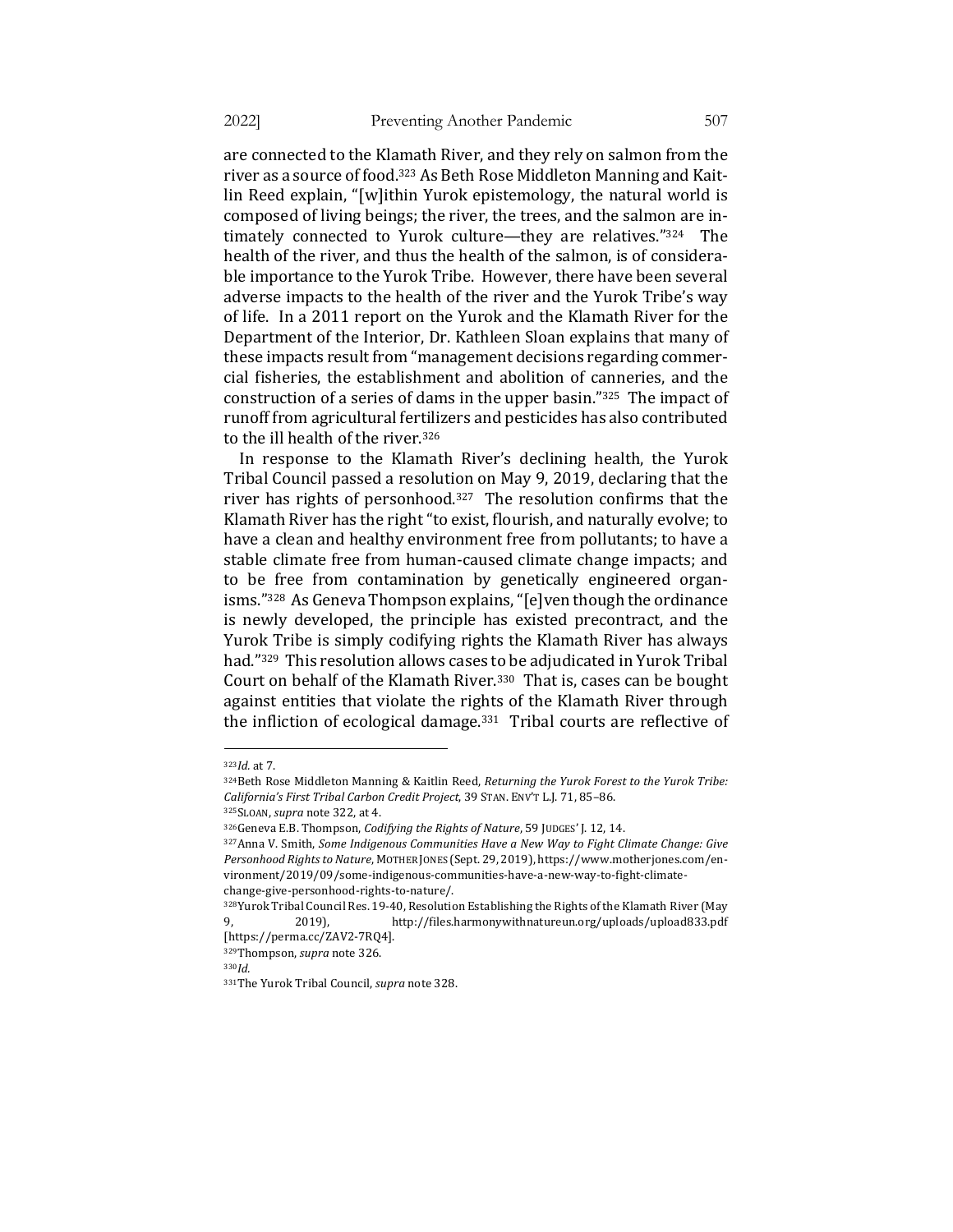are connected to the Klamath River, and they rely on salmon from the river as a source of food.[323] As Beth Rose Middleton Manning and Kaitlin Reed explain, "[w]ithin Yurok epistemology, the natural world is composed of living beings; the river, the trees, and the salmon are intimately connected to Yurok culture—they are relatives."[324] The health of the river, and thus the health of the salmon, is of considerable importance to the Yurok Tribe. However, there have been several adverse impacts to the health of the river and the Yurok Tribe's way of life. In a 2011 report on the Yurok and the Klamath River for the Department of the Interior, Dr. Kathleen Sloan explains that many of these impacts result from "management decisions regarding commercial fisheries, the establishment and abolition of canneries, and the construction of a series of dams in the upper basin."[325] The impact of runoff from agricultural fertilizers and pesticides has also contributed to the ill health of the river.[326]

In response to the Klamath River's declining health, the Yurok Tribal Council passed a resolution on May 9, 2019, declaring that the river has rights of personhood.[327] The resolution confirms that the Klamath River has the right "to exist, flourish, and naturally evolve; to have a clean and healthy environment free from pollutants; to have a stable climate free from human-caused climate change impacts; and to be free from contamination by genetically engineered organisms."[328] As Geneva Thompson explains, "[e]ven though the ordinance is newly developed, the principle has existed precontract, and the Yurok Tribe is simply codifying rights the Klamath River has always had."[329] This resolution allows cases to be adjudicated in Yurok Tribal Court on behalf of the Klamath River.[330] That is, cases can be bought against entities that violate the rights of the Klamath River through the infliction of ecological damage.[331] Tribal courts are reflective of

---

[323] *Id.* at 7.

[324] Beth Rose Middleton Manning & Kaitlin Reed, *Returning the Yurok Forest to the Yurok Tribe: California's First Tribal Carbon Credit Project*, 39 STAN. ENV'T L.J. 71, 85–86.

[325] SLOAN, *supra* note 322, at 4.

[326] Geneva E.B. Thompson, *Codifying the Rights of Nature*, 59 JUDGES' J. 12, 14.

[327] Anna V. Smith, *Some Indigenous Communities Have a New Way to Fight Climate Change: Give Personhood Rights to Nature*, MOTHER JONES (Sept. 29, 2019), https://www.motherjones.com/environment/2019/09/some-indigenous-communities-have-a-new-way-to-fight-climate-change-give-personhood-rights-to-nature/.

[328] Yurok Tribal Council Res. 19-40, Resolution Establishing the Rights of the Klamath River (May 9, 2019), http://files.harmonywithnatureun.org/uploads/upload833.pdf [https://perma.cc/ZAV2-7RQ4].

[329] Thompson, *supra* note 326.

[330] *Id.*

[331] The Yurok Tribal Council, *supra* note 328.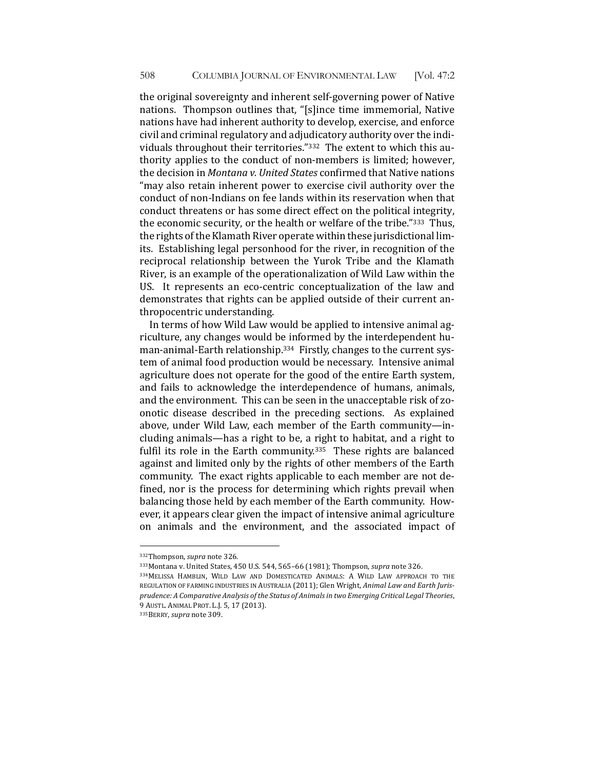the original sovereignty and inherent self-governing power of Native nations. Thompson outlines that, "[s]ince time immemorial, Native nations have had inherent authority to develop, exercise, and enforce civil and criminal regulatory and adjudicatory authority over the individuals throughout their territories."[332] The extent to which this authority applies to the conduct of non-members is limited; however, the decision in *Montana v. United States* confirmed that Native nations "may also retain inherent power to exercise civil authority over the conduct of non-Indians on fee lands within its reservation when that conduct threatens or has some direct effect on the political integrity, the economic security, or the health or welfare of the tribe."[333] Thus, the rights of the Klamath River operate within these jurisdictional limits. Establishing legal personhood for the river, in recognition of the reciprocal relationship between the Yurok Tribe and the Klamath River, is an example of the operationalization of Wild Law within the US. It represents an eco-centric conceptualization of the law and demonstrates that rights can be applied outside of their current anthropocentric understanding.

In terms of how Wild Law would be applied to intensive animal agriculture, any changes would be informed by the interdependent human-animal-Earth relationship.[334] Firstly, changes to the current system of animal food production would be necessary. Intensive animal agriculture does not operate for the good of the entire Earth system, and fails to acknowledge the interdependence of humans, animals, and the environment. This can be seen in the unacceptable risk of zoonotic disease described in the preceding sections. As explained above, under Wild Law, each member of the Earth community—including animals—has a right to be, a right to habitat, and a right to fulfil its role in the Earth community.[335] These rights are balanced against and limited only by the rights of other members of the Earth community. The exact rights applicable to each member are not defined, nor is the process for determining which rights prevail when balancing those held by each member of the Earth community. However, it appears clear given the impact of intensive animal agriculture on animals and the environment, and the associated impact of

---

[332] Thompson, *supra* note 326.

[333] Montana v. United States, 450 U.S. 544, 565–66 (1981); Thompson, *supra* note 326.

[334] MELISSA HAMBLIN, WILD LAW AND DOMESTICATED ANIMALS: A WILD LAW APPROACH TO THE REGULATION OF FARMING INDUSTRIES IN AUSTRALIA (2011); Glen Wright, *Animal Law and Earth Jurisprudence: A Comparative Analysis of the Status of Animals in two Emerging Critical Legal Theories*, 9 AUSTL. ANIMAL PROT. L.J. 5, 17 (2013).

[335] BERRY, *supra* note 309.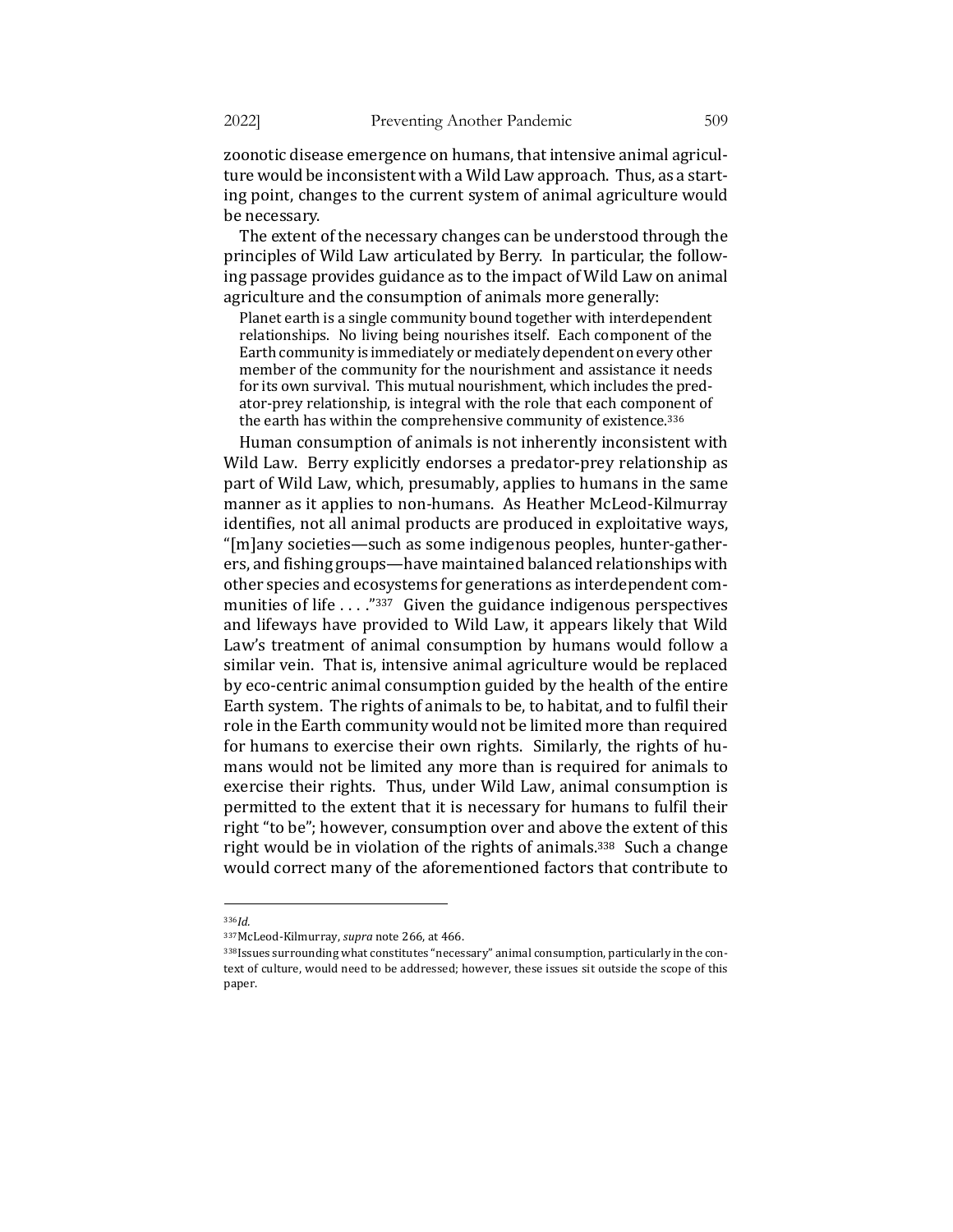zoonotic disease emergence on humans, that intensive animal agriculture would be inconsistent with a Wild Law approach. Thus, as a starting point, changes to the current system of animal agriculture would be necessary.

The extent of the necessary changes can be understood through the principles of Wild Law articulated by Berry. In particular, the following passage provides guidance as to the impact of Wild Law on animal agriculture and the consumption of animals more generally:

> Planet earth is a single community bound together with interdependent relationships. No living being nourishes itself. Each component of the Earth community is immediately or mediately dependent on every other member of the community for the nourishment and assistance it needs for its own survival. This mutual nourishment, which includes the predator-prey relationship, is integral with the role that each component of the earth has within the comprehensive community of existence.[336]

Human consumption of animals is not inherently inconsistent with Wild Law. Berry explicitly endorses a predator-prey relationship as part of Wild Law, which, presumably, applies to humans in the same manner as it applies to non-humans. As Heather McLeod-Kilmurray identifies, not all animal products are produced in exploitative ways, "[m]any societies—such as some indigenous peoples, hunter-gatherers, and fishing groups—have maintained balanced relationships with other species and ecosystems for generations as interdependent communities of life . . . ."[337] Given the guidance indigenous perspectives and lifeways have provided to Wild Law, it appears likely that Wild Law's treatment of animal consumption by humans would follow a similar vein. That is, intensive animal agriculture would be replaced by eco-centric animal consumption guided by the health of the entire Earth system. The rights of animals to be, to habitat, and to fulfil their role in the Earth community would not be limited more than required for humans to exercise their own rights. Similarly, the rights of humans would not be limited any more than is required for animals to exercise their rights. Thus, under Wild Law, animal consumption is permitted to the extent that it is necessary for humans to fulfil their right "to be"; however, consumption over and above the extent of this right would be in violation of the rights of animals.[338] Such a change would correct many of the aforementioned factors that contribute to

---

[336] *Id.*

[337] McLeod-Kilmurray, *supra* note 266, at 466.

[338] Issues surrounding what constitutes "necessary" animal consumption, particularly in the context of culture, would need to be addressed; however, these issues sit outside the scope of this paper.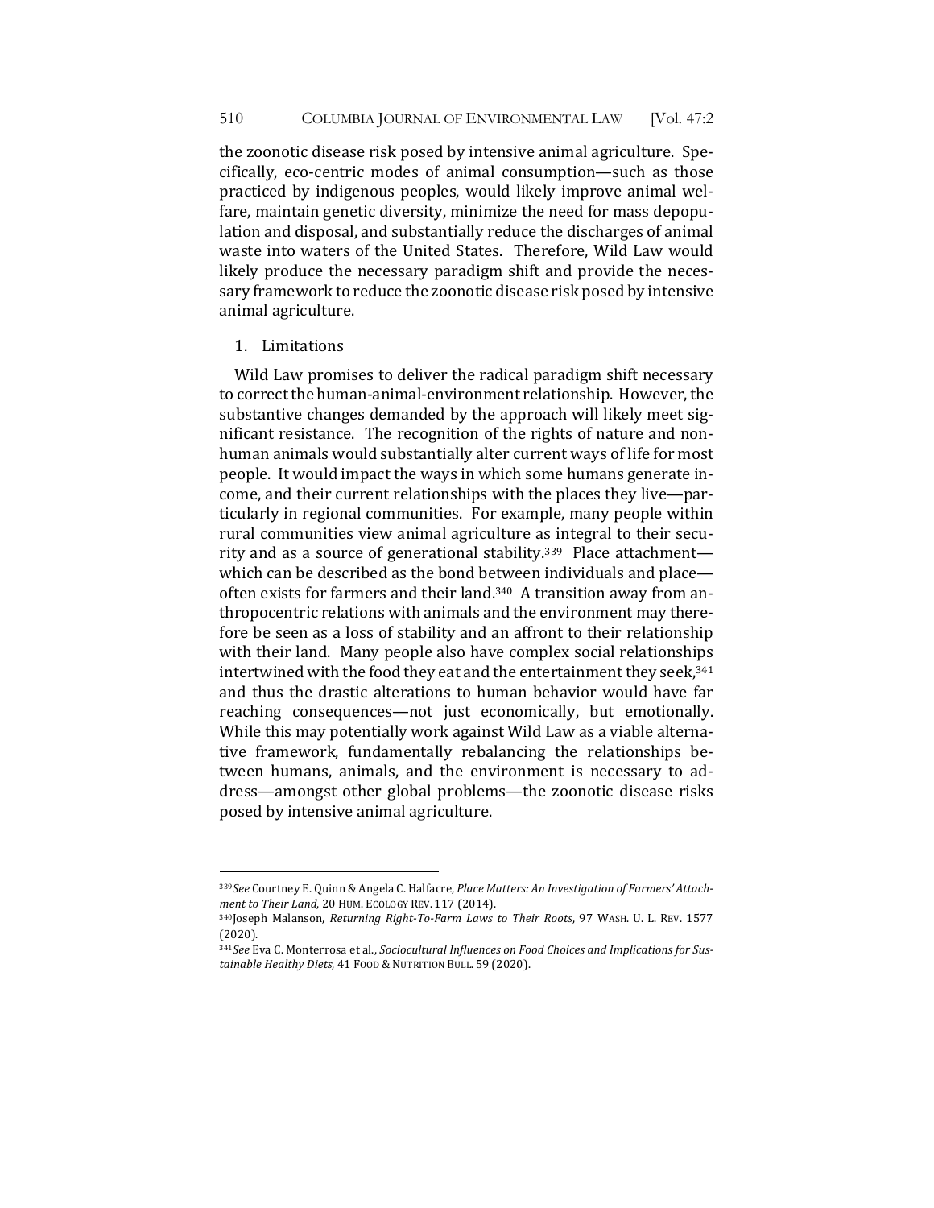the zoonotic disease risk posed by intensive animal agriculture. Specifically, eco-centric modes of animal consumption—such as those practiced by indigenous peoples, would likely improve animal welfare, maintain genetic diversity, minimize the need for mass depopulation and disposal, and substantially reduce the discharges of animal waste into waters of the United States. Therefore, Wild Law would likely produce the necessary paradigm shift and provide the necessary framework to reduce the zoonotic disease risk posed by intensive animal agriculture.

1. Limitations

Wild Law promises to deliver the radical paradigm shift necessary to correct the human-animal-environment relationship. However, the substantive changes demanded by the approach will likely meet significant resistance. The recognition of the rights of nature and non-human animals would substantially alter current ways of life for most people. It would impact the ways in which some humans generate income, and their current relationships with the places they live—particularly in regional communities. For example, many people within rural communities view animal agriculture as integral to their security and as a source of generational stability.[339] Place attachment—which can be described as the bond between individuals and place—often exists for farmers and their land.[340] A transition away from anthropocentric relations with animals and the environment may therefore be seen as a loss of stability and an affront to their relationship with their land. Many people also have complex social relationships intertwined with the food they eat and the entertainment they seek,[341] and thus the drastic alterations to human behavior would have far reaching consequences—not just economically, but emotionally. While this may potentially work against Wild Law as a viable alternative framework, fundamentally rebalancing the relationships between humans, animals, and the environment is necessary to address—amongst other global problems—the zoonotic disease risks posed by intensive animal agriculture.

---

[339] *See* Courtney E. Quinn & Angela C. Halfacre, *Place Matters: An Investigation of Farmers' Attachment to Their Land*, 20 HUM. ECOLOGY REV. 117 (2014).

[340] Joseph Malanson, *Returning Right-To-Farm Laws to Their Roots*, 97 WASH. U. L. REV. 1577 (2020).

[341] *See* Eva C. Monterrosa et al., *Sociocultural Influences on Food Choices and Implications for Sustainable Healthy Diets*, 41 FOOD & NUTRITION BULL. 59 (2020).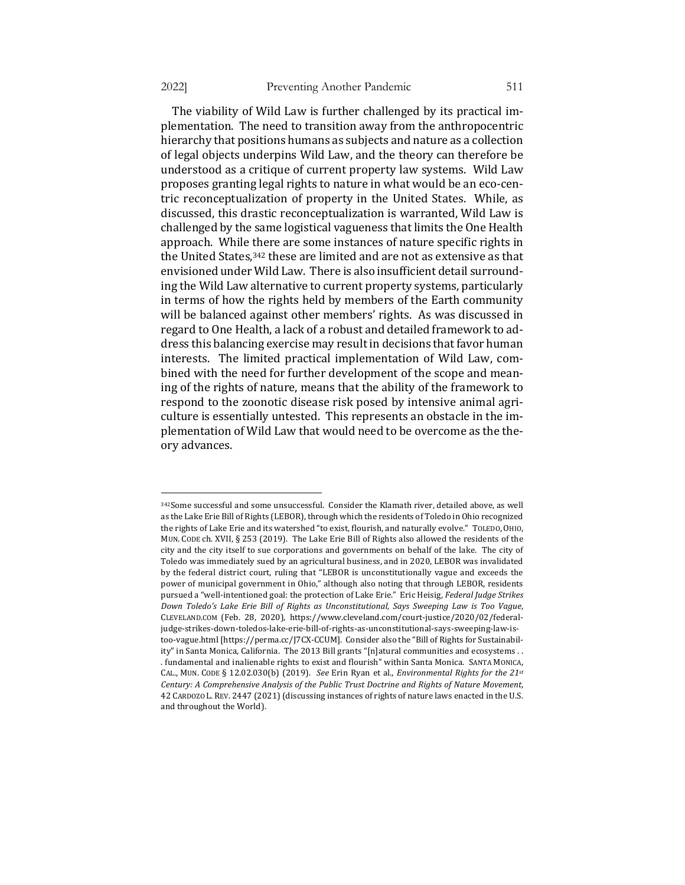The viability of Wild Law is further challenged by its practical implementation. The need to transition away from the anthropocentric hierarchy that positions humans as subjects and nature as a collection of legal objects underpins Wild Law, and the theory can therefore be understood as a critique of current property law systems. Wild Law proposes granting legal rights to nature in what would be an eco-centric reconceptualization of property in the United States. While, as discussed, this drastic reconceptualization is warranted, Wild Law is challenged by the same logistical vagueness that limits the One Health approach. While there are some instances of nature specific rights in the United States,[342] these are limited and are not as extensive as that envisioned under Wild Law. There is also insufficient detail surrounding the Wild Law alternative to current property systems, particularly in terms of how the rights held by members of the Earth community will be balanced against other members' rights. As was discussed in regard to One Health, a lack of a robust and detailed framework to address this balancing exercise may result in decisions that favor human interests. The limited practical implementation of Wild Law, combined with the need for further development of the scope and meaning of the rights of nature, means that the ability of the framework to respond to the zoonotic disease risk posed by intensive animal agriculture is essentially untested. This represents an obstacle in the implementation of Wild Law that would need to be overcome as the theory advances.

---

[342] Some successful and some unsuccessful. Consider the Klamath river, detailed above, as well as the Lake Erie Bill of Rights (LEBOR), through which the residents of Toledo in Ohio recognized the rights of Lake Erie and its watershed "to exist, flourish, and naturally evolve." TOLEDO, OHIO, MUN. CODE ch. XVII, § 253 (2019). The Lake Erie Bill of Rights also allowed the residents of the city and the city itself to sue corporations and governments on behalf of the lake. The city of Toledo was immediately sued by an agricultural business, and in 2020, LEBOR was invalidated by the federal district court, ruling that "LEBOR is unconstitutionally vague and exceeds the power of municipal government in Ohio," although also noting that through LEBOR, residents pursued a "well-intentioned goal: the protection of Lake Erie." Eric Heisig, *Federal Judge Strikes Down Toledo's Lake Erie Bill of Rights as Unconstitutional, Says Sweeping Law is Too Vague*, CLEVELAND.COM (Feb. 28, 2020), https://www.cleveland.com/court-justice/2020/02/federal-judge-strikes-down-toledos-lake-erie-bill-of-rights-as-unconstitutional-says-sweeping-law-is-too-vague.html [https://perma.cc/J7CX-CCUM]. Consider also the "Bill of Rights for Sustainability" in Santa Monica, California. The 2013 Bill grants "[n]atural communities and ecosystems . . . fundamental and inalienable rights to exist and flourish" within Santa Monica. SANTA MONICA, CAL., MUN. CODE § 12.02.030(b) (2019). *See* Erin Ryan et al., *Environmental Rights for the 21st Century: A Comprehensive Analysis of the Public Trust Doctrine and Rights of Nature Movement*, 42 CARDOZO L. REV. 2447 (2021) (discussing instances of rights of nature laws enacted in the U.S. and throughout the World).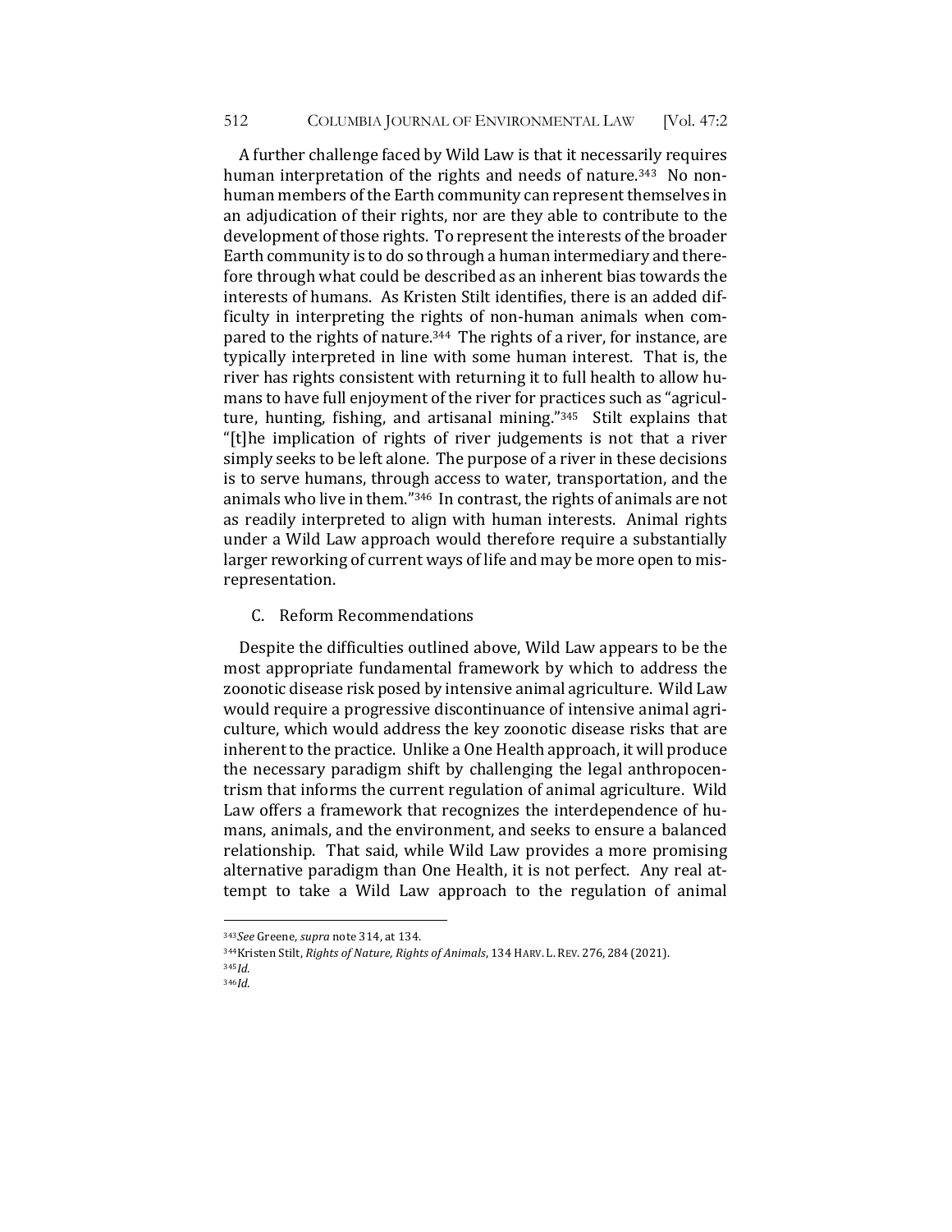A further challenge faced by Wild Law is that it necessarily requires human interpretation of the rights and needs of nature.[343] No non-human members of the Earth community can represent themselves in an adjudication of their rights, nor are they able to contribute to the development of those rights. To represent the interests of the broader Earth community is to do so through a human intermediary and therefore through what could be described as an inherent bias towards the interests of humans. As Kristen Stilt identifies, there is an added difficulty in interpreting the rights of non-human animals when compared to the rights of nature.[344] The rights of a river, for instance, are typically interpreted in line with some human interest. That is, the river has rights consistent with returning it to full health to allow humans to have full enjoyment of the river for practices such as "agriculture, hunting, fishing, and artisanal mining."[345] Stilt explains that "[t]he implication of rights of river judgements is not that a river simply seeks to be left alone. The purpose of a river in these decisions is to serve humans, through access to water, transportation, and the animals who live in them."[346] In contrast, the rights of animals are not as readily interpreted to align with human interests. Animal rights under a Wild Law approach would therefore require a substantially larger reworking of current ways of life and may be more open to misrepresentation.

### C. Reform Recommendations

Despite the difficulties outlined above, Wild Law appears to be the most appropriate fundamental framework by which to address the zoonotic disease risk posed by intensive animal agriculture. Wild Law would require a progressive discontinuance of intensive animal agriculture, which would address the key zoonotic disease risks that are inherent to the practice. Unlike a One Health approach, it will produce the necessary paradigm shift by challenging the legal anthropocentrism that informs the current regulation of animal agriculture. Wild Law offers a framework that recognizes the interdependence of humans, animals, and the environment, and seeks to ensure a balanced relationship. That said, while Wild Law provides a more promising alternative paradigm than One Health, it is not perfect. Any real attempt to take a Wild Law approach to the regulation of animal

---

[343] *See* Greene, *supra* note 314, at 134.

[344] Kristen Stilt, *Rights of Nature, Rights of Animals*, 134 HARV. L. REV. 276, 284 (2021).

[345] *Id.*

[346] *Id.*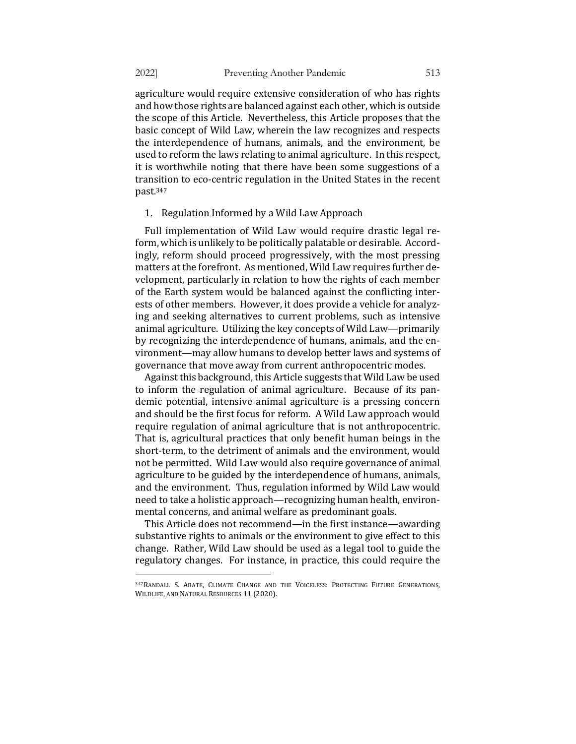agriculture would require extensive consideration of who has rights and how those rights are balanced against each other, which is outside the scope of this Article. Nevertheless, this Article proposes that the basic concept of Wild Law, wherein the law recognizes and respects the interdependence of humans, animals, and the environment, be used to reform the laws relating to animal agriculture. In this respect, it is worthwhile noting that there have been some suggestions of a transition to eco-centric regulation in the United States in the recent past.[347]

1. Regulation Informed by a Wild Law Approach

Full implementation of Wild Law would require drastic legal reform, which is unlikely to be politically palatable or desirable. Accordingly, reform should proceed progressively, with the most pressing matters at the forefront. As mentioned, Wild Law requires further development, particularly in relation to how the rights of each member of the Earth system would be balanced against the conflicting interests of other members. However, it does provide a vehicle for analyzing and seeking alternatives to current problems, such as intensive animal agriculture. Utilizing the key concepts of Wild Law—primarily by recognizing the interdependence of humans, animals, and the environment—may allow humans to develop better laws and systems of governance that move away from current anthropocentric modes.

Against this background, this Article suggests that Wild Law be used to inform the regulation of animal agriculture. Because of its pandemic potential, intensive animal agriculture is a pressing concern and should be the first focus for reform. A Wild Law approach would require regulation of animal agriculture that is not anthropocentric. That is, agricultural practices that only benefit human beings in the short-term, to the detriment of animals and the environment, would not be permitted. Wild Law would also require governance of animal agriculture to be guided by the interdependence of humans, animals, and the environment. Thus, regulation informed by Wild Law would need to take a holistic approach—recognizing human health, environmental concerns, and animal welfare as predominant goals.

This Article does not recommend—in the first instance—awarding substantive rights to animals or the environment to give effect to this change. Rather, Wild Law should be used as a legal tool to guide the regulatory changes. For instance, in practice, this could require the

---

[347] RANDALL S. ABATE, CLIMATE CHANGE AND THE VOICELESS: PROTECTING FUTURE GENERATIONS, WILDLIFE, AND NATURAL RESOURCES 11 (2020).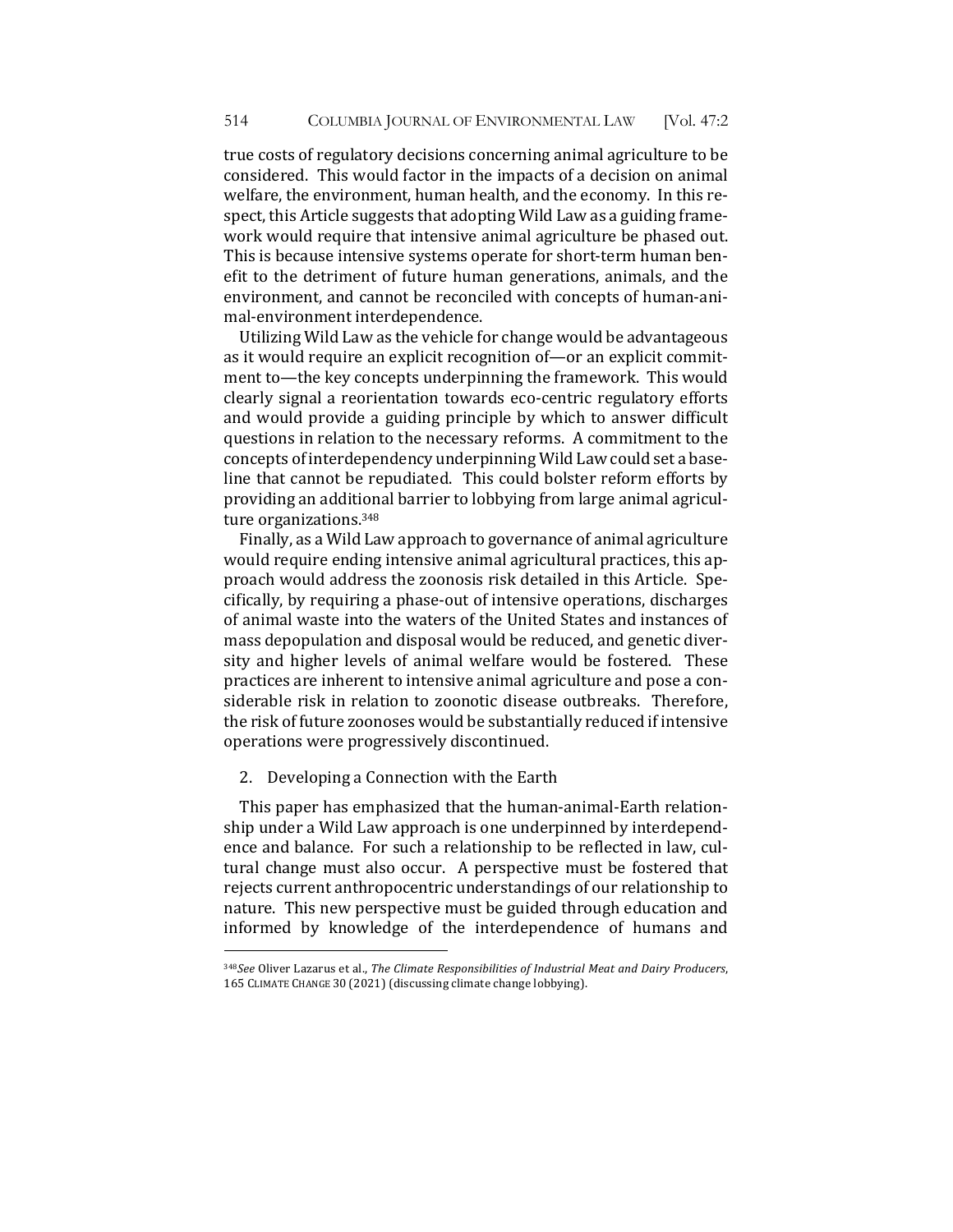true costs of regulatory decisions concerning animal agriculture to be considered. This would factor in the impacts of a decision on animal welfare, the environment, human health, and the economy. In this respect, this Article suggests that adopting Wild Law as a guiding framework would require that intensive animal agriculture be phased out. This is because intensive systems operate for short-term human benefit to the detriment of future human generations, animals, and the environment, and cannot be reconciled with concepts of human-animal-environment interdependence.

Utilizing Wild Law as the vehicle for change would be advantageous as it would require an explicit recognition of—or an explicit commitment to—the key concepts underpinning the framework. This would clearly signal a reorientation towards eco-centric regulatory efforts and would provide a guiding principle by which to answer difficult questions in relation to the necessary reforms. A commitment to the concepts of interdependency underpinning Wild Law could set a baseline that cannot be repudiated. This could bolster reform efforts by providing an additional barrier to lobbying from large animal agriculture organizations.[348]

Finally, as a Wild Law approach to governance of animal agriculture would require ending intensive animal agricultural practices, this approach would address the zoonosis risk detailed in this Article. Specifically, by requiring a phase-out of intensive operations, discharges of animal waste into the waters of the United States and instances of mass depopulation and disposal would be reduced, and genetic diversity and higher levels of animal welfare would be fostered. These practices are inherent to intensive animal agriculture and pose a considerable risk in relation to zoonotic disease outbreaks. Therefore, the risk of future zoonoses would be substantially reduced if intensive operations were progressively discontinued.

### 2. Developing a Connection with the Earth

This paper has emphasized that the human-animal-Earth relationship under a Wild Law approach is one underpinned by interdependence and balance. For such a relationship to be reflected in law, cultural change must also occur. A perspective must be fostered that rejects current anthropocentric understandings of our relationship to nature. This new perspective must be guided through education and informed by knowledge of the interdependence of humans and

---

[348] *See* Oliver Lazarus et al., *The Climate Responsibilities of Industrial Meat and Dairy Producers*, 165 CLIMATE CHANGE 30 (2021) (discussing climate change lobbying).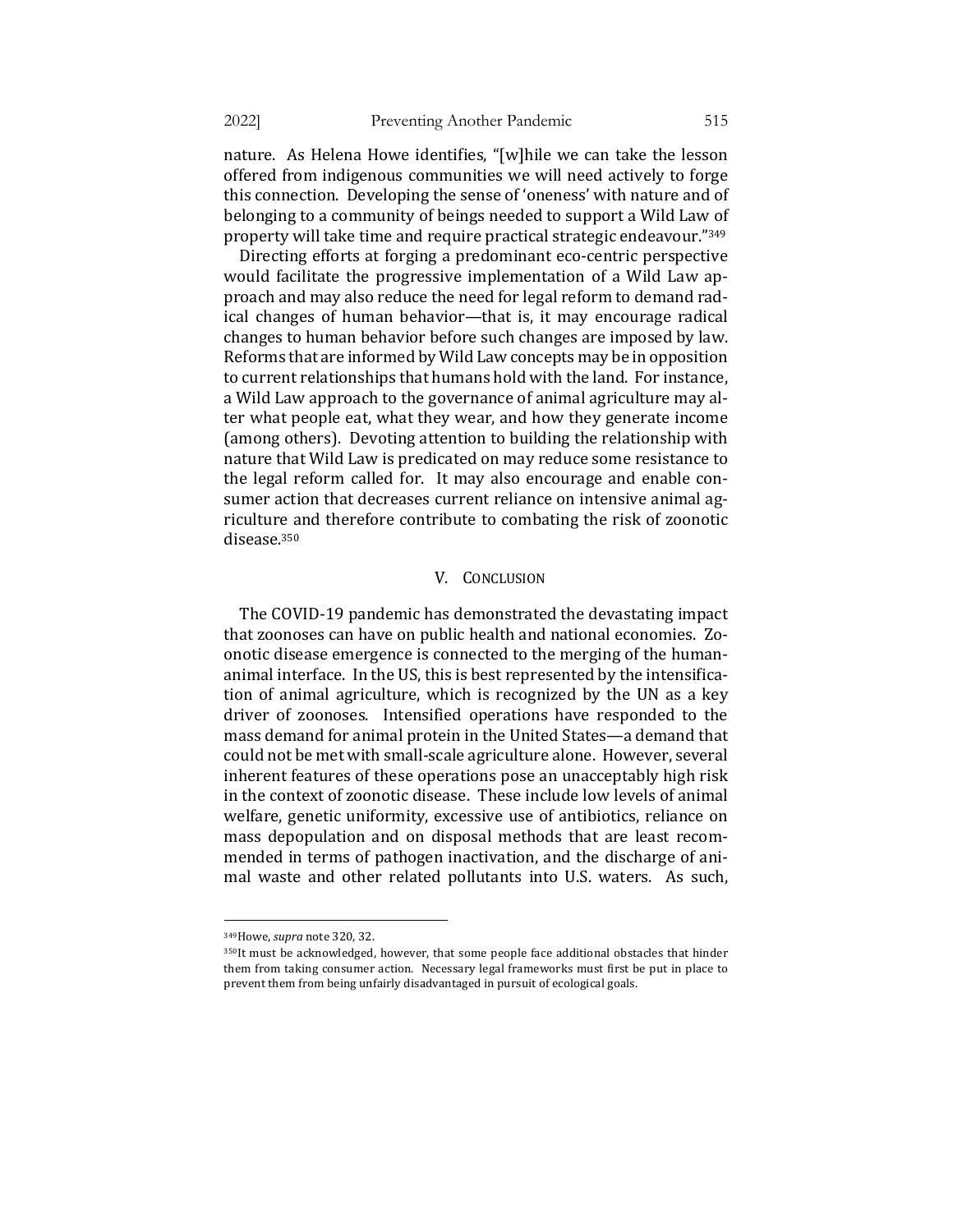nature. As Helena Howe identifies, "[w]hile we can take the lesson offered from indigenous communities we will need actively to forge this connection. Developing the sense of 'oneness' with nature and of belonging to a community of beings needed to support a Wild Law of property will take time and require practical strategic endeavour."[349]

Directing efforts at forging a predominant eco-centric perspective would facilitate the progressive implementation of a Wild Law approach and may also reduce the need for legal reform to demand radical changes of human behavior—that is, it may encourage radical changes to human behavior before such changes are imposed by law. Reforms that are informed by Wild Law concepts may be in opposition to current relationships that humans hold with the land. For instance, a Wild Law approach to the governance of animal agriculture may alter what people eat, what they wear, and how they generate income (among others). Devoting attention to building the relationship with nature that Wild Law is predicated on may reduce some resistance to the legal reform called for. It may also encourage and enable consumer action that decreases current reliance on intensive animal agriculture and therefore contribute to combating the risk of zoonotic disease.[350]

## V. CONCLUSION

The COVID-19 pandemic has demonstrated the devastating impact that zoonoses can have on public health and national economies. Zoonotic disease emergence is connected to the merging of the human-animal interface. In the US, this is best represented by the intensification of animal agriculture, which is recognized by the UN as a key driver of zoonoses. Intensified operations have responded to the mass demand for animal protein in the United States—a demand that could not be met with small-scale agriculture alone. However, several inherent features of these operations pose an unacceptably high risk in the context of zoonotic disease. These include low levels of animal welfare, genetic uniformity, excessive use of antibiotics, reliance on mass depopulation and on disposal methods that are least recommended in terms of pathogen inactivation, and the discharge of animal waste and other related pollutants into U.S. waters. As such,

---

[349] Howe, *supra* note 320, 32.

[350] It must be acknowledged, however, that some people face additional obstacles that hinder them from taking consumer action. Necessary legal frameworks must first be put in place to prevent them from being unfairly disadvantaged in pursuit of ecological goals.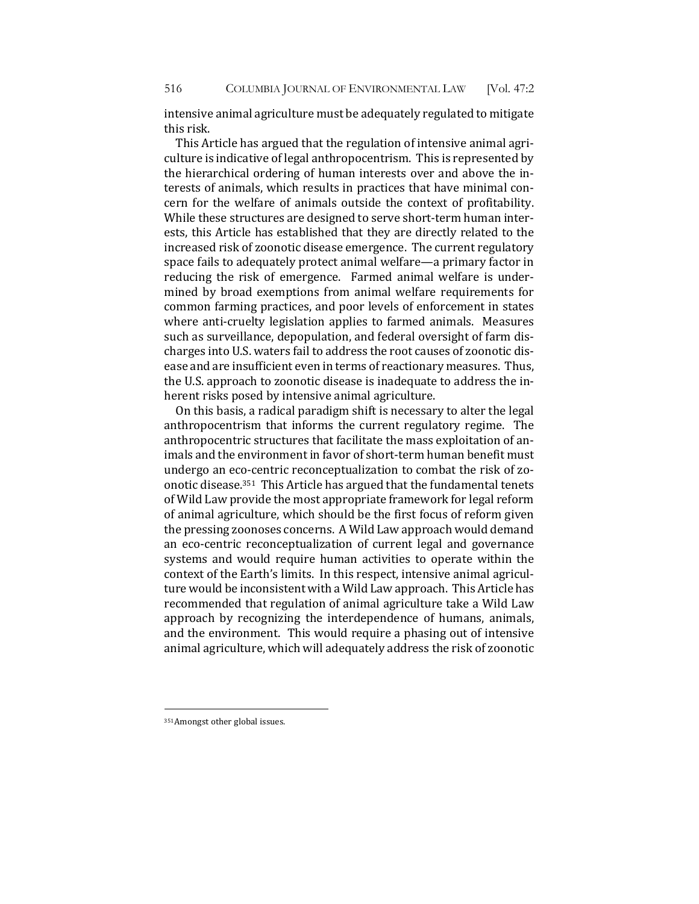intensive animal agriculture must be adequately regulated to mitigate this risk.

This Article has argued that the regulation of intensive animal agriculture is indicative of legal anthropocentrism. This is represented by the hierarchical ordering of human interests over and above the interests of animals, which results in practices that have minimal concern for the welfare of animals outside the context of profitability. While these structures are designed to serve short-term human interests, this Article has established that they are directly related to the increased risk of zoonotic disease emergence. The current regulatory space fails to adequately protect animal welfare—a primary factor in reducing the risk of emergence. Farmed animal welfare is undermined by broad exemptions from animal welfare requirements for common farming practices, and poor levels of enforcement in states where anti-cruelty legislation applies to farmed animals. Measures such as surveillance, depopulation, and federal oversight of farm discharges into U.S. waters fail to address the root causes of zoonotic disease and are insufficient even in terms of reactionary measures. Thus, the U.S. approach to zoonotic disease is inadequate to address the inherent risks posed by intensive animal agriculture.

On this basis, a radical paradigm shift is necessary to alter the legal anthropocentrism that informs the current regulatory regime. The anthropocentric structures that facilitate the mass exploitation of animals and the environment in favor of short-term human benefit must undergo an eco-centric reconceptualization to combat the risk of zoonotic disease.[351] This Article has argued that the fundamental tenets of Wild Law provide the most appropriate framework for legal reform of animal agriculture, which should be the first focus of reform given the pressing zoonoses concerns. A Wild Law approach would demand an eco-centric reconceptualization of current legal and governance systems and would require human activities to operate within the context of the Earth's limits. In this respect, intensive animal agriculture would be inconsistent with a Wild Law approach. This Article has recommended that regulation of animal agriculture take a Wild Law approach by recognizing the interdependence of humans, animals, and the environment. This would require a phasing out of intensive animal agriculture, which will adequately address the risk of zoonotic

[351] Amongst other global issues.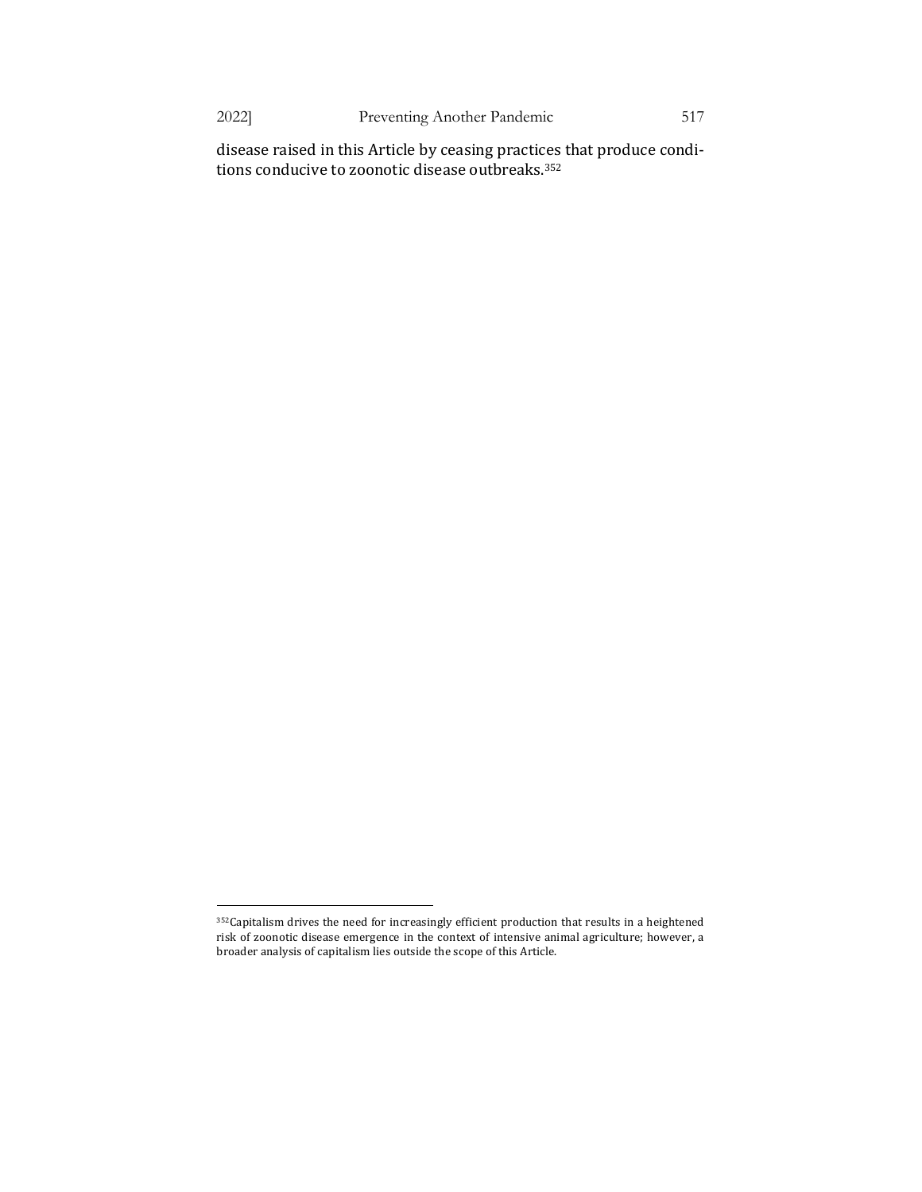disease raised in this Article by ceasing practices that produce conditions conducive to zoonotic disease outbreaks.[352]

---

[352] Capitalism drives the need for increasingly efficient production that results in a heightened risk of zoonotic disease emergence in the context of intensive animal agriculture; however, a broader analysis of capitalism lies outside the scope of this Article.